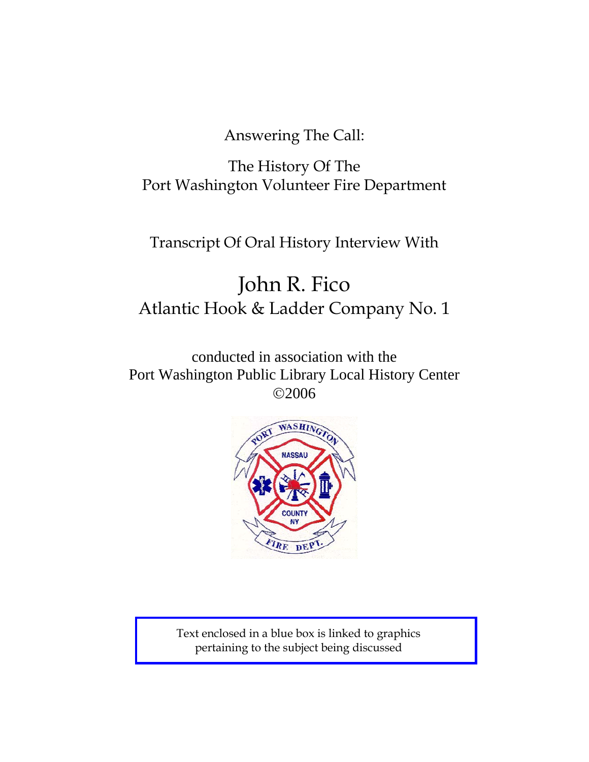Answering The Call:

The History Of The
Port Washington Volunteer Fire Department

Transcript Of Oral History Interview With

# John R. Fico

## Atlantic Hook & Ladder Company No. 1

conducted in association with the
Port Washington Public Library Local History Center
©2006

Text enclosed in a blue box is linked to graphics pertaining to the subject being discussed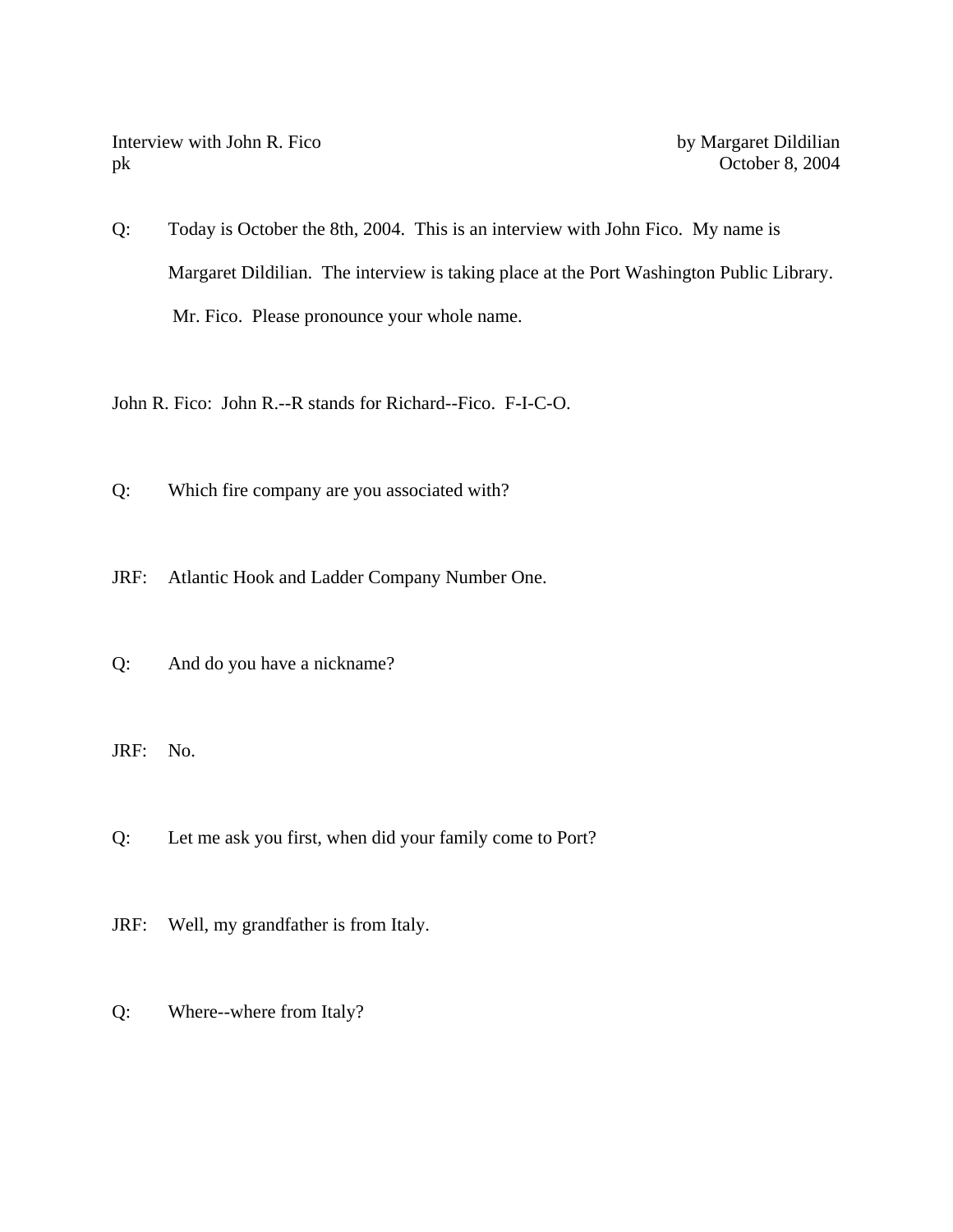Interview with John R. Fico by Margaret Dildilian
pk October 8, 2004

Q: Today is October the 8th, 2004. This is an interview with John Fico. My name is Margaret Dildilian. The interview is taking place at the Port Washington Public Library. Mr. Fico. Please pronounce your whole name.

John R. Fico: John R.--R stands for Richard--Fico. F-I-C-O.

Q: Which fire company are you associated with?

JRF: Atlantic Hook and Ladder Company Number One.

Q: And do you have a nickname?

JRF: No.

Q: Let me ask you first, when did your family come to Port?

JRF: Well, my grandfather is from Italy.

Q: Where--where from Italy?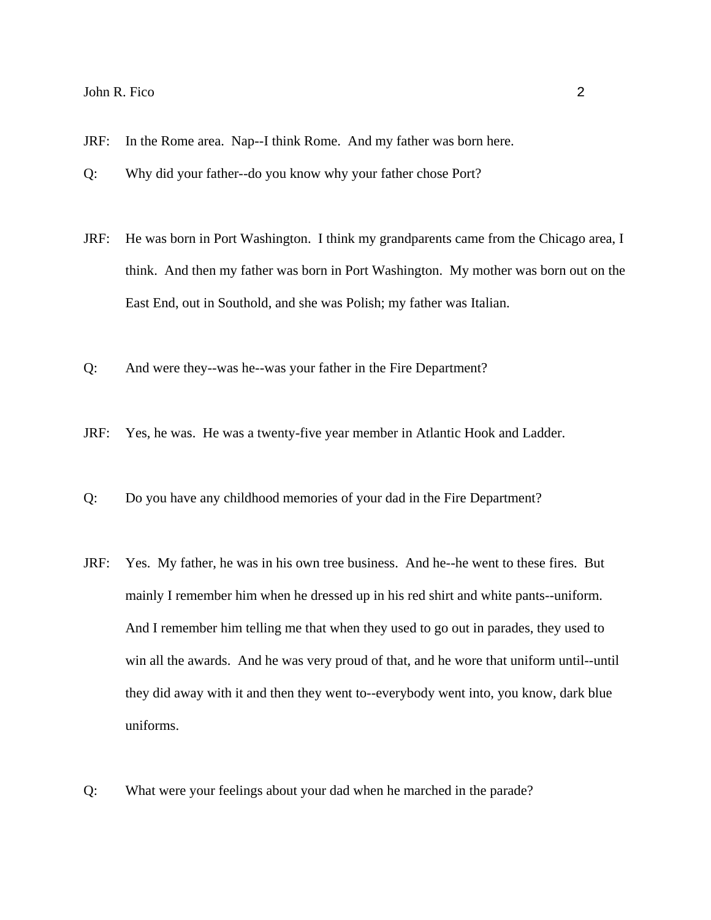JRF: In the Rome area. Nap--I think Rome. And my father was born here.

Q: Why did your father--do you know why your father chose Port?

JRF: He was born in Port Washington. I think my grandparents came from the Chicago area, I think. And then my father was born in Port Washington. My mother was born out on the East End, out in Southold, and she was Polish; my father was Italian.

Q: And were they--was he--was your father in the Fire Department?

JRF: Yes, he was. He was a twenty-five year member in Atlantic Hook and Ladder.

Q: Do you have any childhood memories of your dad in the Fire Department?

JRF: Yes. My father, he was in his own tree business. And he--he went to these fires. But mainly I remember him when he dressed up in his red shirt and white pants--uniform. And I remember him telling me that when they used to go out in parades, they used to win all the awards. And he was very proud of that, and he wore that uniform until--until they did away with it and then they went to--everybody went into, you know, dark blue uniforms.

Q: What were your feelings about your dad when he marched in the parade?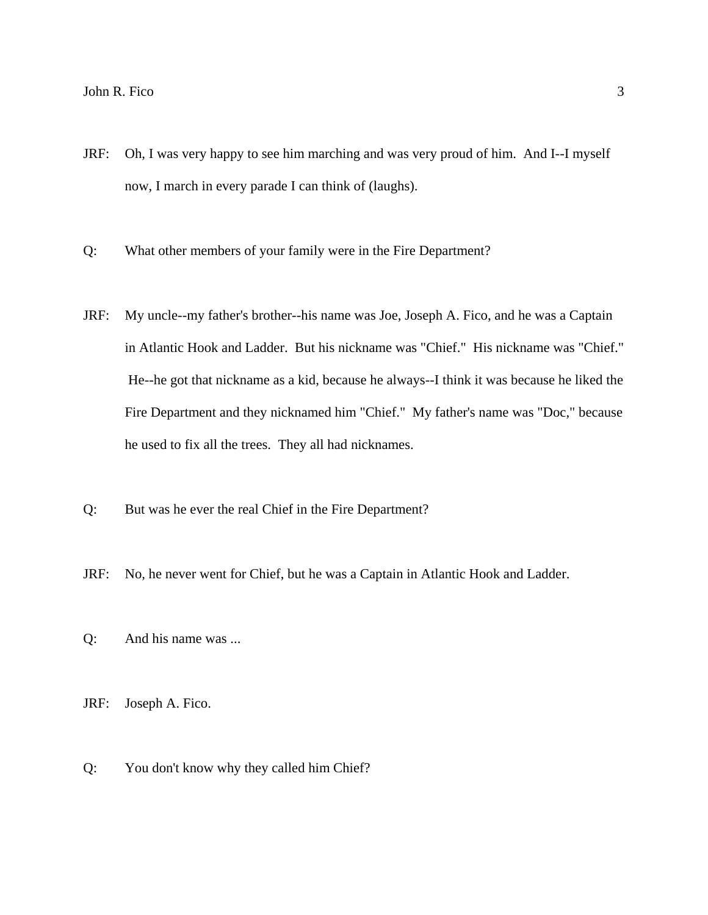JRF: Oh, I was very happy to see him marching and was very proud of him. And I--I myself now, I march in every parade I can think of (laughs).

Q: What other members of your family were in the Fire Department?

JRF: My uncle--my father's brother--his name was Joe, Joseph A. Fico, and he was a Captain in Atlantic Hook and Ladder. But his nickname was "Chief." His nickname was "Chief." He--he got that nickname as a kid, because he always--I think it was because he liked the Fire Department and they nicknamed him "Chief." My father's name was "Doc," because he used to fix all the trees. They all had nicknames.

Q: But was he ever the real Chief in the Fire Department?

JRF: No, he never went for Chief, but he was a Captain in Atlantic Hook and Ladder.

Q: And his name was ...

JRF: Joseph A. Fico.

Q: You don't know why they called him Chief?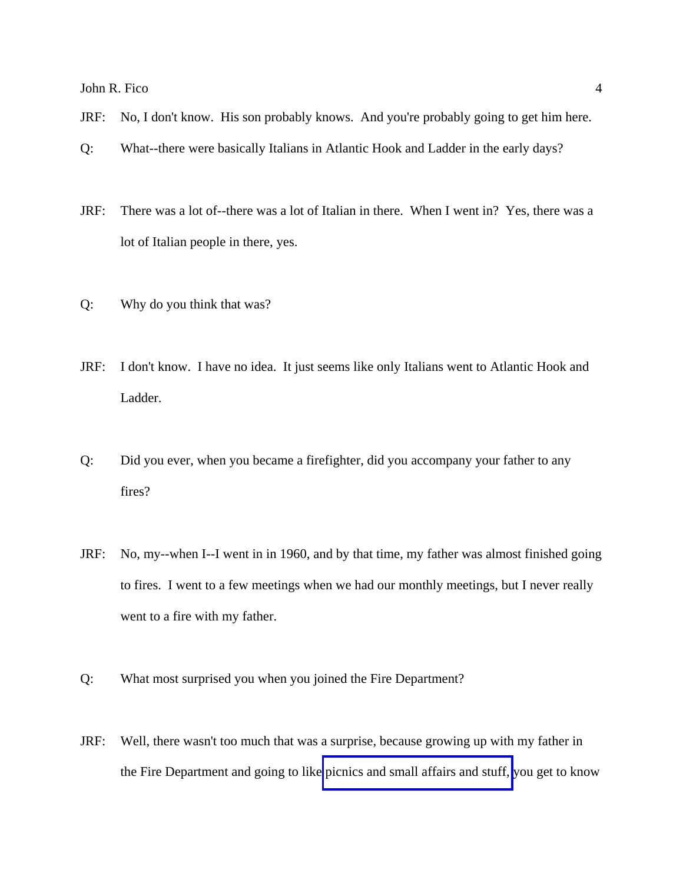JRF: No, I don't know. His son probably knows. And you're probably going to get him here.

Q: What--there were basically Italians in Atlantic Hook and Ladder in the early days?

JRF: There was a lot of--there was a lot of Italian in there. When I went in? Yes, there was a lot of Italian people in there, yes.

Q: Why do you think that was?

JRF: I don't know. I have no idea. It just seems like only Italians went to Atlantic Hook and Ladder.

Q: Did you ever, when you became a firefighter, did you accompany your father to any fires?

JRF: No, my--when I--I went in in 1960, and by that time, my father was almost finished going to fires. I went to a few meetings when we had our monthly meetings, but I never really went to a fire with my father.

Q: What most surprised you when you joined the Fire Department?

JRF: Well, there wasn't too much that was a surprise, because growing up with my father in the Fire Department and going to like picnics and small affairs and stuff, you get to know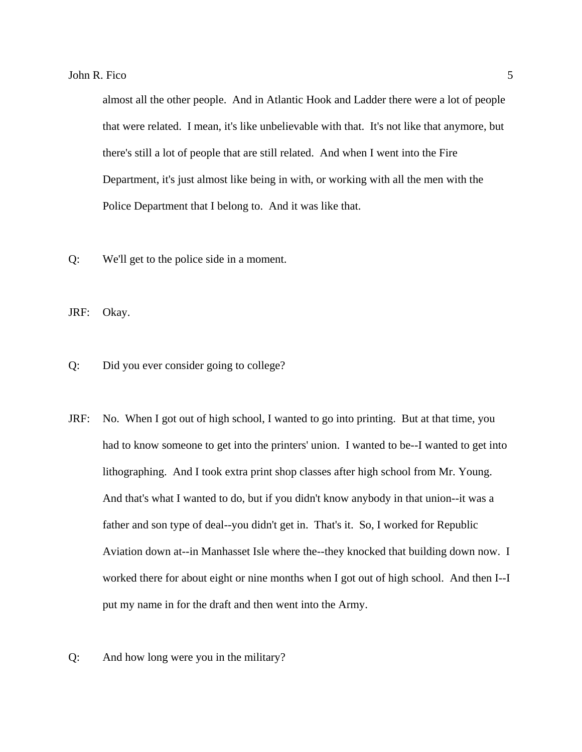almost all the other people. And in Atlantic Hook and Ladder there were a lot of people that were related. I mean, it's like unbelievable with that. It's not like that anymore, but there's still a lot of people that are still related. And when I went into the Fire Department, it's just almost like being in with, or working with all the men with the Police Department that I belong to. And it was like that.

Q: We'll get to the police side in a moment.

JRF: Okay.

Q: Did you ever consider going to college?

JRF: No. When I got out of high school, I wanted to go into printing. But at that time, you had to know someone to get into the printers' union. I wanted to be--I wanted to get into lithographing. And I took extra print shop classes after high school from Mr. Young. And that's what I wanted to do, but if you didn't know anybody in that union--it was a father and son type of deal--you didn't get in. That's it. So, I worked for Republic Aviation down at--in Manhasset Isle where the--they knocked that building down now. I worked there for about eight or nine months when I got out of high school. And then I--I put my name in for the draft and then went into the Army.

Q: And how long were you in the military?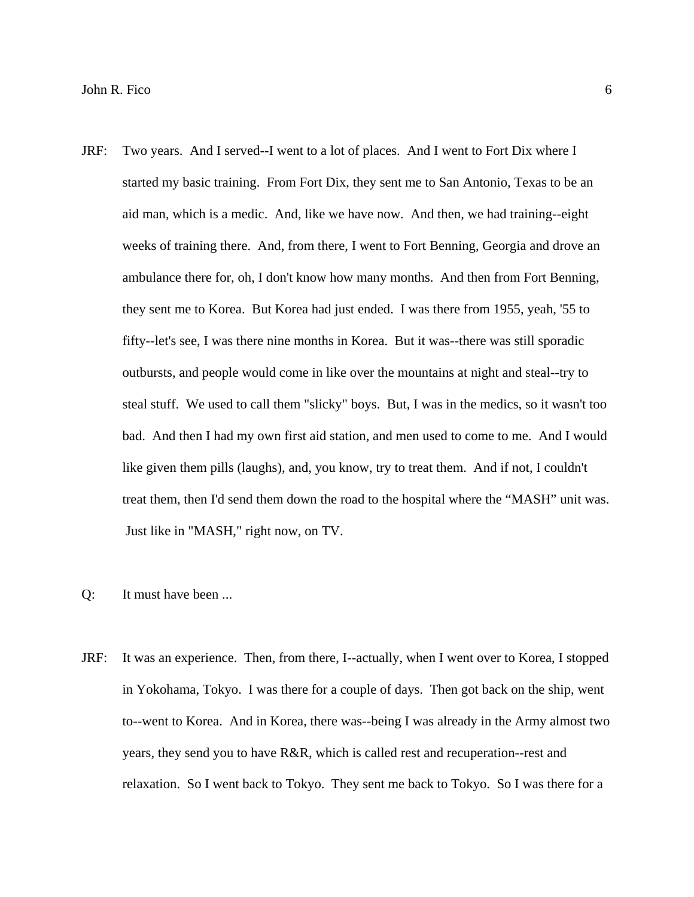JRF: Two years. And I served--I went to a lot of places. And I went to Fort Dix where I started my basic training. From Fort Dix, they sent me to San Antonio, Texas to be an aid man, which is a medic. And, like we have now. And then, we had training--eight weeks of training there. And, from there, I went to Fort Benning, Georgia and drove an ambulance there for, oh, I don't know how many months. And then from Fort Benning, they sent me to Korea. But Korea had just ended. I was there from 1955, yeah, '55 to fifty--let's see, I was there nine months in Korea. But it was--there was still sporadic outbursts, and people would come in like over the mountains at night and steal--try to steal stuff. We used to call them "slicky" boys. But, I was in the medics, so it wasn't too bad. And then I had my own first aid station, and men used to come to me. And I would like given them pills (laughs), and, you know, try to treat them. And if not, I couldn't treat them, then I'd send them down the road to the hospital where the "MASH" unit was. Just like in "MASH," right now, on TV.

Q: It must have been ...

JRF: It was an experience. Then, from there, I--actually, when I went over to Korea, I stopped in Yokohama, Tokyo. I was there for a couple of days. Then got back on the ship, went to--went to Korea. And in Korea, there was--being I was already in the Army almost two years, they send you to have R&R, which is called rest and recuperation--rest and relaxation. So I went back to Tokyo. They sent me back to Tokyo. So I was there for a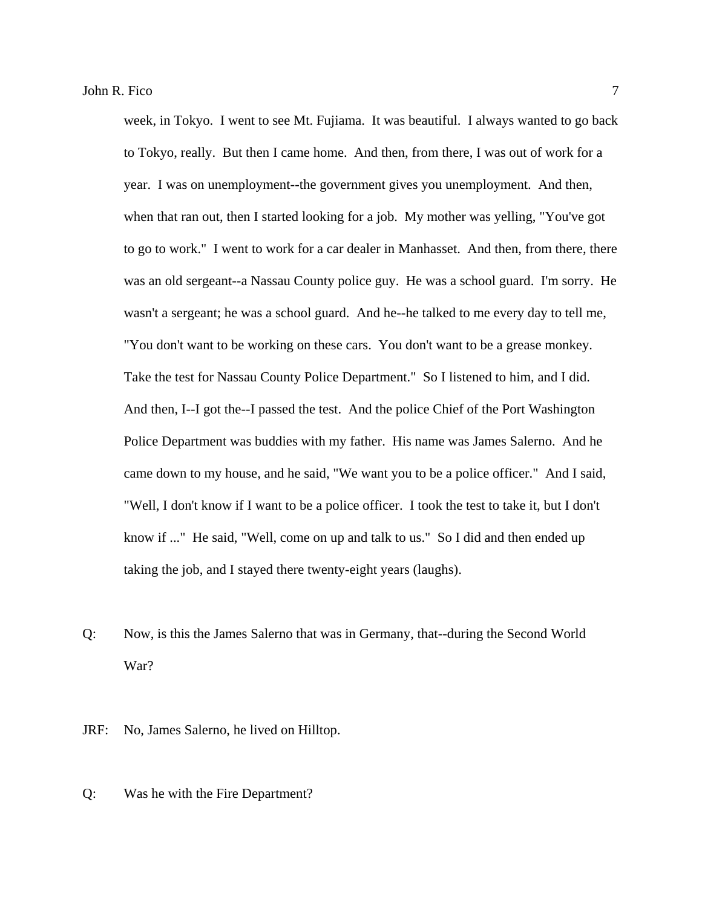week, in Tokyo. I went to see Mt. Fujiama. It was beautiful. I always wanted to go back to Tokyo, really. But then I came home. And then, from there, I was out of work for a year. I was on unemployment--the government gives you unemployment. And then, when that ran out, then I started looking for a job. My mother was yelling, "You've got to go to work." I went to work for a car dealer in Manhasset. And then, from there, there was an old sergeant--a Nassau County police guy. He was a school guard. I'm sorry. He wasn't a sergeant; he was a school guard. And he--he talked to me every day to tell me, "You don't want to be working on these cars. You don't want to be a grease monkey. Take the test for Nassau County Police Department." So I listened to him, and I did. And then, I--I got the--I passed the test. And the police Chief of the Port Washington Police Department was buddies with my father. His name was James Salerno. And he came down to my house, and he said, "We want you to be a police officer." And I said, "Well, I don't know if I want to be a police officer. I took the test to take it, but I don't know if ..." He said, "Well, come on up and talk to us." So I did and then ended up taking the job, and I stayed there twenty-eight years (laughs).

Q: Now, is this the James Salerno that was in Germany, that--during the Second World War?

JRF: No, James Salerno, he lived on Hilltop.

Q: Was he with the Fire Department?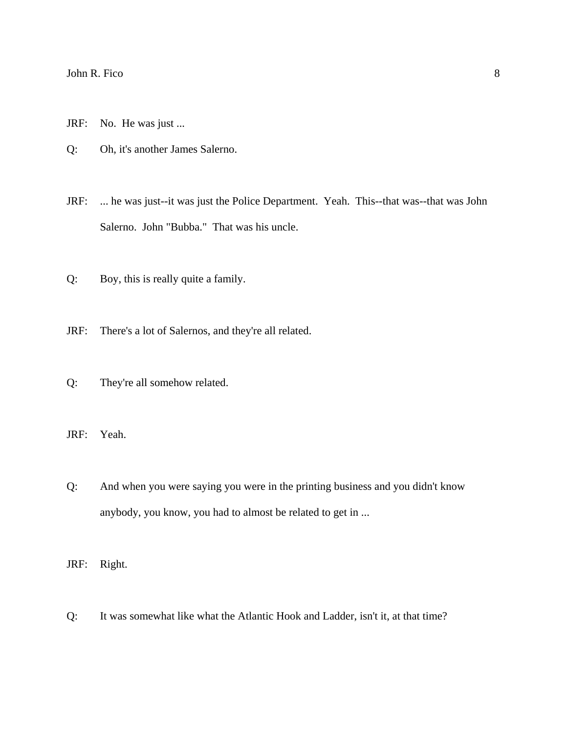JRF: No. He was just ...

Q: Oh, it's another James Salerno.

JRF: ... he was just--it was just the Police Department. Yeah. This--that was--that was John Salerno. John "Bubba." That was his uncle.

Q: Boy, this is really quite a family.

JRF: There's a lot of Salernos, and they're all related.

Q: They're all somehow related.

JRF: Yeah.

Q: And when you were saying you were in the printing business and you didn't know anybody, you know, you had to almost be related to get in ...

JRF: Right.

Q: It was somewhat like what the Atlantic Hook and Ladder, isn't it, at that time?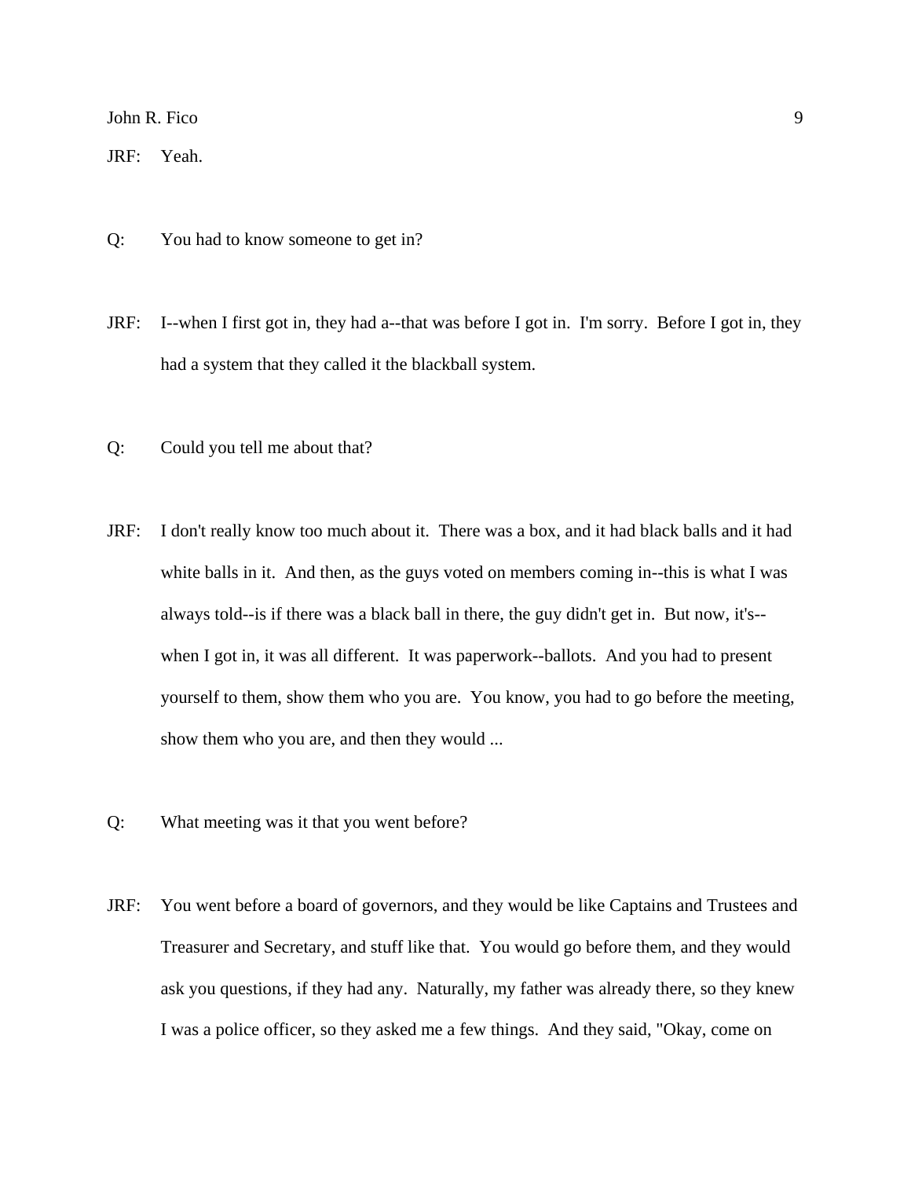JRF: Yeah.

Q: You had to know someone to get in?

JRF: I--when I first got in, they had a--that was before I got in. I'm sorry. Before I got in, they had a system that they called it the blackball system.

Q: Could you tell me about that?

JRF: I don't really know too much about it. There was a box, and it had black balls and it had white balls in it. And then, as the guys voted on members coming in--this is what I was always told--is if there was a black ball in there, the guy didn't get in. But now, it's--when I got in, it was all different. It was paperwork--ballots. And you had to present yourself to them, show them who you are. You know, you had to go before the meeting, show them who you are, and then they would ...

Q: What meeting was it that you went before?

JRF: You went before a board of governors, and they would be like Captains and Trustees and Treasurer and Secretary, and stuff like that. You would go before them, and they would ask you questions, if they had any. Naturally, my father was already there, so they knew I was a police officer, so they asked me a few things. And they said, "Okay, come on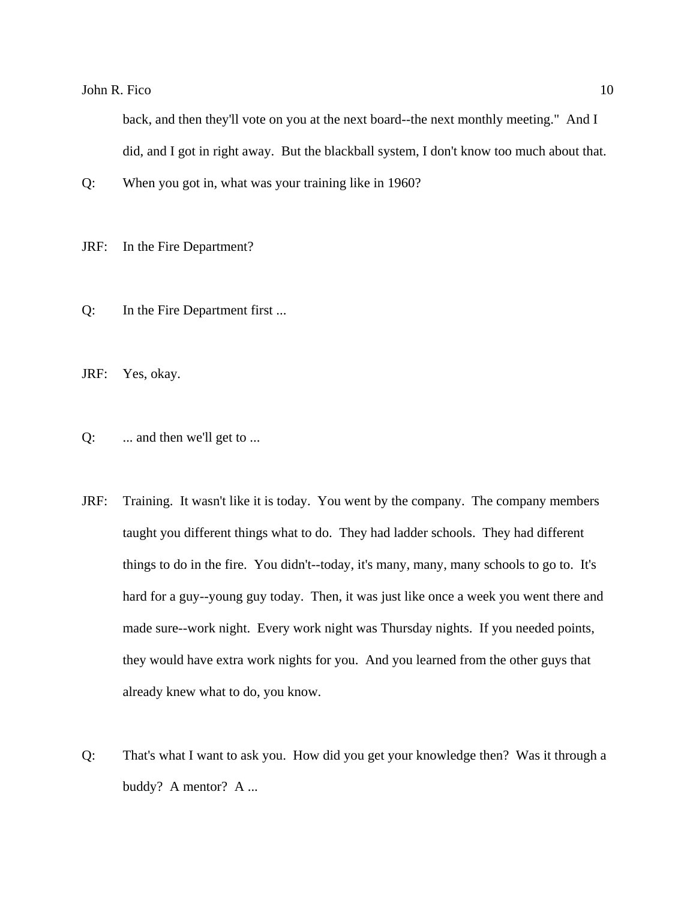back, and then they'll vote on you at the next board--the next monthly meeting." And I did, and I got in right away. But the blackball system, I don't know too much about that.

Q: When you got in, what was your training like in 1960?

JRF: In the Fire Department?

Q: In the Fire Department first ...

JRF: Yes, okay.

Q: ... and then we'll get to ...

JRF: Training. It wasn't like it is today. You went by the company. The company members taught you different things what to do. They had ladder schools. They had different things to do in the fire. You didn't--today, it's many, many, many schools to go to. It's hard for a guy--young guy today. Then, it was just like once a week you went there and made sure--work night. Every work night was Thursday nights. If you needed points, they would have extra work nights for you. And you learned from the other guys that already knew what to do, you know.

Q: That's what I want to ask you. How did you get your knowledge then? Was it through a buddy? A mentor? A ...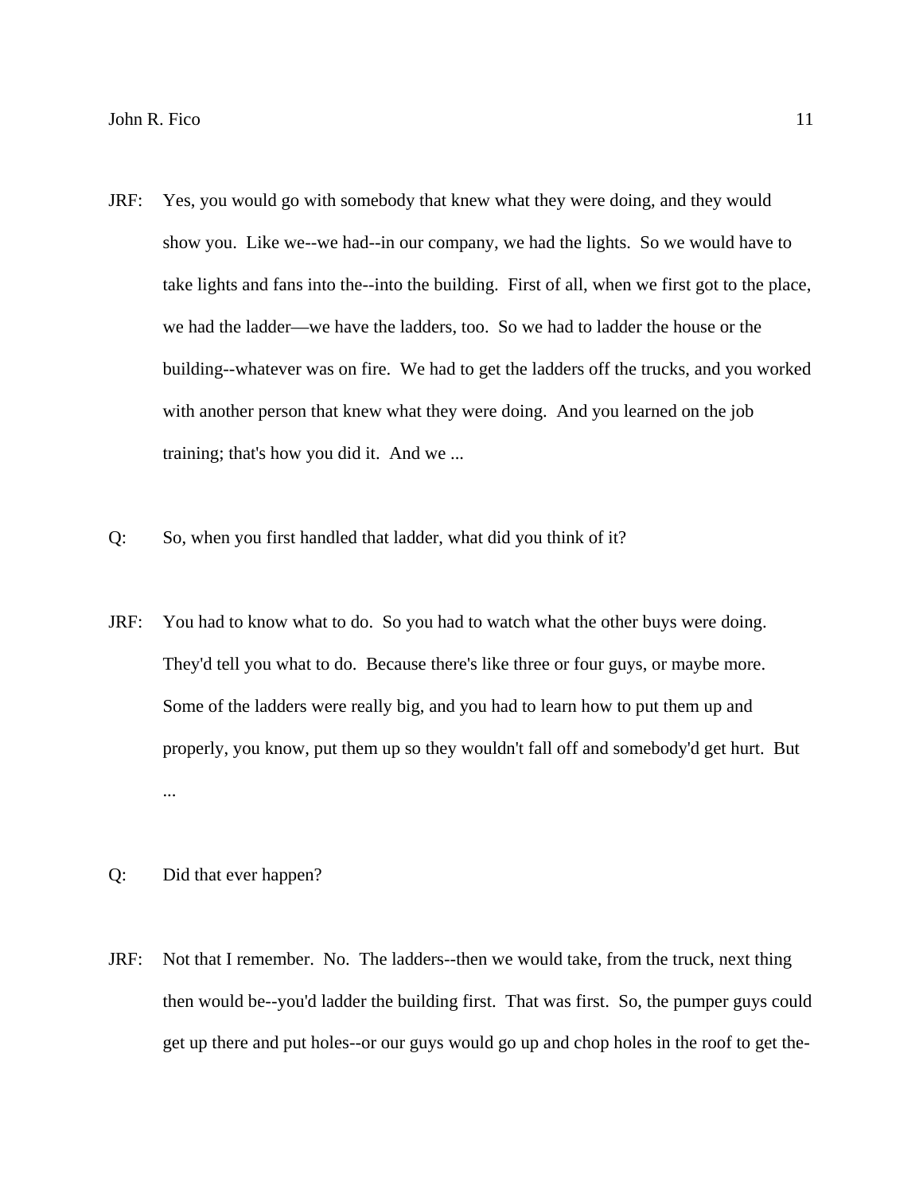JRF: Yes, you would go with somebody that knew what they were doing, and they would show you. Like we--we had--in our company, we had the lights. So we would have to take lights and fans into the--into the building. First of all, when we first got to the place, we had the ladder—we have the ladders, too. So we had to ladder the house or the building--whatever was on fire. We had to get the ladders off the trucks, and you worked with another person that knew what they were doing. And you learned on the job training; that's how you did it. And we ...

Q: So, when you first handled that ladder, what did you think of it?

JRF: You had to know what to do. So you had to watch what the other buys were doing. They'd tell you what to do. Because there's like three or four guys, or maybe more. Some of the ladders were really big, and you had to learn how to put them up and properly, you know, put them up so they wouldn't fall off and somebody'd get hurt. But ...

Q: Did that ever happen?

JRF: Not that I remember. No. The ladders--then we would take, from the truck, next thing then would be--you'd ladder the building first. That was first. So, the pumper guys could get up there and put holes--or our guys would go up and chop holes in the roof to get the-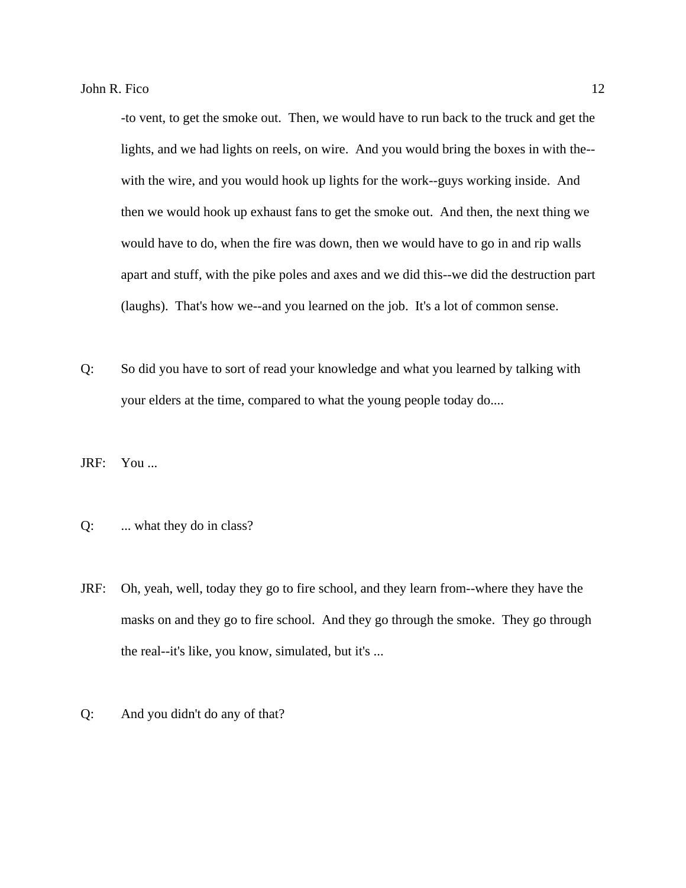-to vent, to get the smoke out.  Then, we would have to run back to the truck and get the lights, and we had lights on reels, on wire.  And you would bring the boxes in with the--with the wire, and you would hook up lights for the work--guys working inside.  And then we would hook up exhaust fans to get the smoke out.  And then, the next thing we would have to do, when the fire was down, then we would have to go in and rip walls apart and stuff, with the pike poles and axes and we did this--we did the destruction part (laughs).  That's how we--and you learned on the job.  It's a lot of common sense.

Q: So did you have to sort of read your knowledge and what you learned by talking with your elders at the time, compared to what the young people today do....

JRF: You ...

Q: ... what they do in class?

JRF: Oh, yeah, well, today they go to fire school, and they learn from--where they have the masks on and they go to fire school.  And they go through the smoke.  They go through the real--it's like, you know, simulated, but it's ...

Q: And you didn't do any of that?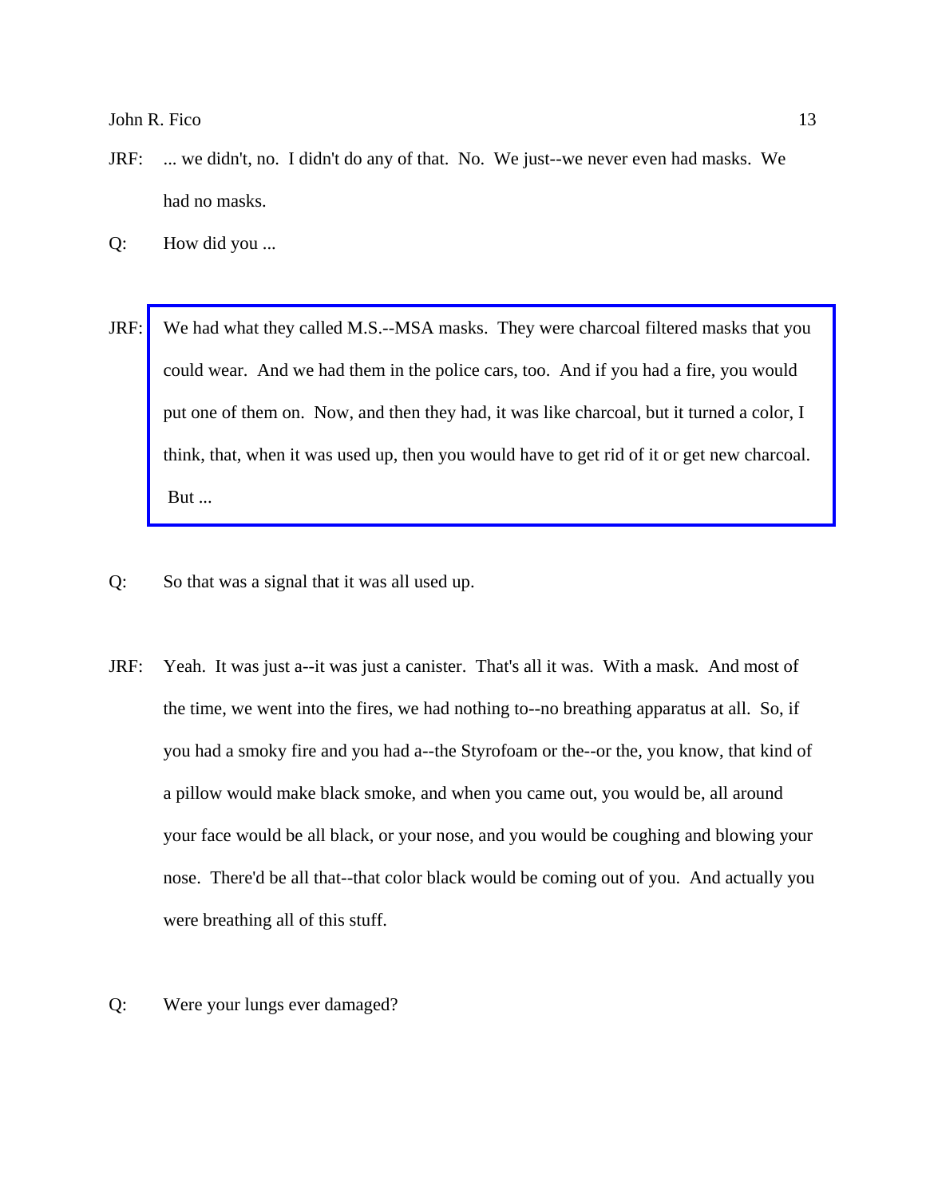JRF: ... we didn't, no. I didn't do any of that. No. We just--we never even had masks. We had no masks.

Q: How did you ...

JRF: We had what they called M.S.--MSA masks. They were charcoal filtered masks that you could wear. And we had them in the police cars, too. And if you had a fire, you would put one of them on. Now, and then they had, it was like charcoal, but it turned a color, I think, that, when it was used up, then you would have to get rid of it or get new charcoal. But ...

Q: So that was a signal that it was all used up.

JRF: Yeah. It was just a--it was just a canister. That's all it was. With a mask. And most of the time, we went into the fires, we had nothing to--no breathing apparatus at all. So, if you had a smoky fire and you had a--the Styrofoam or the--or the, you know, that kind of a pillow would make black smoke, and when you came out, you would be, all around your face would be all black, or your nose, and you would be coughing and blowing your nose. There'd be all that--that color black would be coming out of you. And actually you were breathing all of this stuff.

Q: Were your lungs ever damaged?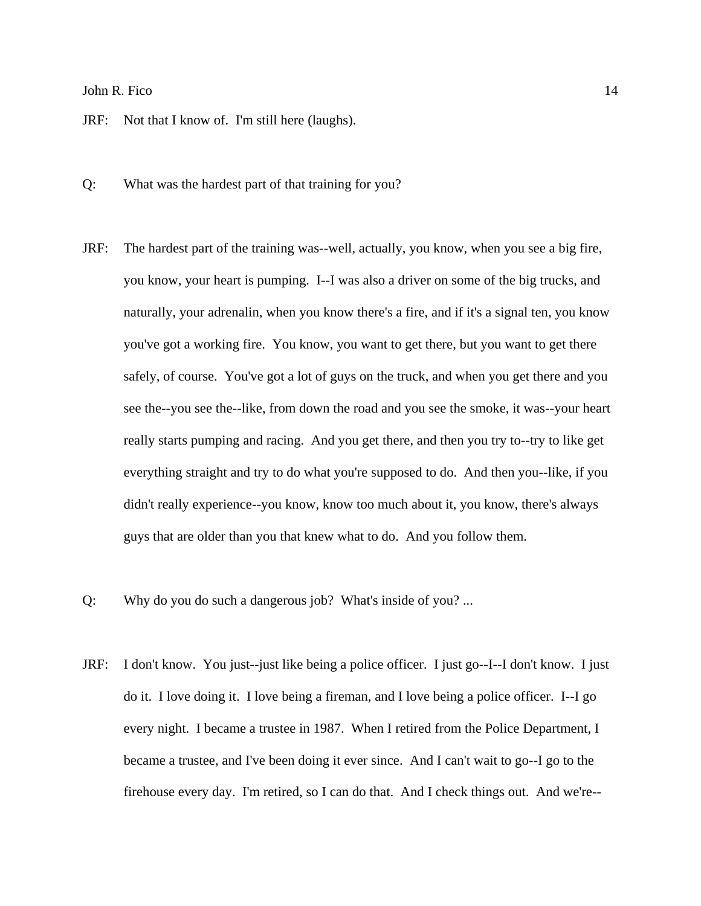JRF: Not that I know of. I'm still here (laughs).

Q: What was the hardest part of that training for you?

JRF: The hardest part of the training was--well, actually, you know, when you see a big fire, you know, your heart is pumping. I--I was also a driver on some of the big trucks, and naturally, your adrenalin, when you know there's a fire, and if it's a signal ten, you know you've got a working fire. You know, you want to get there, but you want to get there safely, of course. You've got a lot of guys on the truck, and when you get there and you see the--you see the--like, from down the road and you see the smoke, it was--your heart really starts pumping and racing. And you get there, and then you try to--try to like get everything straight and try to do what you're supposed to do. And then you--like, if you didn't really experience--you know, know too much about it, you know, there's always guys that are older than you that knew what to do. And you follow them.

Q: Why do you do such a dangerous job? What's inside of you? ...

JRF: I don't know. You just--just like being a police officer. I just go--I--I don't know. I just do it. I love doing it. I love being a fireman, and I love being a police officer. I--I go every night. I became a trustee in 1987. When I retired from the Police Department, I became a trustee, and I've been doing it ever since. And I can't wait to go--I go to the firehouse every day. I'm retired, so I can do that. And I check things out. And we're--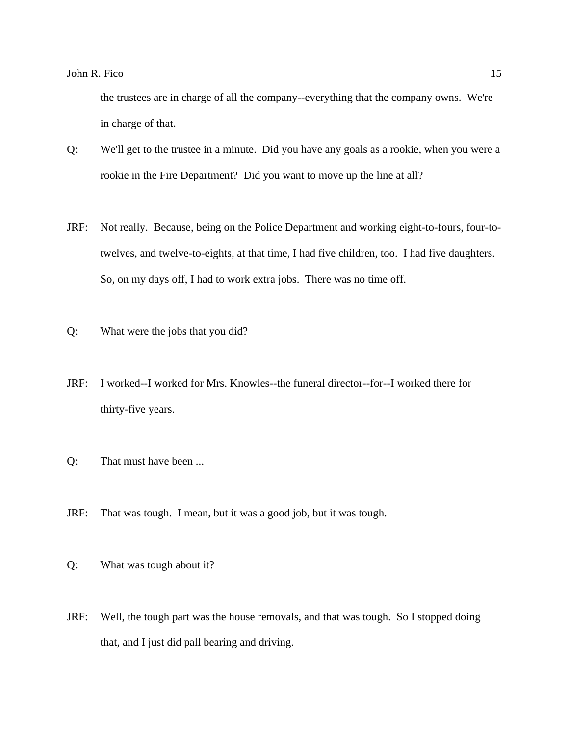the trustees are in charge of all the company--everything that the company owns. We're in charge of that.

Q: We'll get to the trustee in a minute. Did you have any goals as a rookie, when you were a rookie in the Fire Department? Did you want to move up the line at all?

JRF: Not really. Because, being on the Police Department and working eight-to-fours, four-to-twelves, and twelve-to-eights, at that time, I had five children, too. I had five daughters. So, on my days off, I had to work extra jobs. There was no time off.

Q: What were the jobs that you did?

JRF: I worked--I worked for Mrs. Knowles--the funeral director--for--I worked there for thirty-five years.

Q: That must have been ...

JRF: That was tough. I mean, but it was a good job, but it was tough.

Q: What was tough about it?

JRF: Well, the tough part was the house removals, and that was tough. So I stopped doing that, and I just did pall bearing and driving.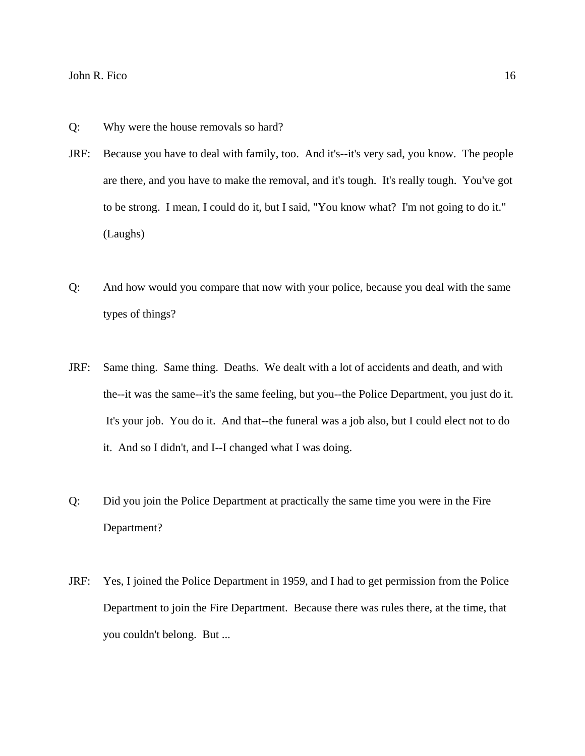Q: Why were the house removals so hard?

JRF: Because you have to deal with family, too. And it's--it's very sad, you know. The people are there, and you have to make the removal, and it's tough. It's really tough. You've got to be strong. I mean, I could do it, but I said, "You know what? I'm not going to do it." (Laughs)

Q: And how would you compare that now with your police, because you deal with the same types of things?

JRF: Same thing. Same thing. Deaths. We dealt with a lot of accidents and death, and with the--it was the same--it's the same feeling, but you--the Police Department, you just do it. It's your job. You do it. And that--the funeral was a job also, but I could elect not to do it. And so I didn't, and I--I changed what I was doing.

Q: Did you join the Police Department at practically the same time you were in the Fire Department?

JRF: Yes, I joined the Police Department in 1959, and I had to get permission from the Police Department to join the Fire Department. Because there was rules there, at the time, that you couldn't belong. But ...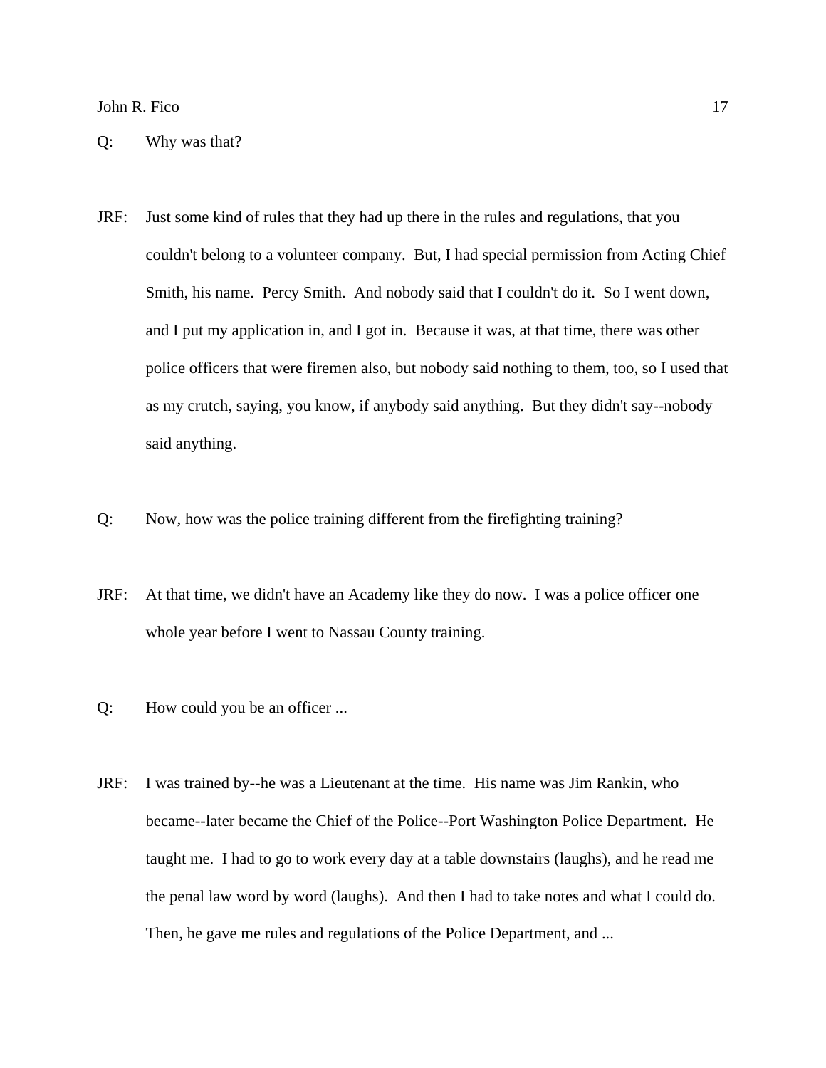Q: Why was that?

JRF: Just some kind of rules that they had up there in the rules and regulations, that you couldn't belong to a volunteer company. But, I had special permission from Acting Chief Smith, his name. Percy Smith. And nobody said that I couldn't do it. So I went down, and I put my application in, and I got in. Because it was, at that time, there was other police officers that were firemen also, but nobody said nothing to them, too, so I used that as my crutch, saying, you know, if anybody said anything. But they didn't say--nobody said anything.

Q: Now, how was the police training different from the firefighting training?

JRF: At that time, we didn't have an Academy like they do now. I was a police officer one whole year before I went to Nassau County training.

Q: How could you be an officer ...

JRF: I was trained by--he was a Lieutenant at the time. His name was Jim Rankin, who became--later became the Chief of the Police--Port Washington Police Department. He taught me. I had to go to work every day at a table downstairs (laughs), and he read me the penal law word by word (laughs). And then I had to take notes and what I could do. Then, he gave me rules and regulations of the Police Department, and ...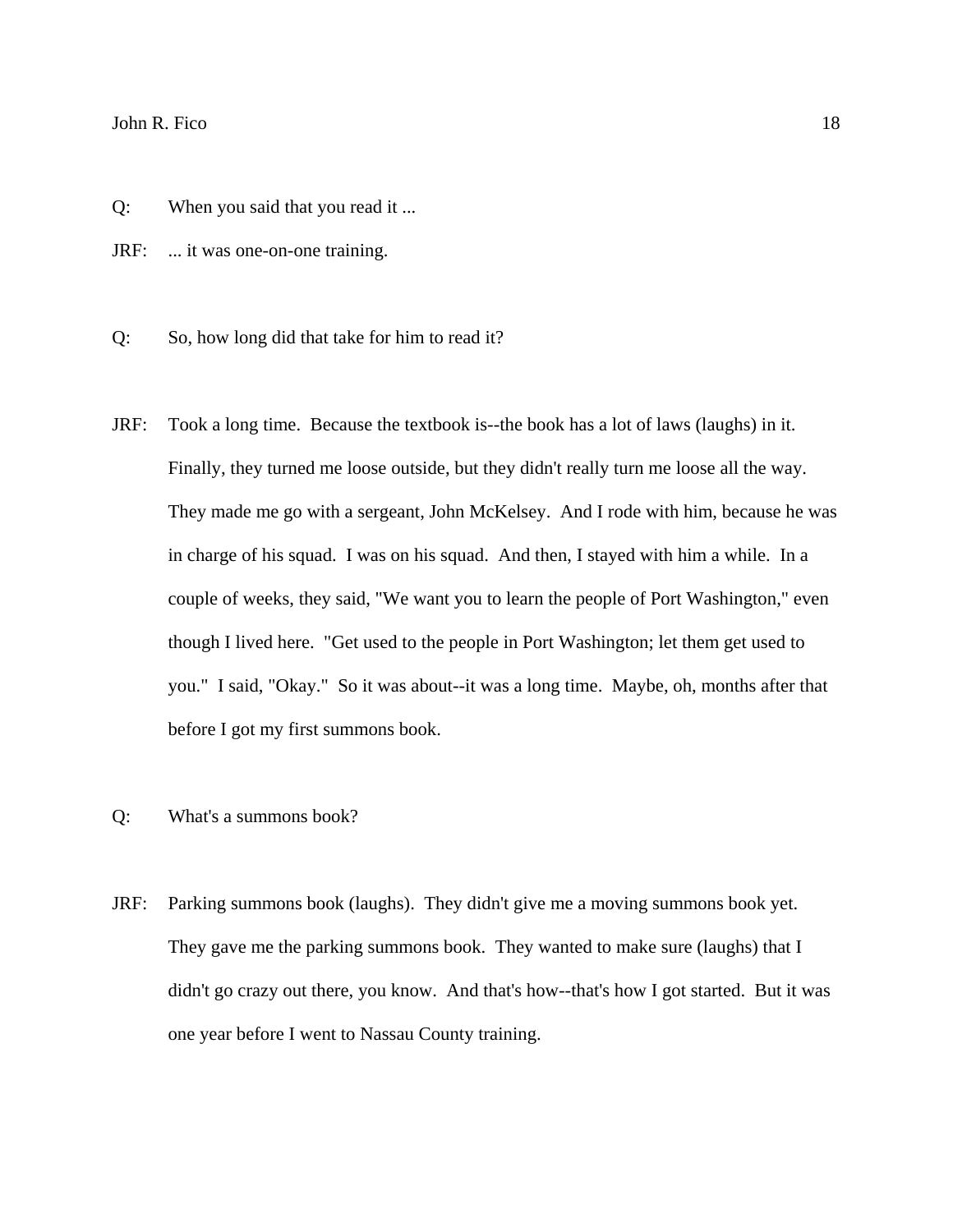Q: When you said that you read it ...

JRF: ... it was one-on-one training.

Q: So, how long did that take for him to read it?

JRF: Took a long time. Because the textbook is--the book has a lot of laws (laughs) in it. Finally, they turned me loose outside, but they didn't really turn me loose all the way. They made me go with a sergeant, John McKelsey. And I rode with him, because he was in charge of his squad. I was on his squad. And then, I stayed with him a while. In a couple of weeks, they said, "We want you to learn the people of Port Washington," even though I lived here. "Get used to the people in Port Washington; let them get used to you." I said, "Okay." So it was about--it was a long time. Maybe, oh, months after that before I got my first summons book.

Q: What's a summons book?

JRF: Parking summons book (laughs). They didn't give me a moving summons book yet. They gave me the parking summons book. They wanted to make sure (laughs) that I didn't go crazy out there, you know. And that's how--that's how I got started. But it was one year before I went to Nassau County training.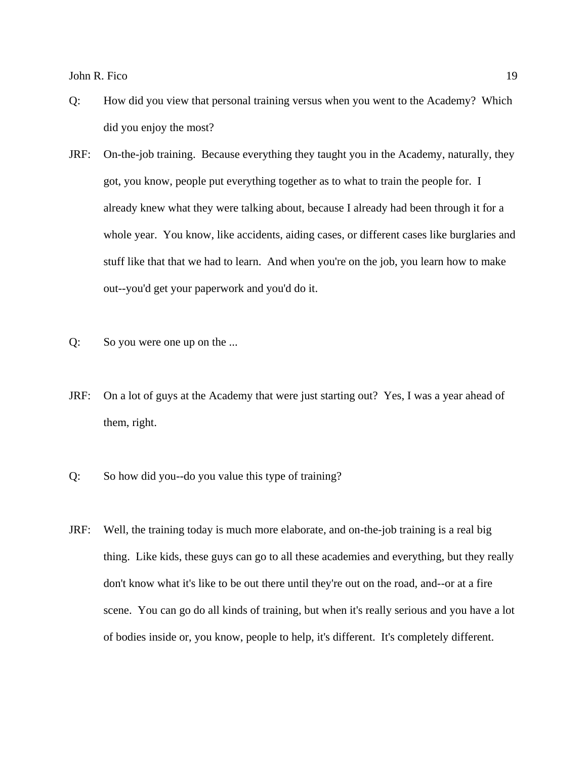Q: How did you view that personal training versus when you went to the Academy? Which did you enjoy the most?

JRF: On-the-job training. Because everything they taught you in the Academy, naturally, they got, you know, people put everything together as to what to train the people for. I already knew what they were talking about, because I already had been through it for a whole year. You know, like accidents, aiding cases, or different cases like burglaries and stuff like that that we had to learn. And when you're on the job, you learn how to make out--you'd get your paperwork and you'd do it.

Q: So you were one up on the ...

JRF: On a lot of guys at the Academy that were just starting out? Yes, I was a year ahead of them, right.

Q: So how did you--do you value this type of training?

JRF: Well, the training today is much more elaborate, and on-the-job training is a real big thing. Like kids, these guys can go to all these academies and everything, but they really don't know what it's like to be out there until they're out on the road, and--or at a fire scene. You can go do all kinds of training, but when it's really serious and you have a lot of bodies inside or, you know, people to help, it's different. It's completely different.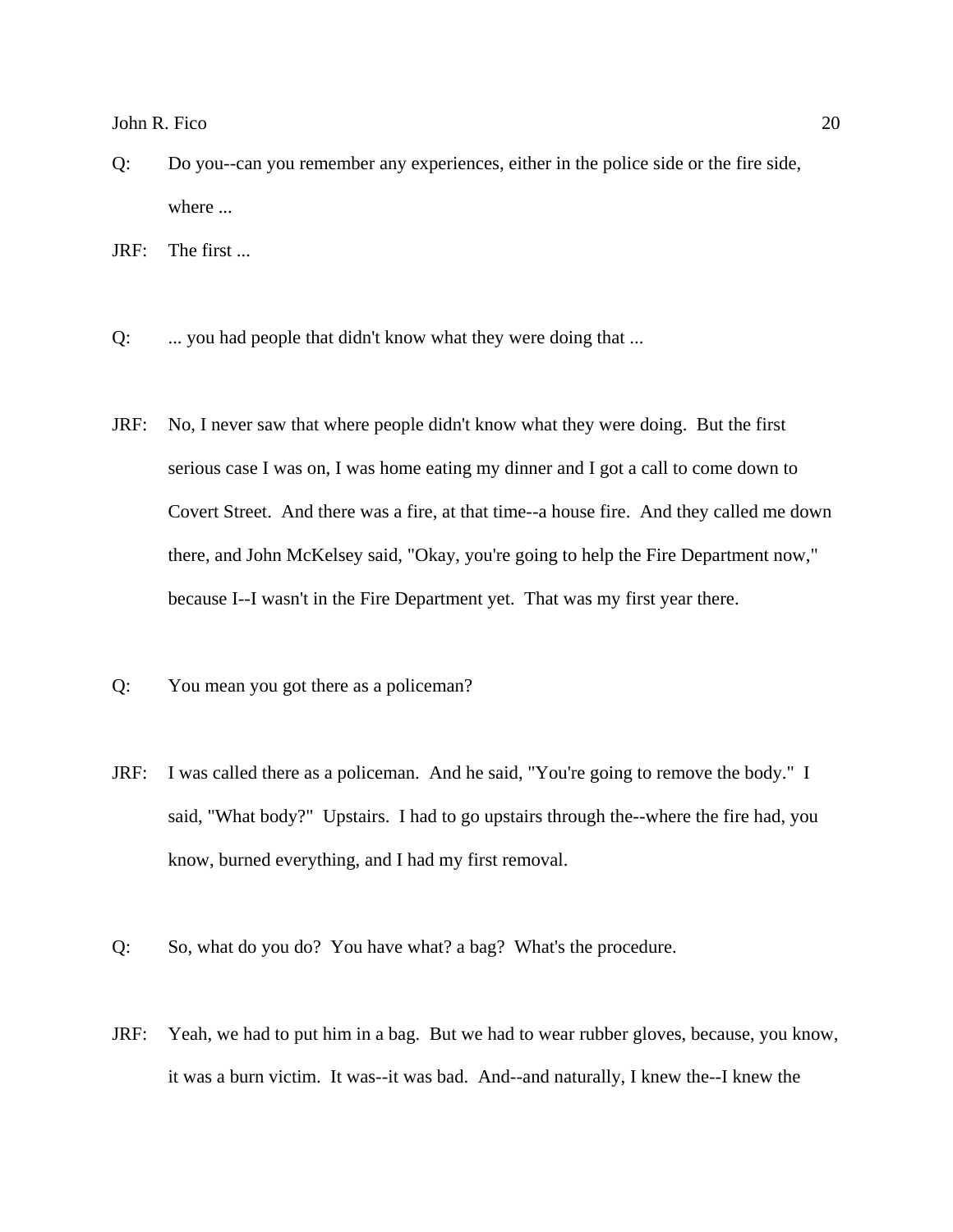Q: Do you--can you remember any experiences, either in the police side or the fire side, where ...

JRF: The first ...

Q: ... you had people that didn't know what they were doing that ...

JRF: No, I never saw that where people didn't know what they were doing. But the first serious case I was on, I was home eating my dinner and I got a call to come down to Covert Street. And there was a fire, at that time--a house fire. And they called me down there, and John McKelsey said, "Okay, you're going to help the Fire Department now," because I--I wasn't in the Fire Department yet. That was my first year there.

Q: You mean you got there as a policeman?

JRF: I was called there as a policeman. And he said, "You're going to remove the body." I said, "What body?" Upstairs. I had to go upstairs through the--where the fire had, you know, burned everything, and I had my first removal.

Q: So, what do you do? You have what? a bag? What's the procedure.

JRF: Yeah, we had to put him in a bag. But we had to wear rubber gloves, because, you know, it was a burn victim. It was--it was bad. And--and naturally, I knew the--I knew the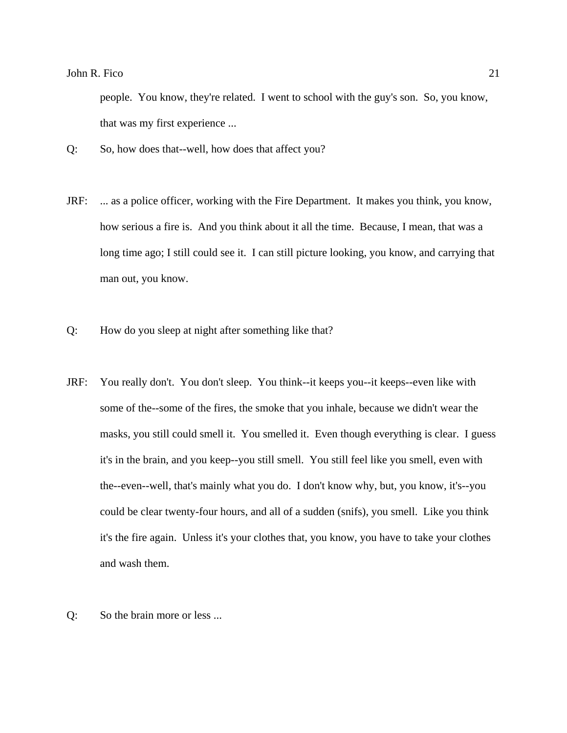people. You know, they're related. I went to school with the guy's son. So, you know, that was my first experience ...

Q: So, how does that--well, how does that affect you?

JRF: ... as a police officer, working with the Fire Department. It makes you think, you know, how serious a fire is. And you think about it all the time. Because, I mean, that was a long time ago; I still could see it. I can still picture looking, you know, and carrying that man out, you know.

Q: How do you sleep at night after something like that?

JRF: You really don't. You don't sleep. You think--it keeps you--it keeps--even like with some of the--some of the fires, the smoke that you inhale, because we didn't wear the masks, you still could smell it. You smelled it. Even though everything is clear. I guess it's in the brain, and you keep--you still smell. You still feel like you smell, even with the--even--well, that's mainly what you do. I don't know why, but, you know, it's--you could be clear twenty-four hours, and all of a sudden (snifs), you smell. Like you think it's the fire again. Unless it's your clothes that, you know, you have to take your clothes and wash them.

Q: So the brain more or less ...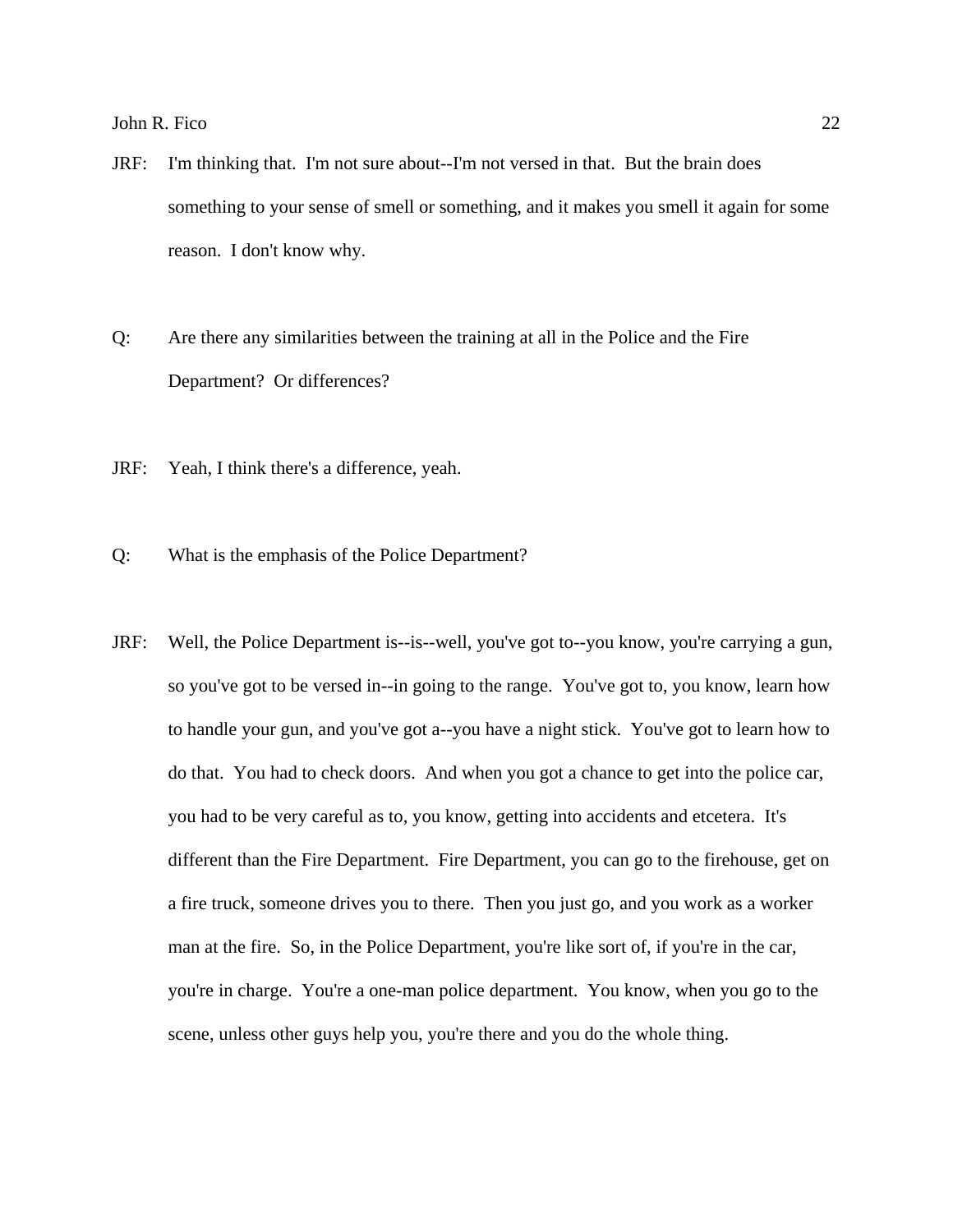JRF: I'm thinking that. I'm not sure about--I'm not versed in that. But the brain does something to your sense of smell or something, and it makes you smell it again for some reason. I don't know why.

Q: Are there any similarities between the training at all in the Police and the Fire Department? Or differences?

JRF: Yeah, I think there's a difference, yeah.

Q: What is the emphasis of the Police Department?

JRF: Well, the Police Department is--is--well, you've got to--you know, you're carrying a gun, so you've got to be versed in--in going to the range. You've got to, you know, learn how to handle your gun, and you've got a--you have a night stick. You've got to learn how to do that. You had to check doors. And when you got a chance to get into the police car, you had to be very careful as to, you know, getting into accidents and etcetera. It's different than the Fire Department. Fire Department, you can go to the firehouse, get on a fire truck, someone drives you to there. Then you just go, and you work as a worker man at the fire. So, in the Police Department, you're like sort of, if you're in the car, you're in charge. You're a one-man police department. You know, when you go to the scene, unless other guys help you, you're there and you do the whole thing.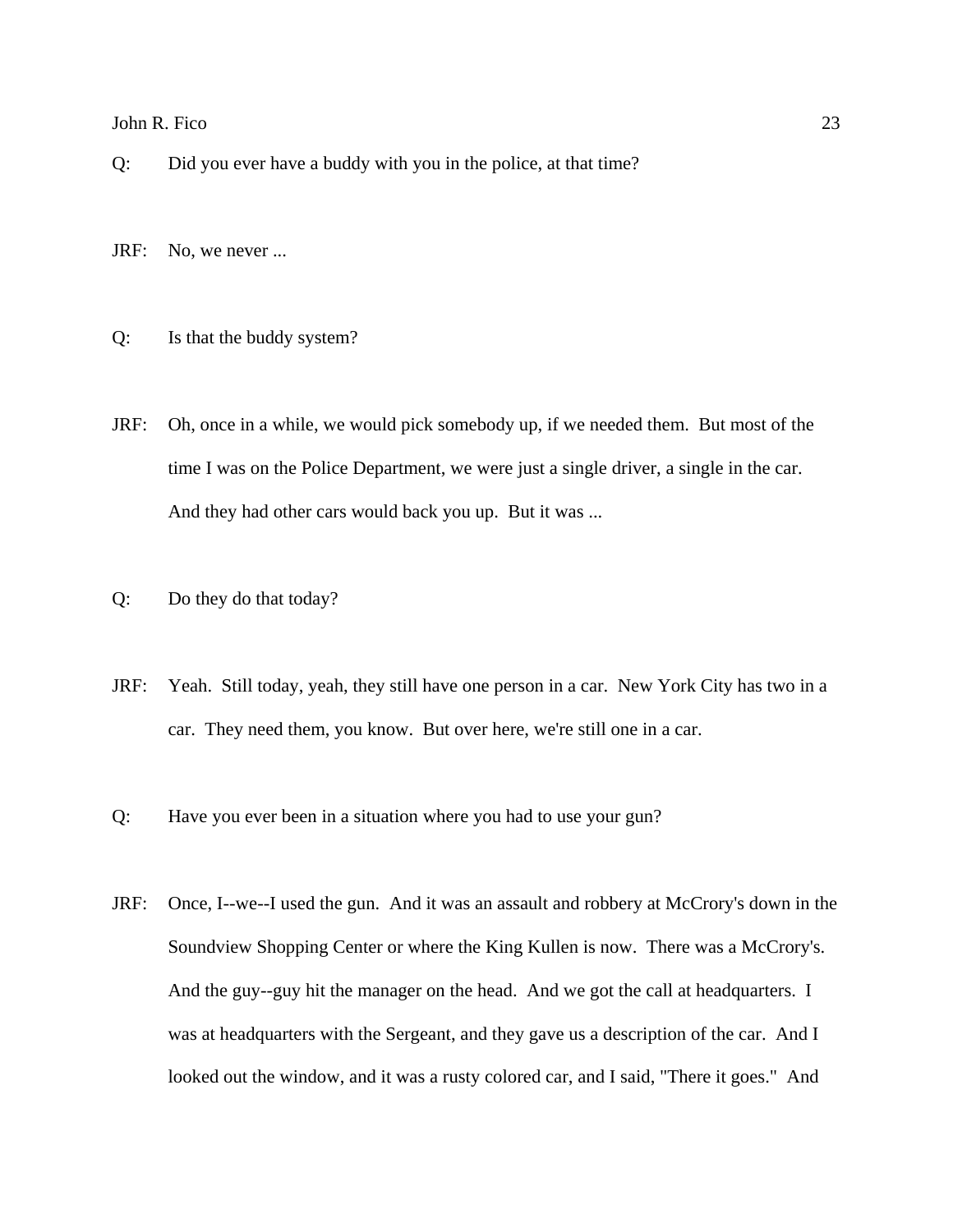Q: Did you ever have a buddy with you in the police, at that time?

JRF: No, we never ...

Q: Is that the buddy system?

JRF: Oh, once in a while, we would pick somebody up, if we needed them. But most of the time I was on the Police Department, we were just a single driver, a single in the car. And they had other cars would back you up. But it was ...

Q: Do they do that today?

JRF: Yeah. Still today, yeah, they still have one person in a car. New York City has two in a car. They need them, you know. But over here, we're still one in a car.

Q: Have you ever been in a situation where you had to use your gun?

JRF: Once, I--we--I used the gun. And it was an assault and robbery at McCrory's down in the Soundview Shopping Center or where the King Kullen is now. There was a McCrory's. And the guy--guy hit the manager on the head. And we got the call at headquarters. I was at headquarters with the Sergeant, and they gave us a description of the car. And I looked out the window, and it was a rusty colored car, and I said, "There it goes." And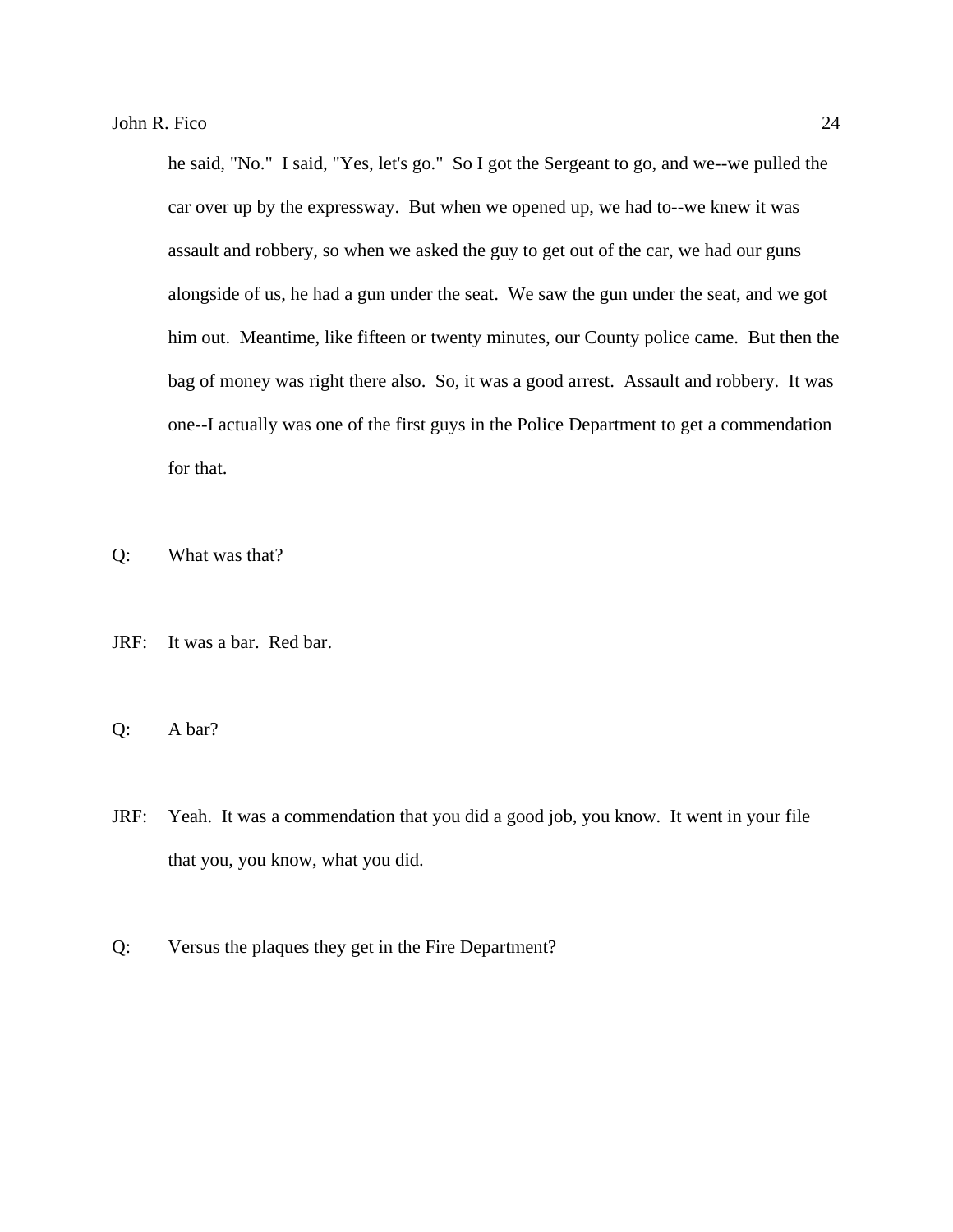he said, "No." I said, "Yes, let's go." So I got the Sergeant to go, and we--we pulled the car over up by the expressway. But when we opened up, we had to--we knew it was assault and robbery, so when we asked the guy to get out of the car, we had our guns alongside of us, he had a gun under the seat. We saw the gun under the seat, and we got him out. Meantime, like fifteen or twenty minutes, our County police came. But then the bag of money was right there also. So, it was a good arrest. Assault and robbery. It was one--I actually was one of the first guys in the Police Department to get a commendation for that.

Q: What was that?

JRF: It was a bar. Red bar.

Q: A bar?

JRF: Yeah. It was a commendation that you did a good job, you know. It went in your file that you, you know, what you did.

Q: Versus the plaques they get in the Fire Department?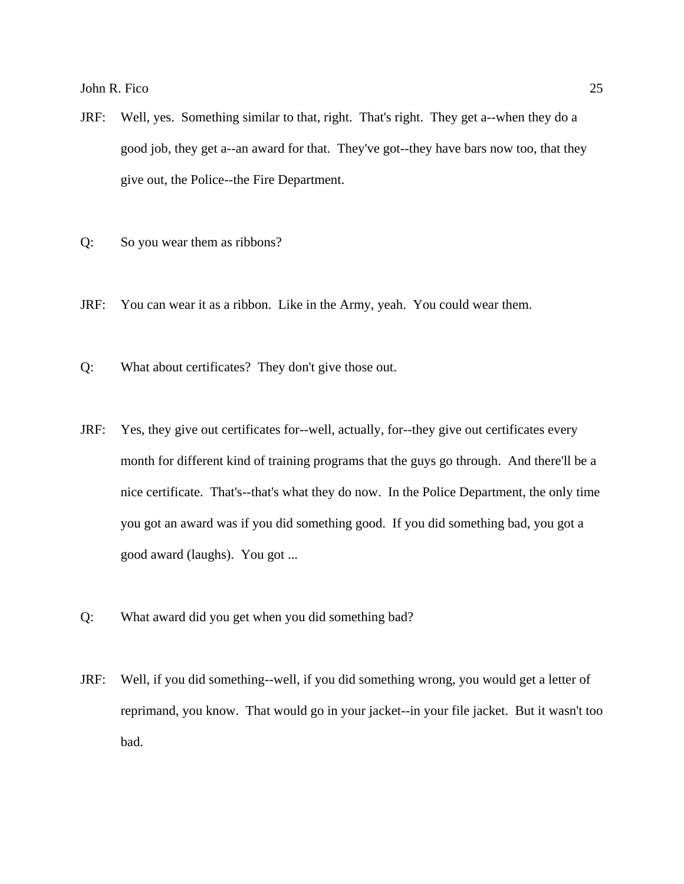JRF: Well, yes. Something similar to that, right. That's right. They get a--when they do a good job, they get a--an award for that. They've got--they have bars now too, that they give out, the Police--the Fire Department.

Q: So you wear them as ribbons?

JRF: You can wear it as a ribbon. Like in the Army, yeah. You could wear them.

Q: What about certificates? They don't give those out.

JRF: Yes, they give out certificates for--well, actually, for--they give out certificates every month for different kind of training programs that the guys go through. And there'll be a nice certificate. That's--that's what they do now. In the Police Department, the only time you got an award was if you did something good. If you did something bad, you got a good award (laughs). You got ...

Q: What award did you get when you did something bad?

JRF: Well, if you did something--well, if you did something wrong, you would get a letter of reprimand, you know. That would go in your jacket--in your file jacket. But it wasn't too bad.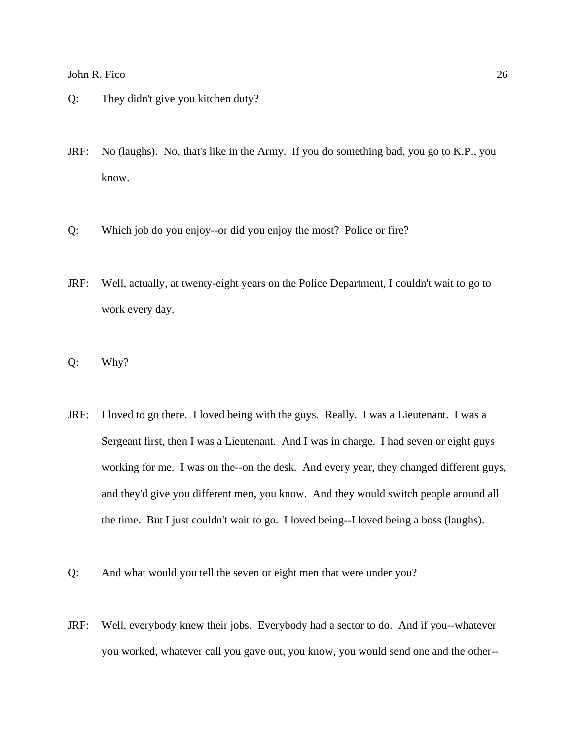Q: They didn't give you kitchen duty?

JRF: No (laughs). No, that's like in the Army. If you do something bad, you go to K.P., you know.

Q: Which job do you enjoy--or did you enjoy the most? Police or fire?

JRF: Well, actually, at twenty-eight years on the Police Department, I couldn't wait to go to work every day.

Q: Why?

JRF: I loved to go there. I loved being with the guys. Really. I was a Lieutenant. I was a Sergeant first, then I was a Lieutenant. And I was in charge. I had seven or eight guys working for me. I was on the--on the desk. And every year, they changed different guys, and they'd give you different men, you know. And they would switch people around all the time. But I just couldn't wait to go. I loved being--I loved being a boss (laughs).

Q: And what would you tell the seven or eight men that were under you?

JRF: Well, everybody knew their jobs. Everybody had a sector to do. And if you--whatever you worked, whatever call you gave out, you know, you would send one and the other--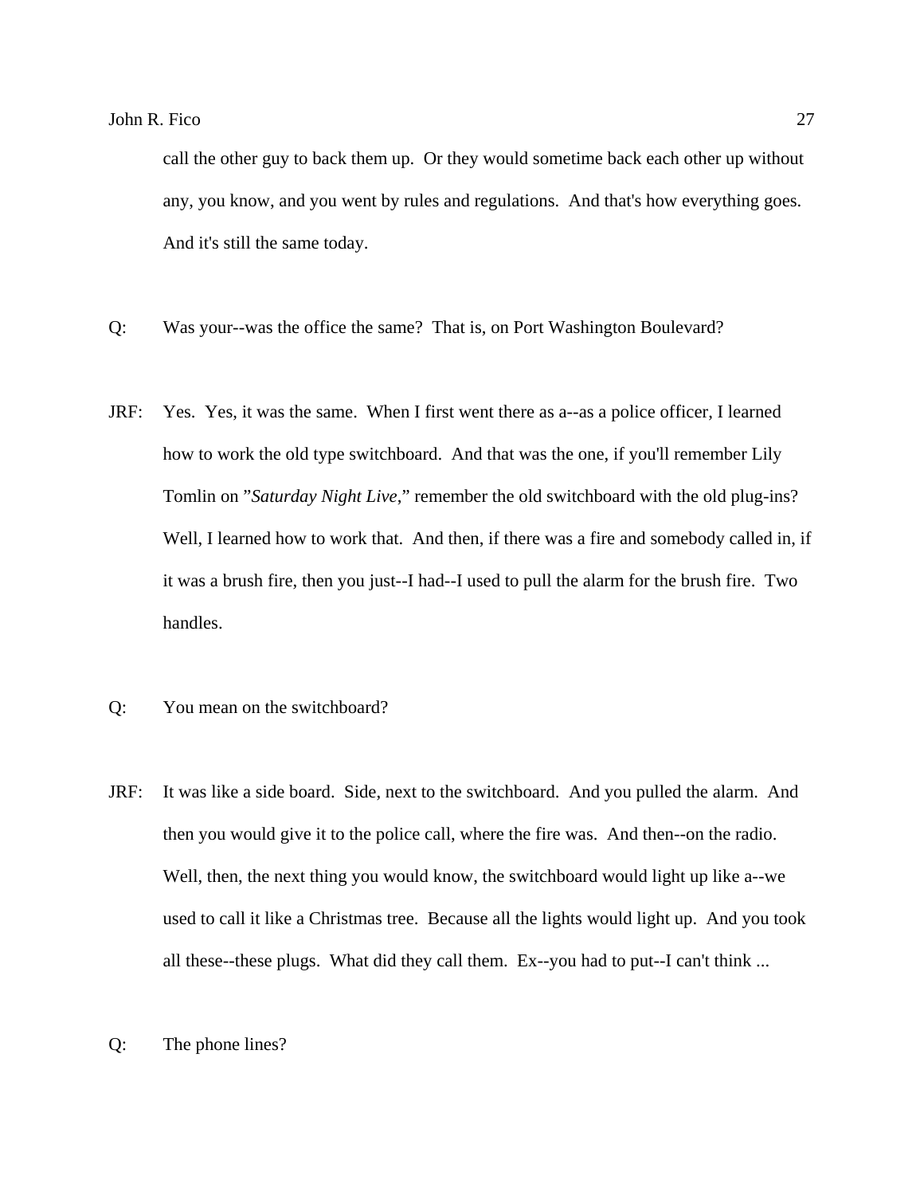call the other guy to back them up. Or they would sometime back each other up without any, you know, and you went by rules and regulations. And that's how everything goes. And it's still the same today.

Q: Was your--was the office the same? That is, on Port Washington Boulevard?

JRF: Yes. Yes, it was the same. When I first went there as a--as a police officer, I learned how to work the old type switchboard. And that was the one, if you'll remember Lily Tomlin on "*Saturday Night Live*," remember the old switchboard with the old plug-ins? Well, I learned how to work that. And then, if there was a fire and somebody called in, if it was a brush fire, then you just--I had--I used to pull the alarm for the brush fire. Two handles.

Q: You mean on the switchboard?

JRF: It was like a side board. Side, next to the switchboard. And you pulled the alarm. And then you would give it to the police call, where the fire was. And then--on the radio. Well, then, the next thing you would know, the switchboard would light up like a--we used to call it like a Christmas tree. Because all the lights would light up. And you took all these--these plugs. What did they call them. Ex--you had to put--I can't think ...

Q: The phone lines?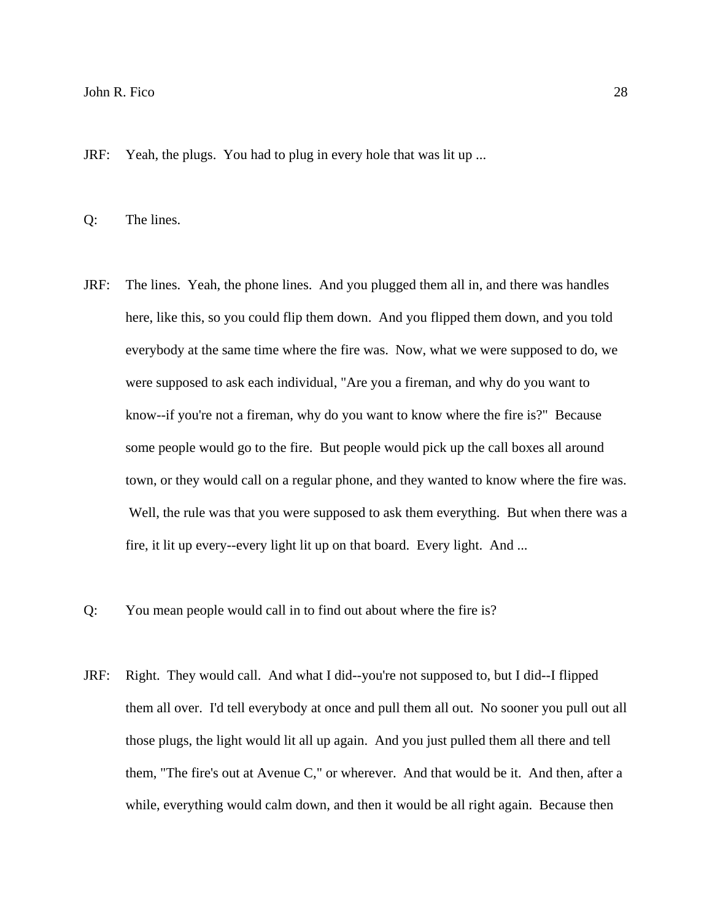JRF: Yeah, the plugs. You had to plug in every hole that was lit up ...

Q: The lines.

JRF: The lines. Yeah, the phone lines. And you plugged them all in, and there was handles here, like this, so you could flip them down. And you flipped them down, and you told everybody at the same time where the fire was. Now, what we were supposed to do, we were supposed to ask each individual, "Are you a fireman, and why do you want to know--if you're not a fireman, why do you want to know where the fire is?" Because some people would go to the fire. But people would pick up the call boxes all around town, or they would call on a regular phone, and they wanted to know where the fire was. Well, the rule was that you were supposed to ask them everything. But when there was a fire, it lit up every--every light lit up on that board. Every light. And ...

Q: You mean people would call in to find out about where the fire is?

JRF: Right. They would call. And what I did--you're not supposed to, but I did--I flipped them all over. I'd tell everybody at once and pull them all out. No sooner you pull out all those plugs, the light would lit all up again. And you just pulled them all there and tell them, "The fire's out at Avenue C," or wherever. And that would be it. And then, after a while, everything would calm down, and then it would be all right again. Because then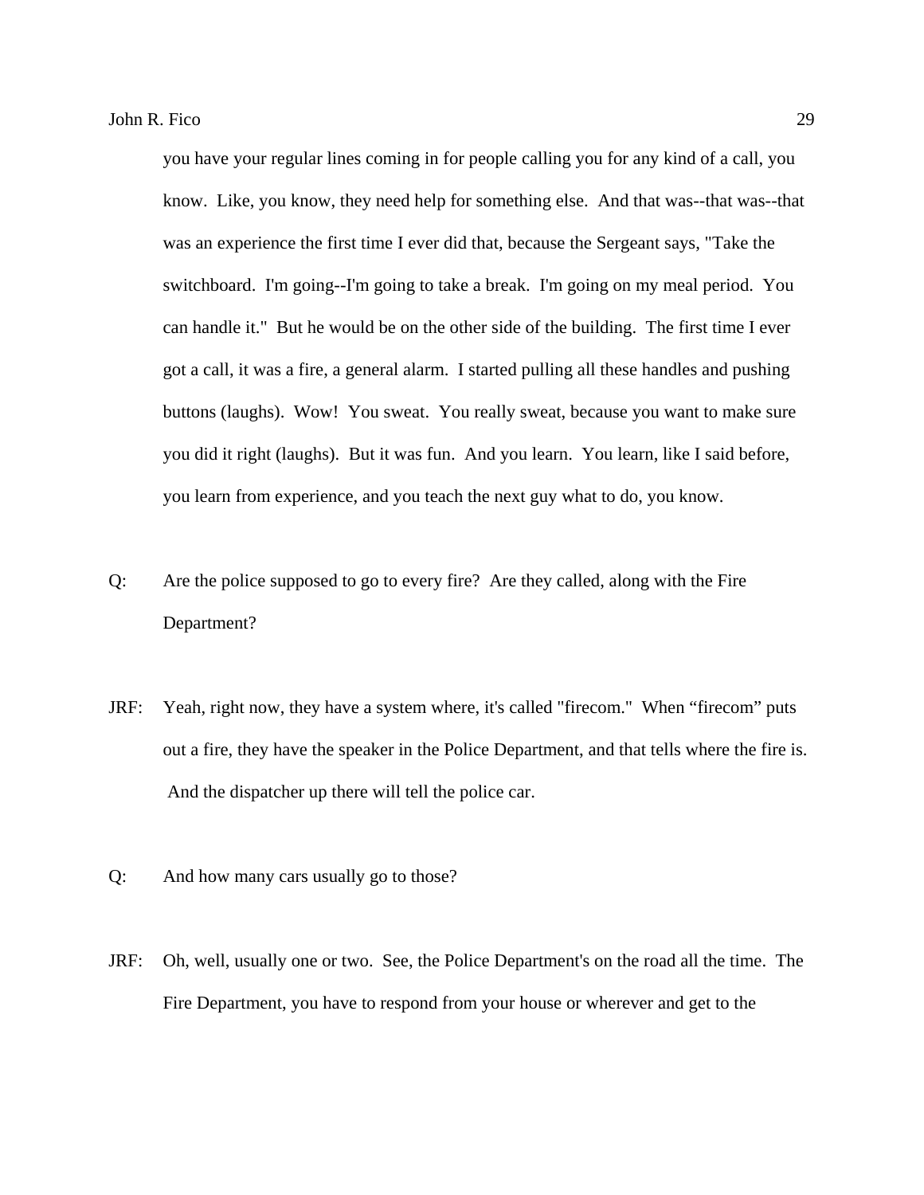you have your regular lines coming in for people calling you for any kind of a call, you know. Like, you know, they need help for something else. And that was--that was--that was an experience the first time I ever did that, because the Sergeant says, "Take the switchboard. I'm going--I'm going to take a break. I'm going on my meal period. You can handle it." But he would be on the other side of the building. The first time I ever got a call, it was a fire, a general alarm. I started pulling all these handles and pushing buttons (laughs). Wow! You sweat. You really sweat, because you want to make sure you did it right (laughs). But it was fun. And you learn. You learn, like I said before, you learn from experience, and you teach the next guy what to do, you know.

Q: Are the police supposed to go to every fire? Are they called, along with the Fire Department?

JRF: Yeah, right now, they have a system where, it's called "firecom." When "firecom" puts out a fire, they have the speaker in the Police Department, and that tells where the fire is. And the dispatcher up there will tell the police car.

Q: And how many cars usually go to those?

JRF: Oh, well, usually one or two. See, the Police Department's on the road all the time. The Fire Department, you have to respond from your house or wherever and get to the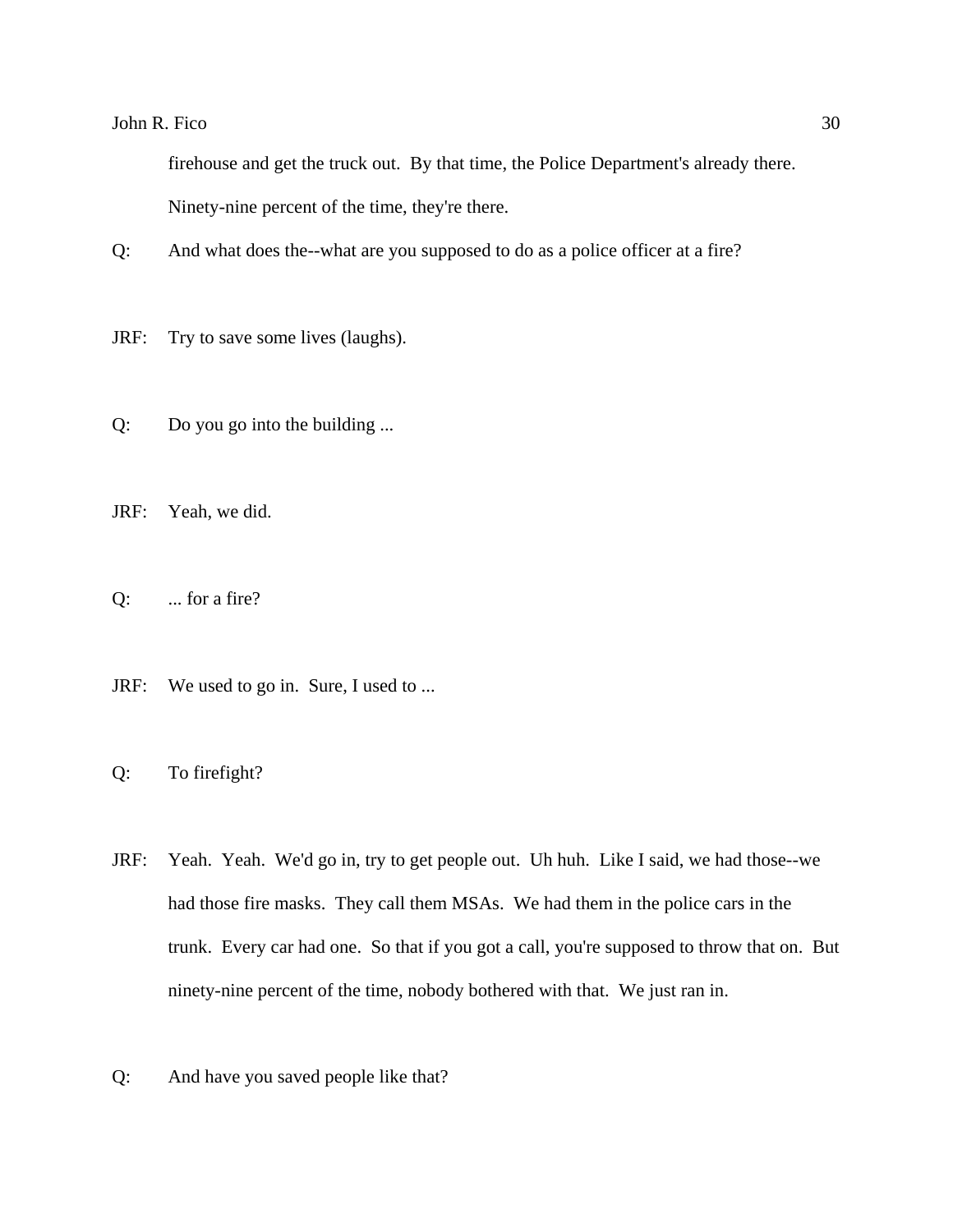firehouse and get the truck out. By that time, the Police Department's already there. Ninety-nine percent of the time, they're there.

Q: And what does the--what are you supposed to do as a police officer at a fire?

JRF: Try to save some lives (laughs).

Q: Do you go into the building ...

JRF: Yeah, we did.

Q: ... for a fire?

JRF: We used to go in. Sure, I used to ...

Q: To firefight?

JRF: Yeah. Yeah. We'd go in, try to get people out. Uh huh. Like I said, we had those--we had those fire masks. They call them MSAs. We had them in the police cars in the trunk. Every car had one. So that if you got a call, you're supposed to throw that on. But ninety-nine percent of the time, nobody bothered with that. We just ran in.

Q: And have you saved people like that?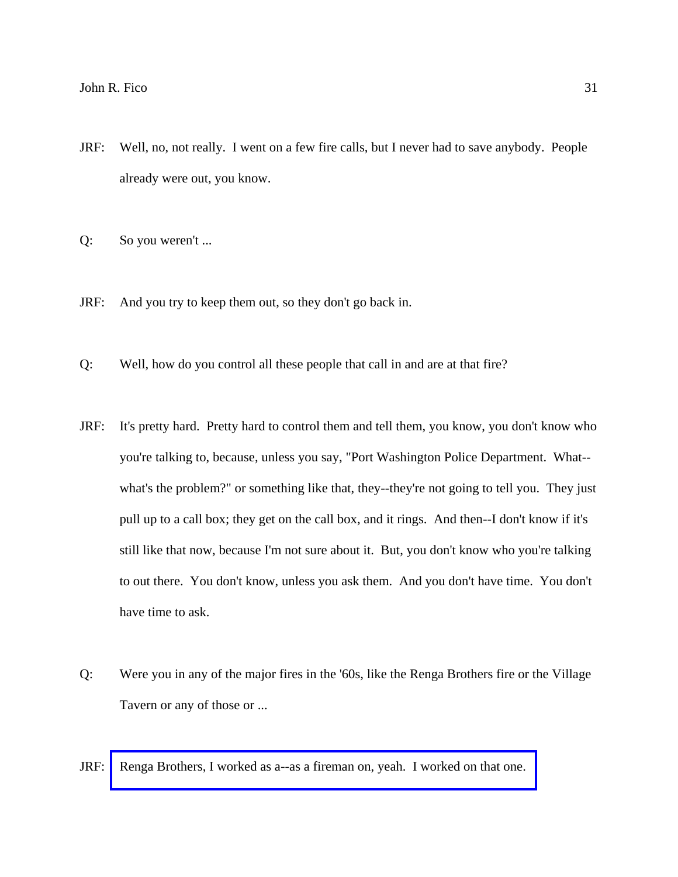JRF: Well, no, not really. I went on a few fire calls, but I never had to save anybody. People already were out, you know.

Q: So you weren't ...

JRF: And you try to keep them out, so they don't go back in.

Q: Well, how do you control all these people that call in and are at that fire?

JRF: It's pretty hard. Pretty hard to control them and tell them, you know, you don't know who you're talking to, because, unless you say, "Port Washington Police Department. What--what's the problem?" or something like that, they--they're not going to tell you. They just pull up to a call box; they get on the call box, and it rings. And then--I don't know if it's still like that now, because I'm not sure about it. But, you don't know who you're talking to out there. You don't know, unless you ask them. And you don't have time. You don't have time to ask.

Q: Were you in any of the major fires in the '60s, like the Renga Brothers fire or the Village Tavern or any of those or ...

JRF: Renga Brothers, I worked as a--as a fireman on, yeah. I worked on that one.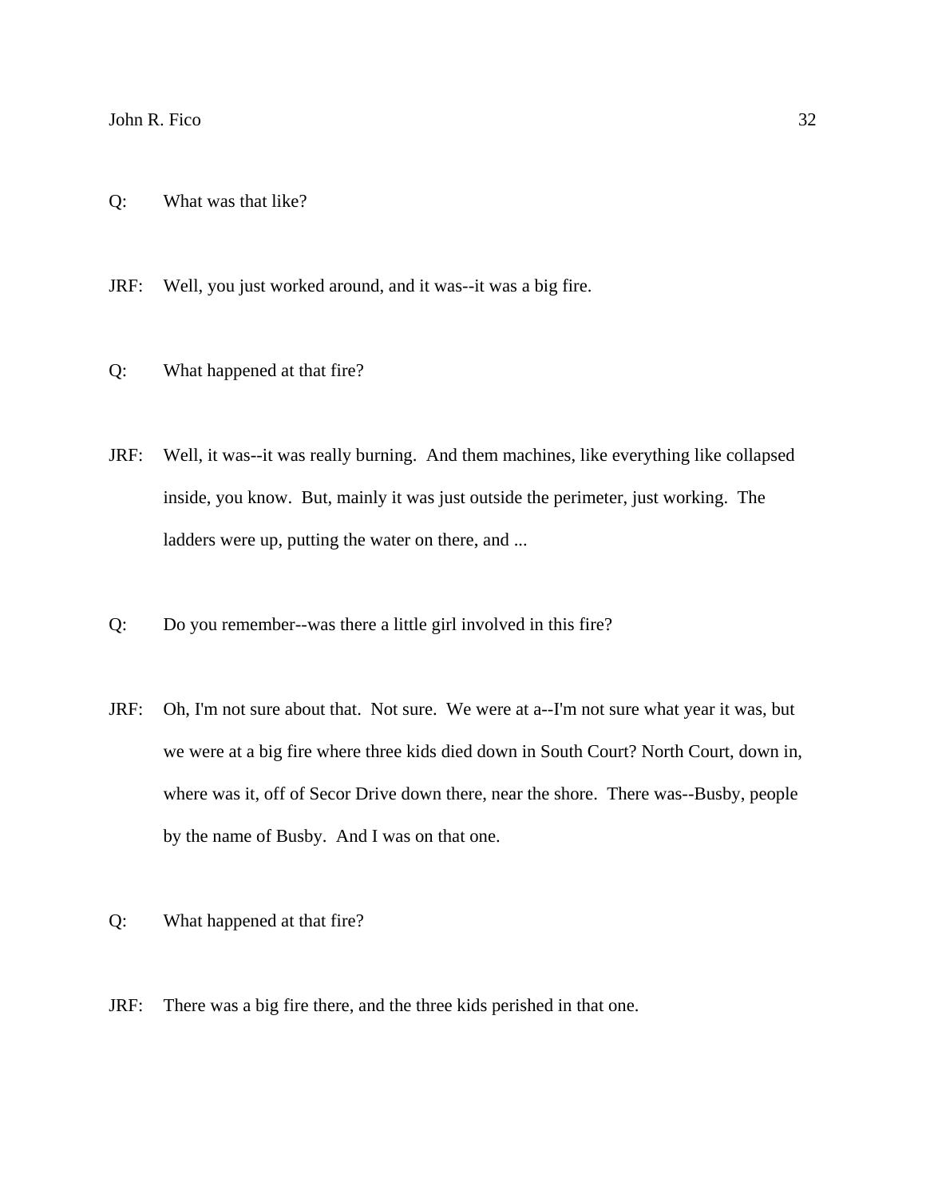Q: What was that like?

JRF: Well, you just worked around, and it was--it was a big fire.

Q: What happened at that fire?

JRF: Well, it was--it was really burning. And them machines, like everything like collapsed inside, you know. But, mainly it was just outside the perimeter, just working. The ladders were up, putting the water on there, and ...

Q: Do you remember--was there a little girl involved in this fire?

JRF: Oh, I'm not sure about that. Not sure. We were at a--I'm not sure what year it was, but we were at a big fire where three kids died down in South Court? North Court, down in, where was it, off of Secor Drive down there, near the shore. There was--Busby, people by the name of Busby. And I was on that one.

Q: What happened at that fire?

JRF: There was a big fire there, and the three kids perished in that one.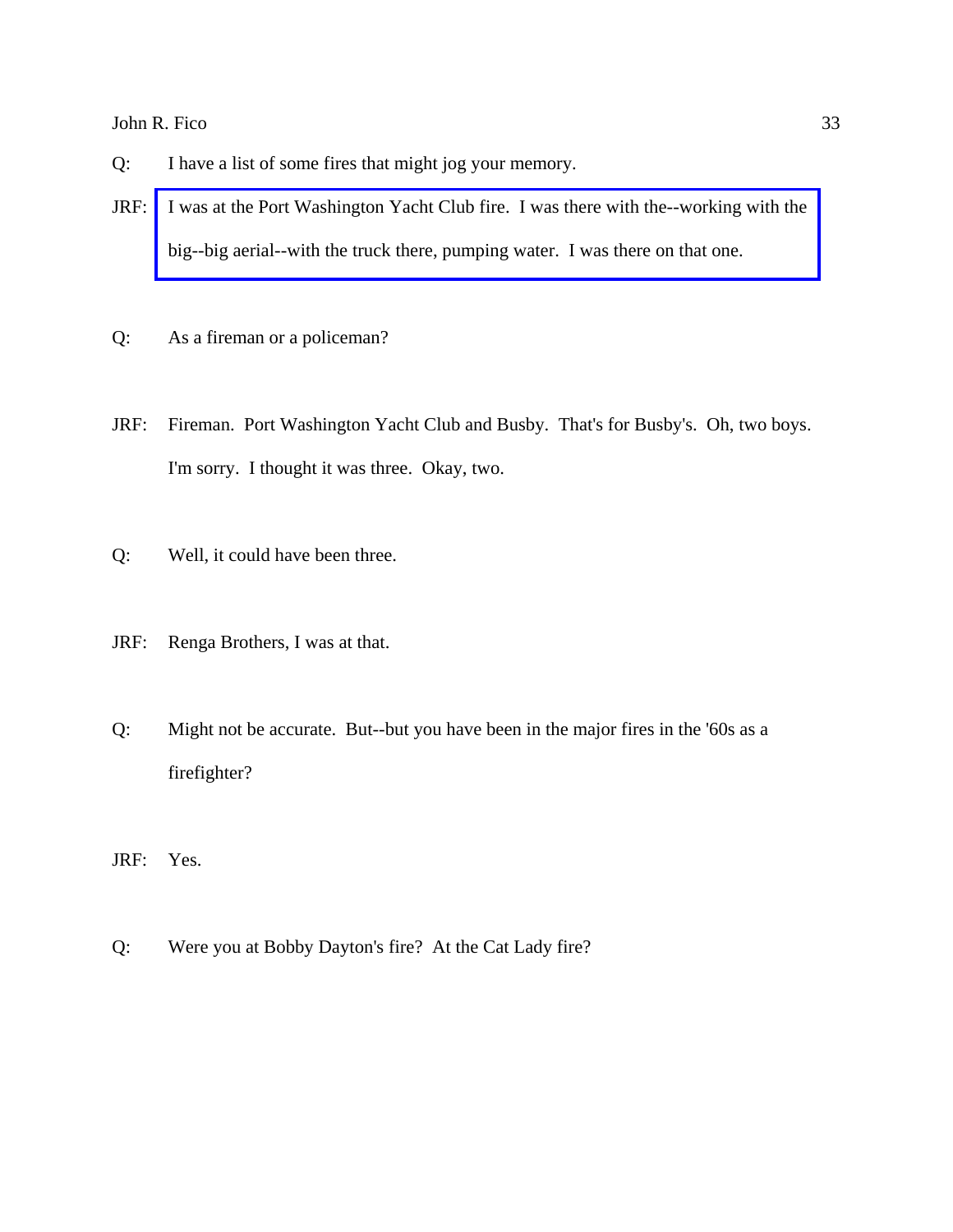Q: I have a list of some fires that might jog your memory.

JRF: I was at the Port Washington Yacht Club fire. I was there with the--working with the big--big aerial--with the truck there, pumping water. I was there on that one.

Q: As a fireman or a policeman?

JRF: Fireman. Port Washington Yacht Club and Busby. That's for Busby's. Oh, two boys. I'm sorry. I thought it was three. Okay, two.

Q: Well, it could have been three.

JRF: Renga Brothers, I was at that.

Q: Might not be accurate. But--but you have been in the major fires in the '60s as a firefighter?

JRF: Yes.

Q: Were you at Bobby Dayton's fire? At the Cat Lady fire?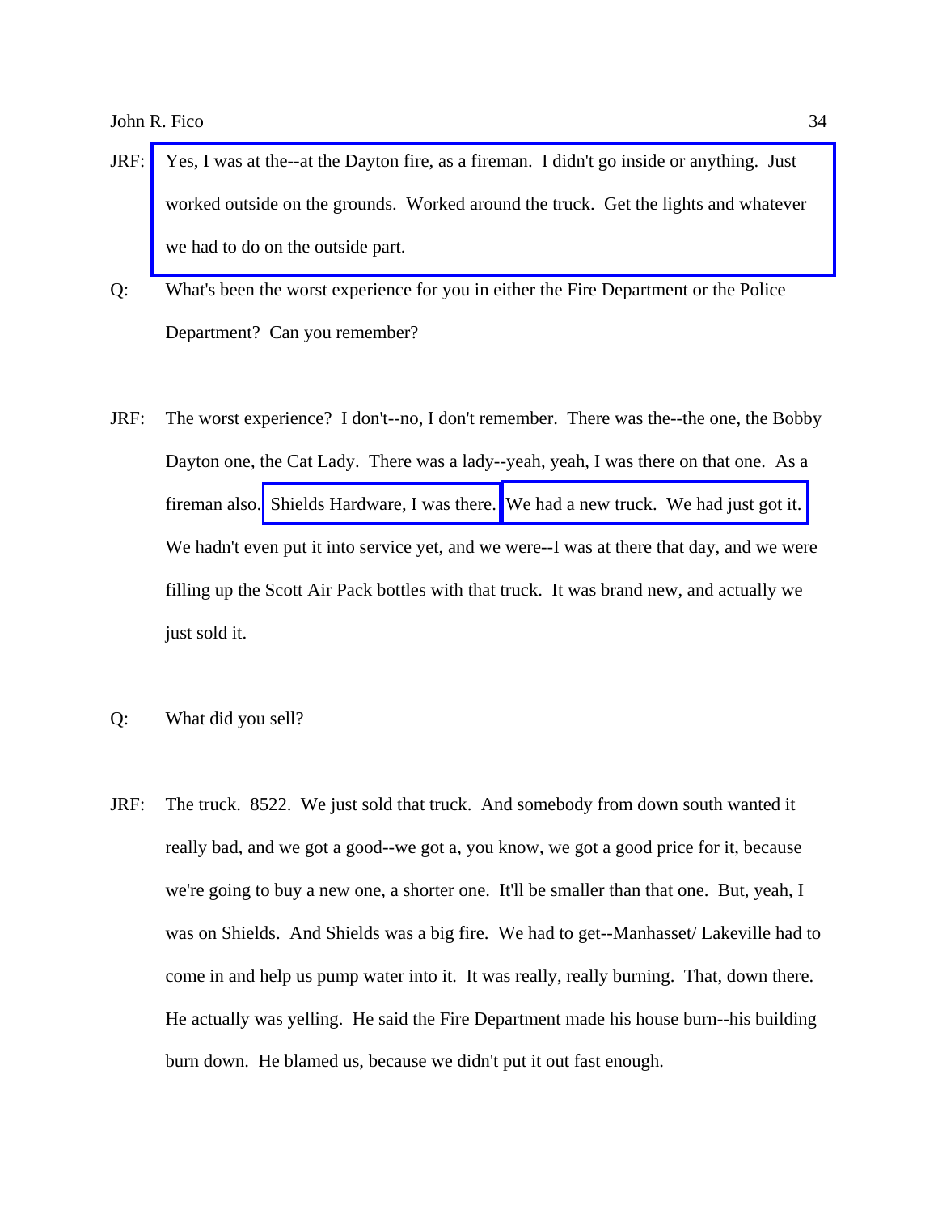JRF: Yes, I was at the--at the Dayton fire, as a fireman. I didn't go inside or anything. Just worked outside on the grounds. Worked around the truck. Get the lights and whatever we had to do on the outside part.

Q: What's been the worst experience for you in either the Fire Department or the Police Department? Can you remember?

JRF: The worst experience? I don't--no, I don't remember. There was the--the one, the Bobby Dayton one, the Cat Lady. There was a lady--yeah, yeah, I was there on that one. As a fireman also. Shields Hardware, I was there. We had a new truck. We had just got it. We hadn't even put it into service yet, and we were--I was at there that day, and we were filling up the Scott Air Pack bottles with that truck. It was brand new, and actually we just sold it.

Q: What did you sell?

JRF: The truck. 8522. We just sold that truck. And somebody from down south wanted it really bad, and we got a good--we got a, you know, we got a good price for it, because we're going to buy a new one, a shorter one. It'll be smaller than that one. But, yeah, I was on Shields. And Shields was a big fire. We had to get--Manhasset/ Lakeville had to come in and help us pump water into it. It was really, really burning. That, down there. He actually was yelling. He said the Fire Department made his house burn--his building burn down. He blamed us, because we didn't put it out fast enough.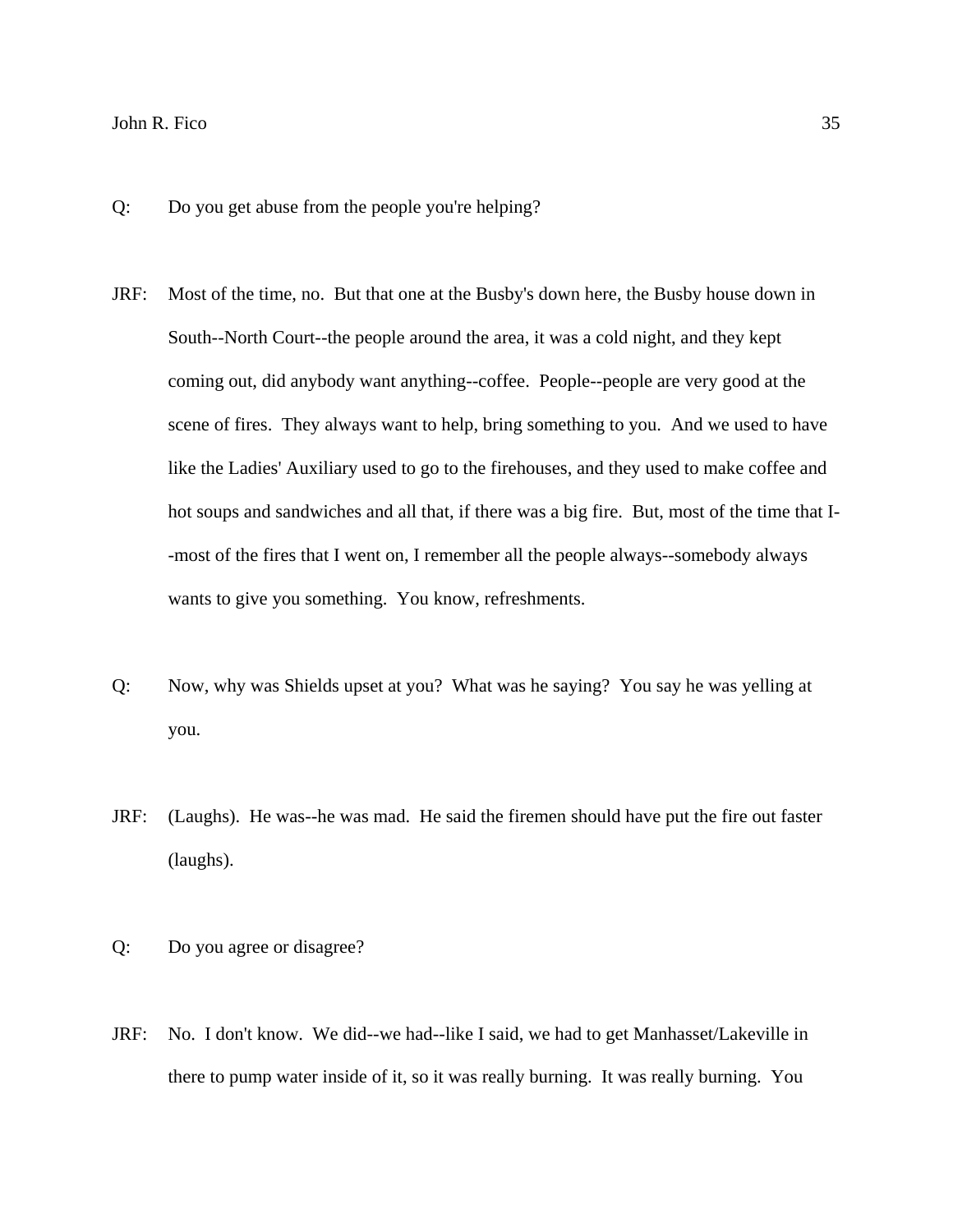Q: Do you get abuse from the people you're helping?

JRF: Most of the time, no. But that one at the Busby's down here, the Busby house down in South--North Court--the people around the area, it was a cold night, and they kept coming out, did anybody want anything--coffee. People--people are very good at the scene of fires. They always want to help, bring something to you. And we used to have like the Ladies' Auxiliary used to go to the firehouses, and they used to make coffee and hot soups and sandwiches and all that, if there was a big fire. But, most of the time that I--most of the fires that I went on, I remember all the people always--somebody always wants to give you something. You know, refreshments.

Q: Now, why was Shields upset at you? What was he saying? You say he was yelling at you.

JRF: (Laughs). He was--he was mad. He said the firemen should have put the fire out faster (laughs).

Q: Do you agree or disagree?

JRF: No. I don't know. We did--we had--like I said, we had to get Manhasset/Lakeville in there to pump water inside of it, so it was really burning. It was really burning. You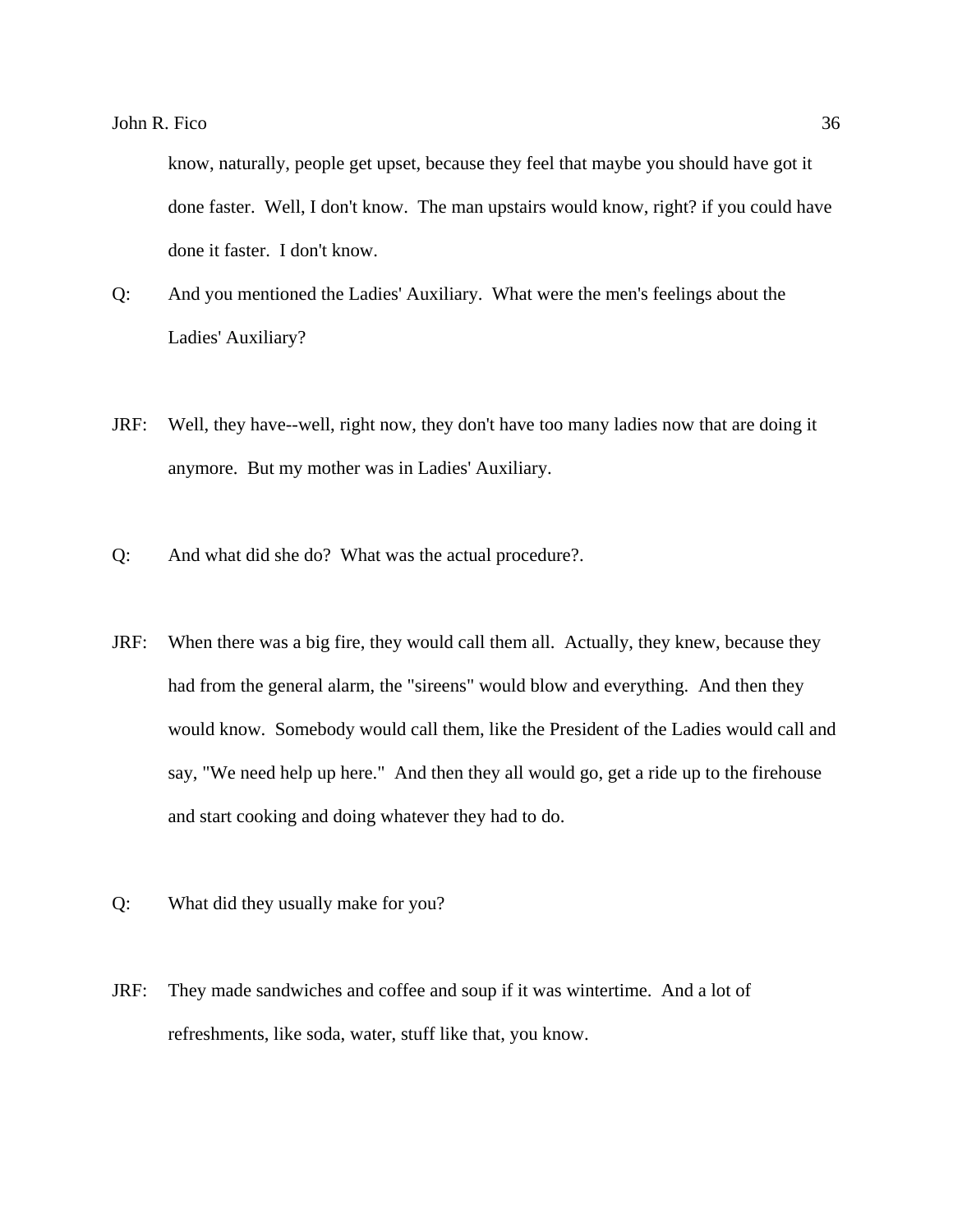know, naturally, people get upset, because they feel that maybe you should have got it done faster. Well, I don't know. The man upstairs would know, right? if you could have done it faster. I don't know.

Q: And you mentioned the Ladies' Auxiliary. What were the men's feelings about the Ladies' Auxiliary?

JRF: Well, they have--well, right now, they don't have too many ladies now that are doing it anymore. But my mother was in Ladies' Auxiliary.

Q: And what did she do? What was the actual procedure?.

JRF: When there was a big fire, they would call them all. Actually, they knew, because they had from the general alarm, the "sireens" would blow and everything. And then they would know. Somebody would call them, like the President of the Ladies would call and say, "We need help up here." And then they all would go, get a ride up to the firehouse and start cooking and doing whatever they had to do.

Q: What did they usually make for you?

JRF: They made sandwiches and coffee and soup if it was wintertime. And a lot of refreshments, like soda, water, stuff like that, you know.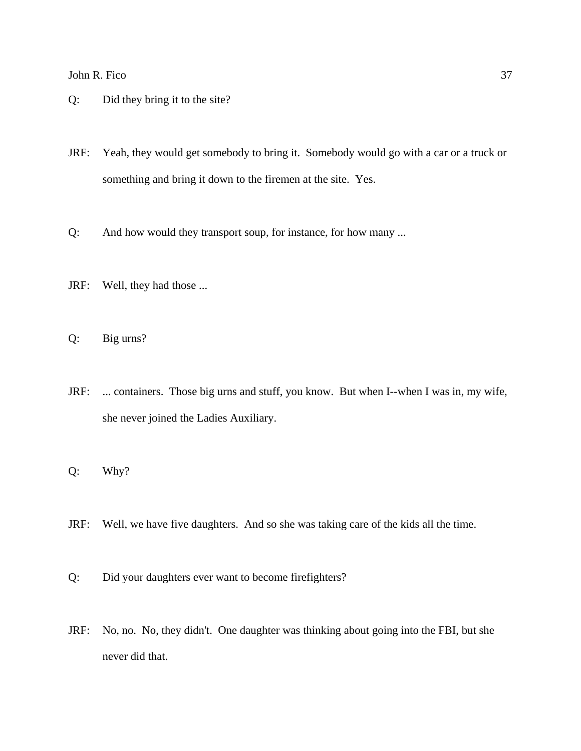Q: Did they bring it to the site?

JRF: Yeah, they would get somebody to bring it. Somebody would go with a car or a truck or something and bring it down to the firemen at the site. Yes.

Q: And how would they transport soup, for instance, for how many ...

JRF: Well, they had those ...

Q: Big urns?

JRF: ... containers. Those big urns and stuff, you know. But when I--when I was in, my wife, she never joined the Ladies Auxiliary.

Q: Why?

JRF: Well, we have five daughters. And so she was taking care of the kids all the time.

Q: Did your daughters ever want to become firefighters?

JRF: No, no. No, they didn't. One daughter was thinking about going into the FBI, but she never did that.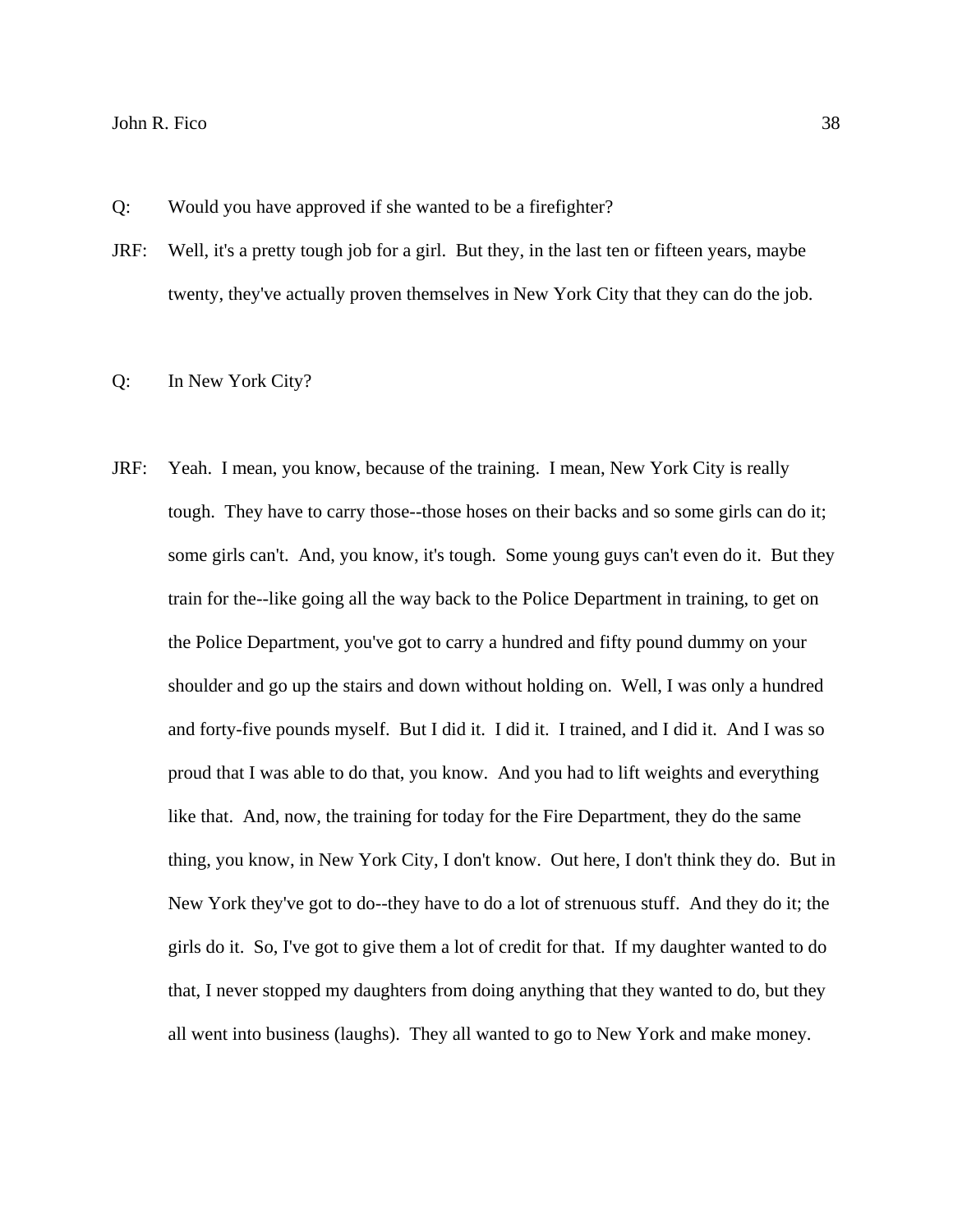Q: Would you have approved if she wanted to be a firefighter?

JRF: Well, it's a pretty tough job for a girl. But they, in the last ten or fifteen years, maybe twenty, they've actually proven themselves in New York City that they can do the job.

Q: In New York City?

JRF: Yeah. I mean, you know, because of the training. I mean, New York City is really tough. They have to carry those--those hoses on their backs and so some girls can do it; some girls can't. And, you know, it's tough. Some young guys can't even do it. But they train for the--like going all the way back to the Police Department in training, to get on the Police Department, you've got to carry a hundred and fifty pound dummy on your shoulder and go up the stairs and down without holding on. Well, I was only a hundred and forty-five pounds myself. But I did it. I did it. I trained, and I did it. And I was so proud that I was able to do that, you know. And you had to lift weights and everything like that. And, now, the training for today for the Fire Department, they do the same thing, you know, in New York City, I don't know. Out here, I don't think they do. But in New York they've got to do--they have to do a lot of strenuous stuff. And they do it; the girls do it. So, I've got to give them a lot of credit for that. If my daughter wanted to do that, I never stopped my daughters from doing anything that they wanted to do, but they all went into business (laughs). They all wanted to go to New York and make money.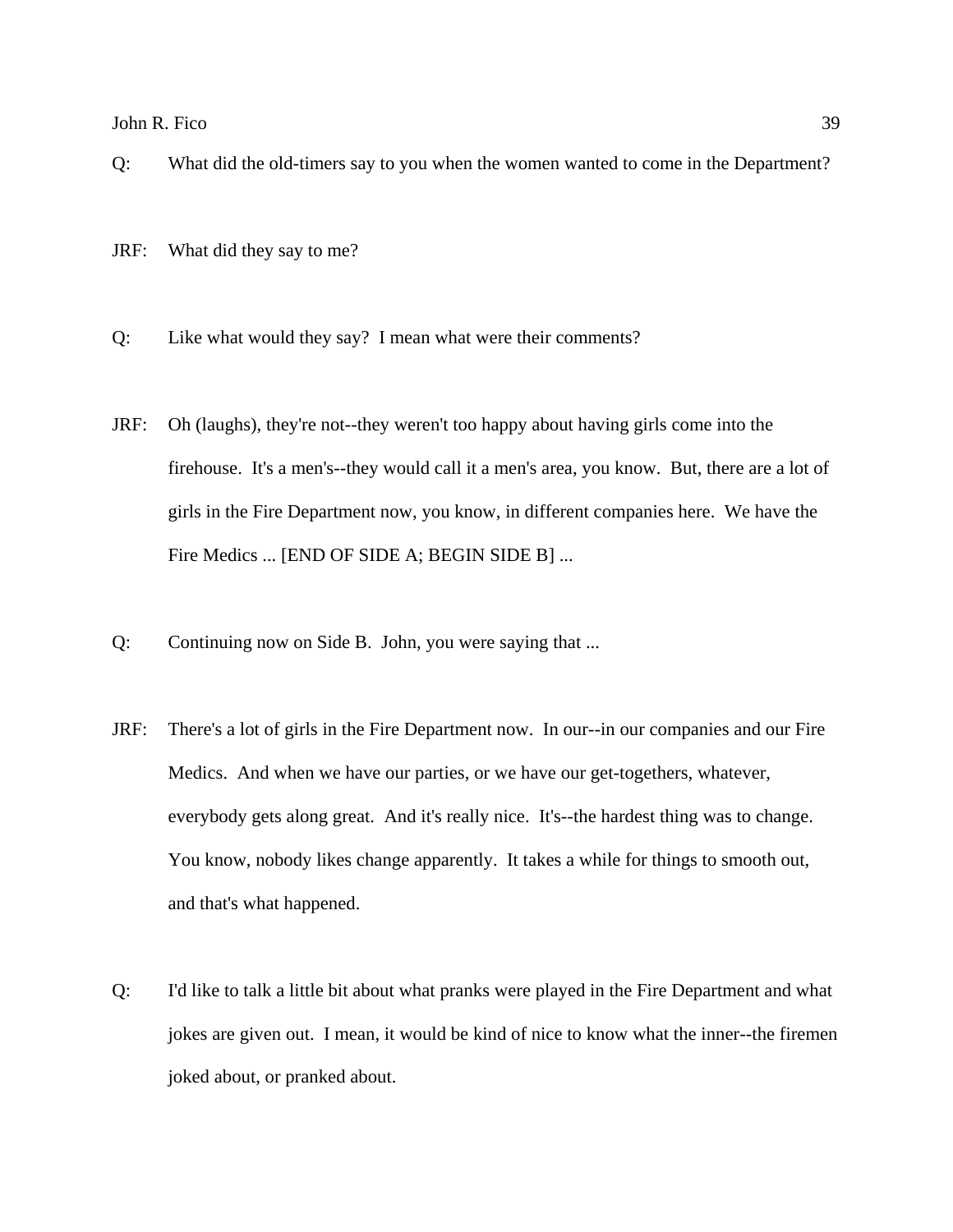Q: What did the old-timers say to you when the women wanted to come in the Department?

JRF: What did they say to me?

Q: Like what would they say? I mean what were their comments?

JRF: Oh (laughs), they're not--they weren't too happy about having girls come into the firehouse. It's a men's--they would call it a men's area, you know. But, there are a lot of girls in the Fire Department now, you know, in different companies here. We have the Fire Medics ... [END OF SIDE A; BEGIN SIDE B] ...

Q: Continuing now on Side B. John, you were saying that ...

JRF: There's a lot of girls in the Fire Department now. In our--in our companies and our Fire Medics. And when we have our parties, or we have our get-togethers, whatever, everybody gets along great. And it's really nice. It's--the hardest thing was to change. You know, nobody likes change apparently. It takes a while for things to smooth out, and that's what happened.

Q: I'd like to talk a little bit about what pranks were played in the Fire Department and what jokes are given out. I mean, it would be kind of nice to know what the inner--the firemen joked about, or pranked about.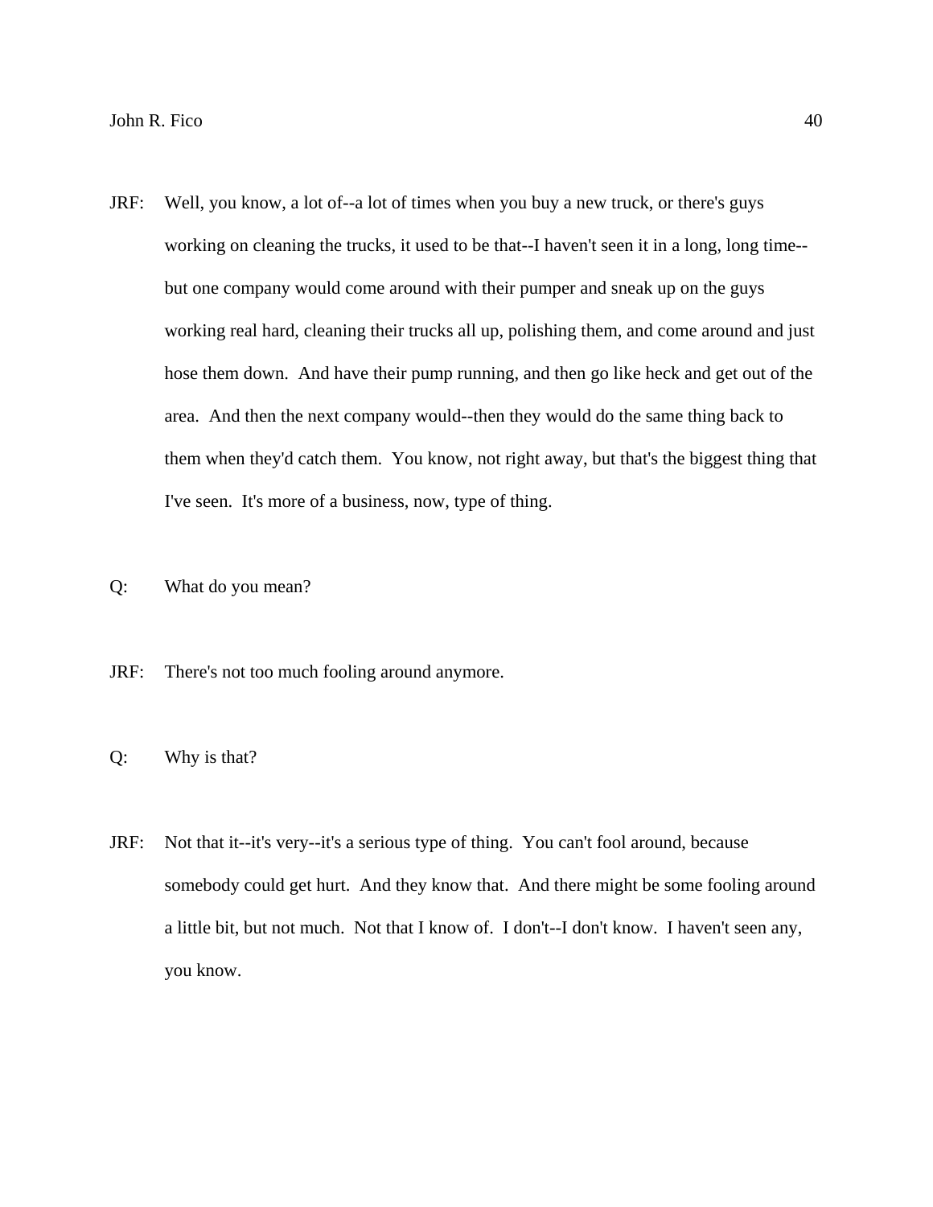JRF: Well, you know, a lot of--a lot of times when you buy a new truck, or there's guys working on cleaning the trucks, it used to be that--I haven't seen it in a long, long time--but one company would come around with their pumper and sneak up on the guys working real hard, cleaning their trucks all up, polishing them, and come around and just hose them down. And have their pump running, and then go like heck and get out of the area. And then the next company would--then they would do the same thing back to them when they'd catch them. You know, not right away, but that's the biggest thing that I've seen. It's more of a business, now, type of thing.

Q: What do you mean?

JRF: There's not too much fooling around anymore.

Q: Why is that?

JRF: Not that it--it's very--it's a serious type of thing. You can't fool around, because somebody could get hurt. And they know that. And there might be some fooling around a little bit, but not much. Not that I know of. I don't--I don't know. I haven't seen any, you know.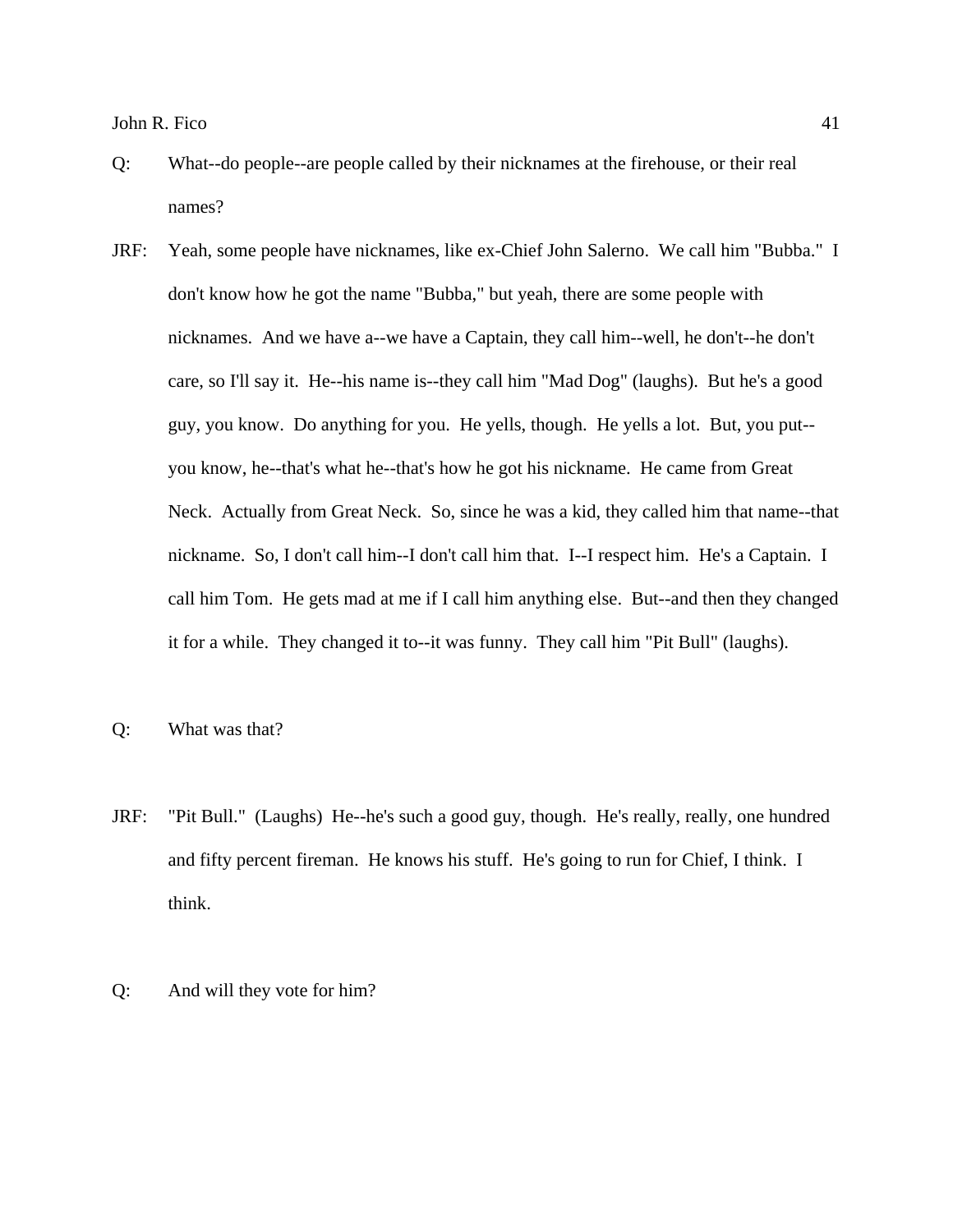Q: What--do people--are people called by their nicknames at the firehouse, or their real names?

JRF: Yeah, some people have nicknames, like ex-Chief John Salerno. We call him "Bubba." I don't know how he got the name "Bubba," but yeah, there are some people with nicknames. And we have a--we have a Captain, they call him--well, he don't--he don't care, so I'll say it. He--his name is--they call him "Mad Dog" (laughs). But he's a good guy, you know. Do anything for you. He yells, though. He yells a lot. But, you put--you know, he--that's what he--that's how he got his nickname. He came from Great Neck. Actually from Great Neck. So, since he was a kid, they called him that name--that nickname. So, I don't call him--I don't call him that. I--I respect him. He's a Captain. I call him Tom. He gets mad at me if I call him anything else. But--and then they changed it for a while. They changed it to--it was funny. They call him "Pit Bull" (laughs).

Q: What was that?

JRF: "Pit Bull." (Laughs) He--he's such a good guy, though. He's really, really, one hundred and fifty percent fireman. He knows his stuff. He's going to run for Chief, I think. I think.

Q: And will they vote for him?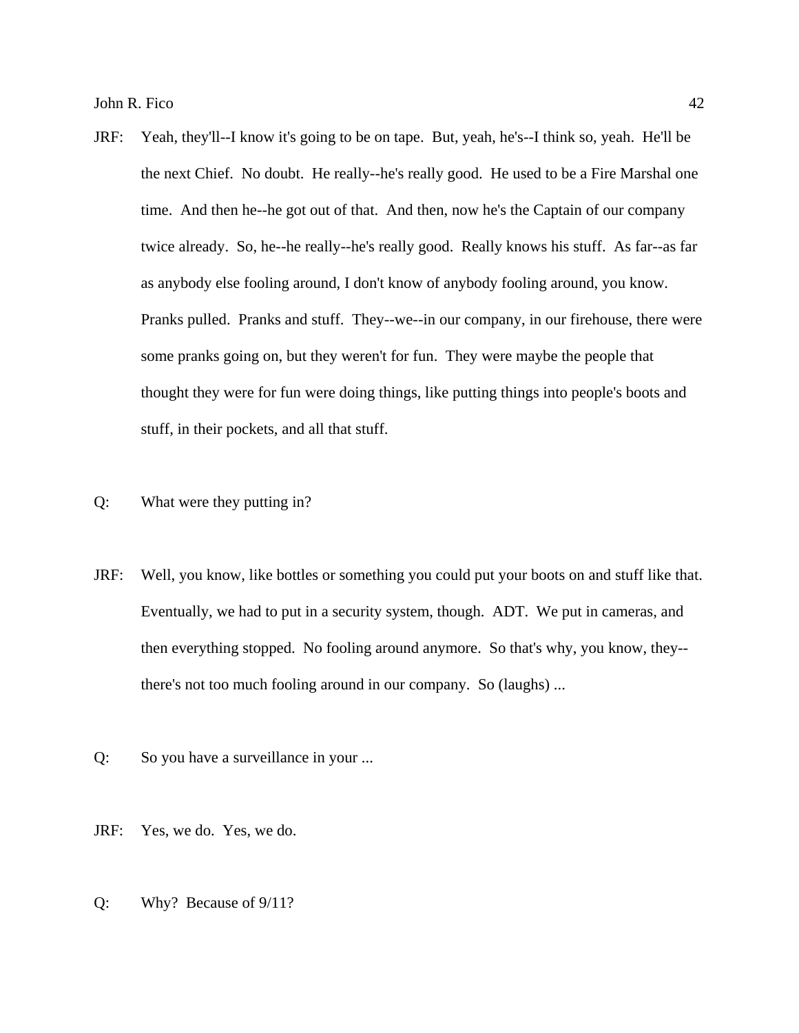JRF: Yeah, they'll--I know it's going to be on tape. But, yeah, he's--I think so, yeah. He'll be the next Chief. No doubt. He really--he's really good. He used to be a Fire Marshal one time. And then he--he got out of that. And then, now he's the Captain of our company twice already. So, he--he really--he's really good. Really knows his stuff. As far--as far as anybody else fooling around, I don't know of anybody fooling around, you know. Pranks pulled. Pranks and stuff. They--we--in our company, in our firehouse, there were some pranks going on, but they weren't for fun. They were maybe the people that thought they were for fun were doing things, like putting things into people's boots and stuff, in their pockets, and all that stuff.

Q: What were they putting in?

JRF: Well, you know, like bottles or something you could put your boots on and stuff like that. Eventually, we had to put in a security system, though. ADT. We put in cameras, and then everything stopped. No fooling around anymore. So that's why, you know, they--there's not too much fooling around in our company. So (laughs) ...

Q: So you have a surveillance in your ...

JRF: Yes, we do. Yes, we do.

Q: Why? Because of 9/11?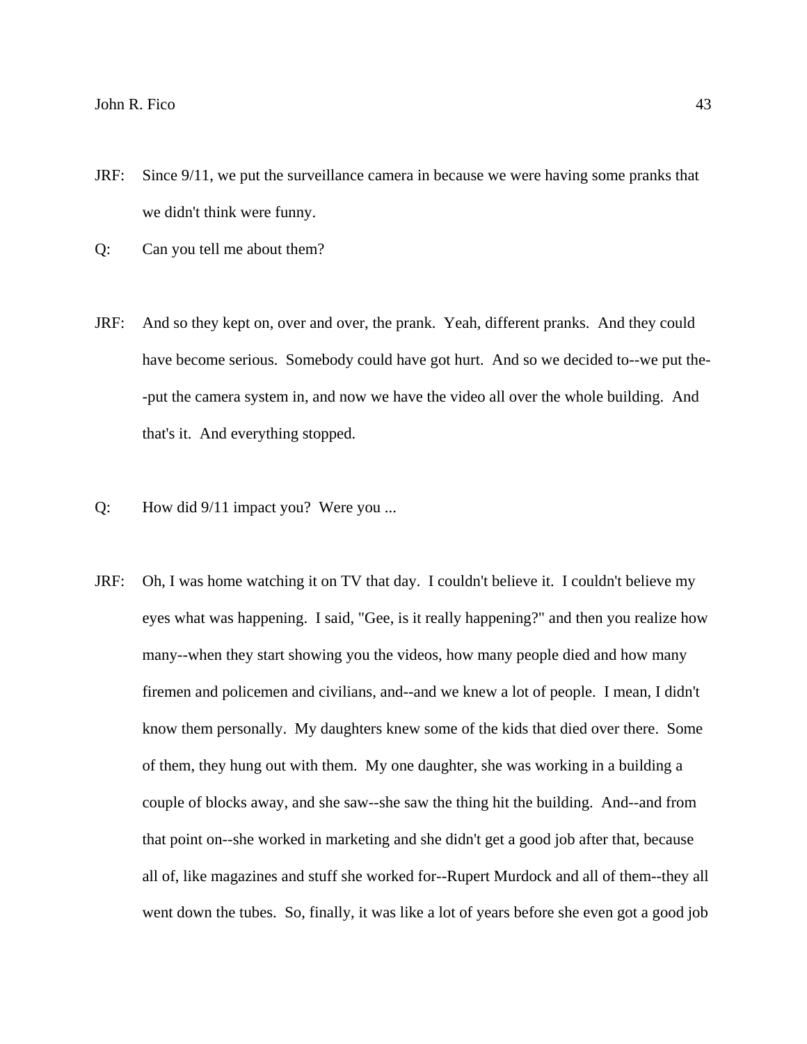JRF: Since 9/11, we put the surveillance camera in because we were having some pranks that we didn't think were funny.

Q: Can you tell me about them?

JRF: And so they kept on, over and over, the prank. Yeah, different pranks. And they could have become serious. Somebody could have got hurt. And so we decided to--we put the--put the camera system in, and now we have the video all over the whole building. And that's it. And everything stopped.

Q: How did 9/11 impact you? Were you ...

JRF: Oh, I was home watching it on TV that day. I couldn't believe it. I couldn't believe my eyes what was happening. I said, "Gee, is it really happening?" and then you realize how many--when they start showing you the videos, how many people died and how many firemen and policemen and civilians, and--and we knew a lot of people. I mean, I didn't know them personally. My daughters knew some of the kids that died over there. Some of them, they hung out with them. My one daughter, she was working in a building a couple of blocks away, and she saw--she saw the thing hit the building. And--and from that point on--she worked in marketing and she didn't get a good job after that, because all of, like magazines and stuff she worked for--Rupert Murdock and all of them--they all went down the tubes. So, finally, it was like a lot of years before she even got a good job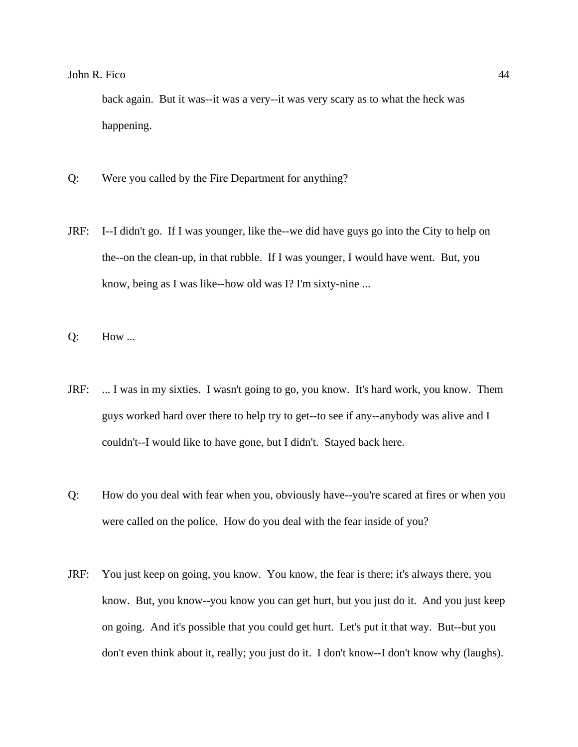back again. But it was--it was a very--it was very scary as to what the heck was happening.

Q: Were you called by the Fire Department for anything?

JRF: I--I didn't go. If I was younger, like the--we did have guys go into the City to help on the--on the clean-up, in that rubble. If I was younger, I would have went. But, you know, being as I was like--how old was I? I'm sixty-nine ...

Q: How ...

JRF: ... I was in my sixties. I wasn't going to go, you know. It's hard work, you know. Them guys worked hard over there to help try to get--to see if any--anybody was alive and I couldn't--I would like to have gone, but I didn't. Stayed back here.

Q: How do you deal with fear when you, obviously have--you're scared at fires or when you were called on the police. How do you deal with the fear inside of you?

JRF: You just keep on going, you know. You know, the fear is there; it's always there, you know. But, you know--you know you can get hurt, but you just do it. And you just keep on going. And it's possible that you could get hurt. Let's put it that way. But--but you don't even think about it, really; you just do it. I don't know--I don't know why (laughs).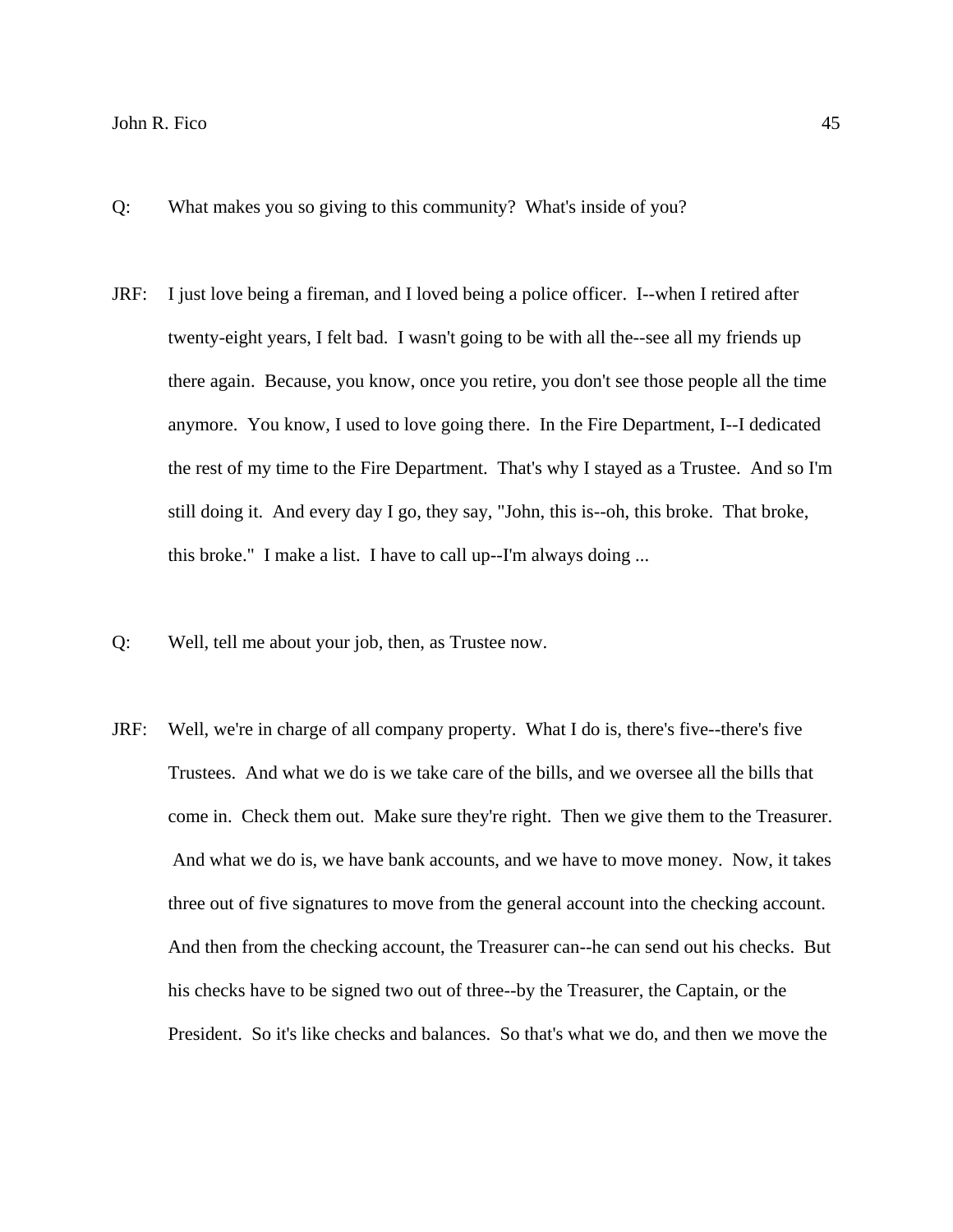Q: What makes you so giving to this community? What's inside of you?

JRF: I just love being a fireman, and I loved being a police officer. I--when I retired after twenty-eight years, I felt bad. I wasn't going to be with all the--see all my friends up there again. Because, you know, once you retire, you don't see those people all the time anymore. You know, I used to love going there. In the Fire Department, I--I dedicated the rest of my time to the Fire Department. That's why I stayed as a Trustee. And so I'm still doing it. And every day I go, they say, "John, this is--oh, this broke. That broke, this broke." I make a list. I have to call up--I'm always doing ...

Q: Well, tell me about your job, then, as Trustee now.

JRF: Well, we're in charge of all company property. What I do is, there's five--there's five Trustees. And what we do is we take care of the bills, and we oversee all the bills that come in. Check them out. Make sure they're right. Then we give them to the Treasurer. And what we do is, we have bank accounts, and we have to move money. Now, it takes three out of five signatures to move from the general account into the checking account. And then from the checking account, the Treasurer can--he can send out his checks. But his checks have to be signed two out of three--by the Treasurer, the Captain, or the President. So it's like checks and balances. So that's what we do, and then we move the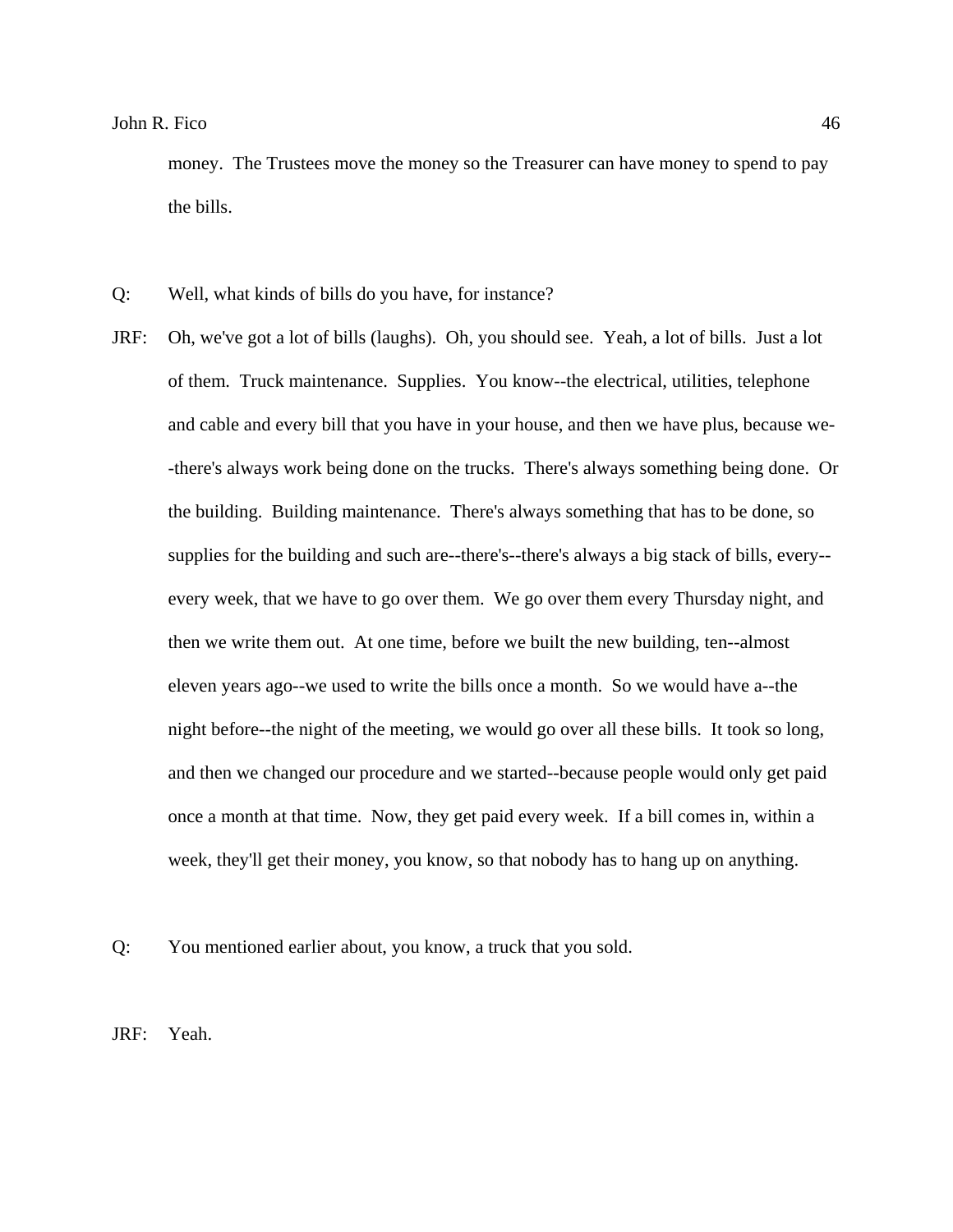money. The Trustees move the money so the Treasurer can have money to spend to pay the bills.

Q: Well, what kinds of bills do you have, for instance?

JRF: Oh, we've got a lot of bills (laughs). Oh, you should see. Yeah, a lot of bills. Just a lot of them. Truck maintenance. Supplies. You know--the electrical, utilities, telephone and cable and every bill that you have in your house, and then we have plus, because we--there's always work being done on the trucks. There's always something being done. Or the building. Building maintenance. There's always something that has to be done, so supplies for the building and such are--there's--there's always a big stack of bills, every--every week, that we have to go over them. We go over them every Thursday night, and then we write them out. At one time, before we built the new building, ten--almost eleven years ago--we used to write the bills once a month. So we would have a--the night before--the night of the meeting, we would go over all these bills. It took so long, and then we changed our procedure and we started--because people would only get paid once a month at that time. Now, they get paid every week. If a bill comes in, within a week, they'll get their money, you know, so that nobody has to hang up on anything.

Q: You mentioned earlier about, you know, a truck that you sold.

JRF: Yeah.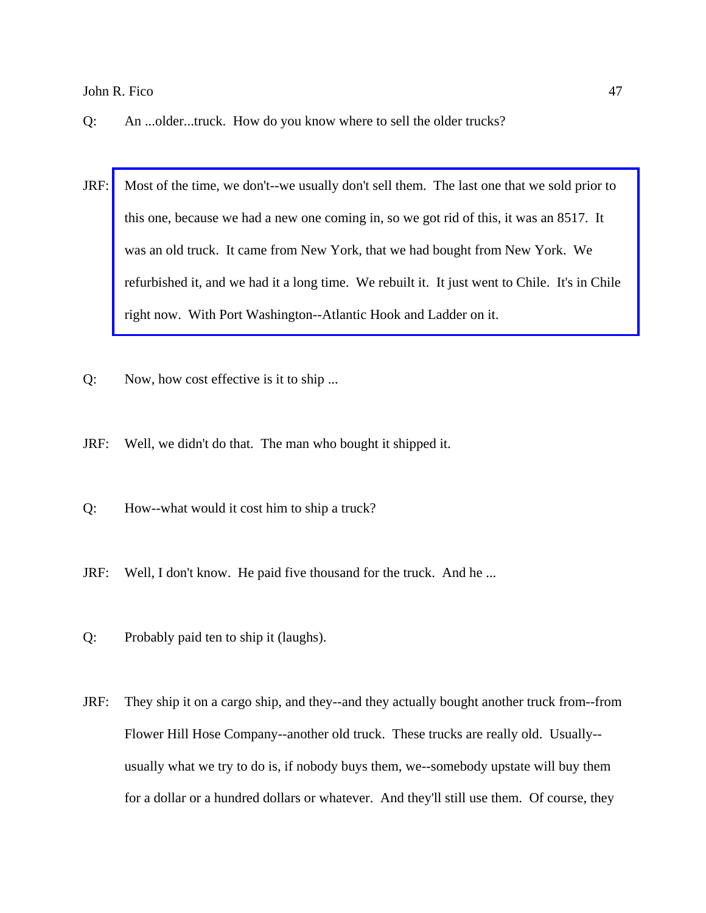Q: An ...older...truck. How do you know where to sell the older trucks?

JRF: Most of the time, we don't--we usually don't sell them. The last one that we sold prior to this one, because we had a new one coming in, so we got rid of this, it was an 8517. It was an old truck. It came from New York, that we had bought from New York. We refurbished it, and we had it a long time. We rebuilt it. It just went to Chile. It's in Chile right now. With Port Washington--Atlantic Hook and Ladder on it.

Q: Now, how cost effective is it to ship ...

JRF: Well, we didn't do that. The man who bought it shipped it.

Q: How--what would it cost him to ship a truck?

JRF: Well, I don't know. He paid five thousand for the truck. And he ...

Q: Probably paid ten to ship it (laughs).

JRF: They ship it on a cargo ship, and they--and they actually bought another truck from--from Flower Hill Hose Company--another old truck. These trucks are really old. Usually--usually what we try to do is, if nobody buys them, we--somebody upstate will buy them for a dollar or a hundred dollars or whatever. And they'll still use them. Of course, they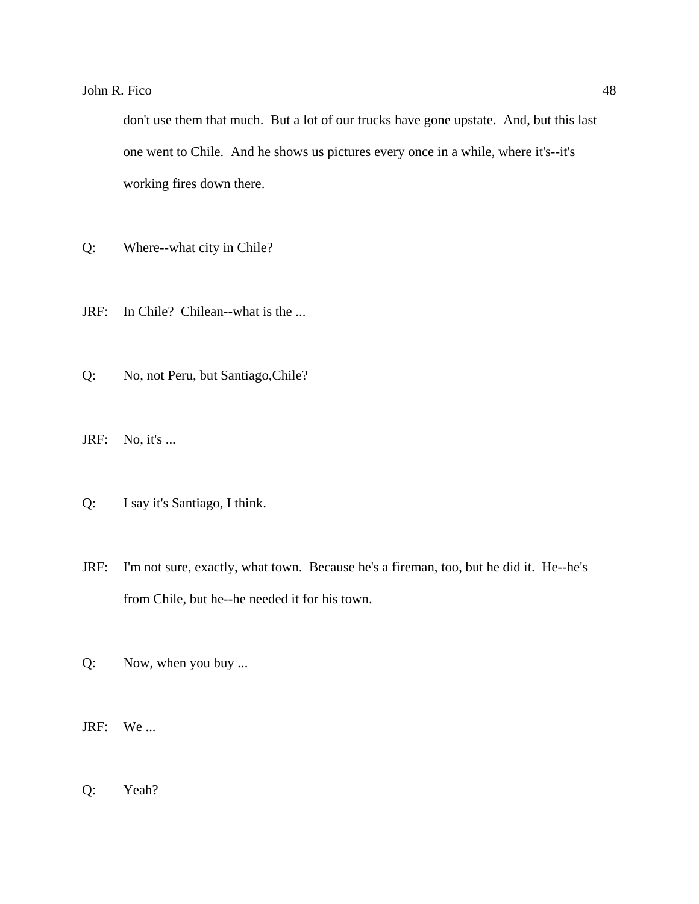don't use them that much. But a lot of our trucks have gone upstate. And, but this last one went to Chile. And he shows us pictures every once in a while, where it's--it's working fires down there.

Q: Where--what city in Chile?

JRF: In Chile? Chilean--what is the ...

Q: No, not Peru, but Santiago,Chile?

JRF: No, it's ...

Q: I say it's Santiago, I think.

JRF: I'm not sure, exactly, what town. Because he's a fireman, too, but he did it. He--he's from Chile, but he--he needed it for his town.

Q: Now, when you buy ...

JRF: We ...

Q: Yeah?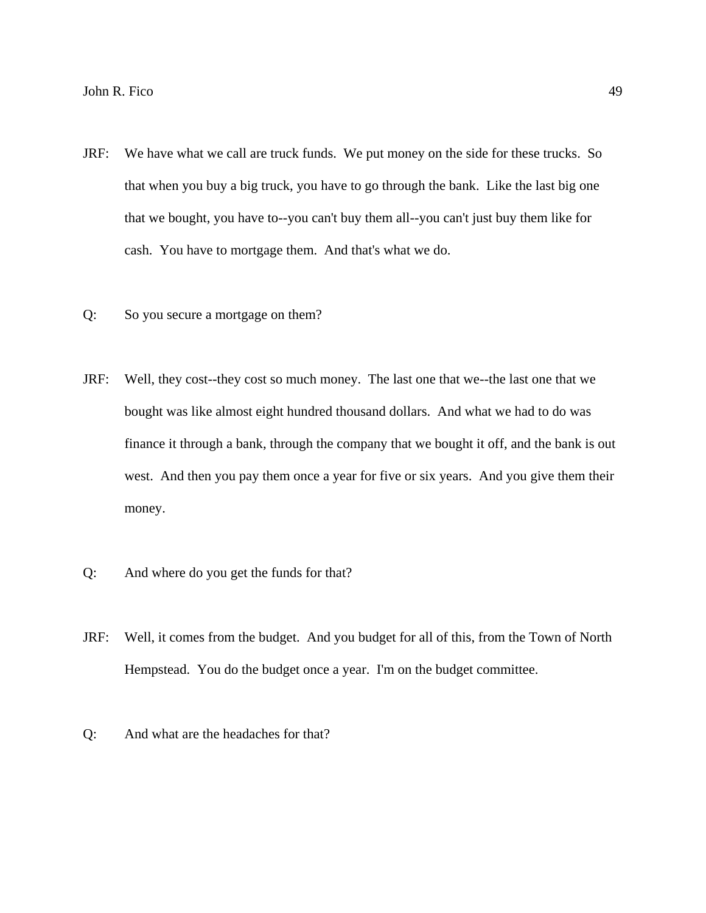JRF: We have what we call are truck funds. We put money on the side for these trucks. So that when you buy a big truck, you have to go through the bank. Like the last big one that we bought, you have to--you can't buy them all--you can't just buy them like for cash. You have to mortgage them. And that's what we do.

Q: So you secure a mortgage on them?

JRF: Well, they cost--they cost so much money. The last one that we--the last one that we bought was like almost eight hundred thousand dollars. And what we had to do was finance it through a bank, through the company that we bought it off, and the bank is out west. And then you pay them once a year for five or six years. And you give them their money.

Q: And where do you get the funds for that?

JRF: Well, it comes from the budget. And you budget for all of this, from the Town of North Hempstead. You do the budget once a year. I'm on the budget committee.

Q: And what are the headaches for that?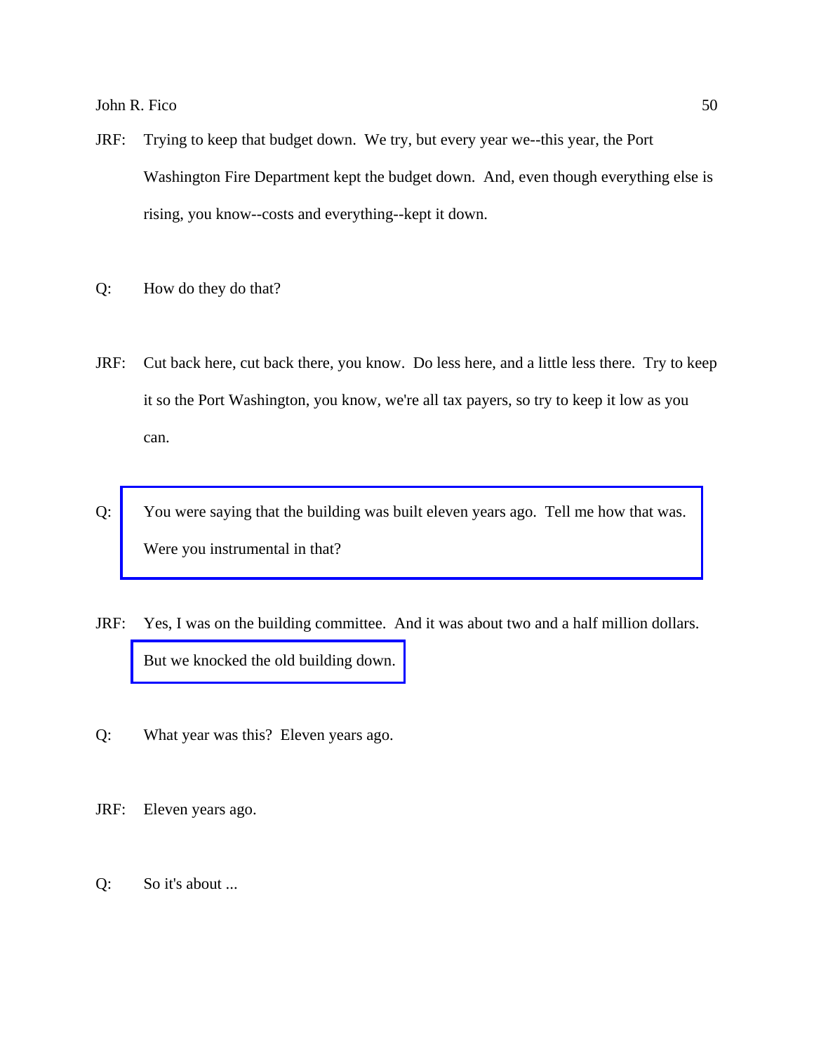JRF: Trying to keep that budget down. We try, but every year we--this year, the Port Washington Fire Department kept the budget down. And, even though everything else is rising, you know--costs and everything--kept it down.

Q: How do they do that?

JRF: Cut back here, cut back there, you know. Do less here, and a little less there. Try to keep it so the Port Washington, you know, we're all tax payers, so try to keep it low as you can.

Q: You were saying that the building was built eleven years ago. Tell me how that was. Were you instrumental in that?

JRF: Yes, I was on the building committee. And it was about two and a half million dollars. But we knocked the old building down.

Q: What year was this? Eleven years ago.

JRF: Eleven years ago.

Q: So it's about ...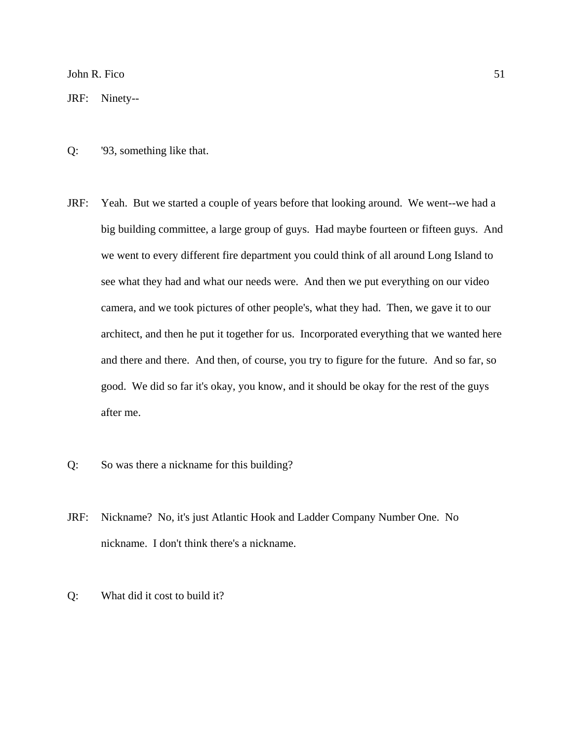JRF: Ninety--

Q: '93, something like that.

JRF: Yeah. But we started a couple of years before that looking around. We went--we had a big building committee, a large group of guys. Had maybe fourteen or fifteen guys. And we went to every different fire department you could think of all around Long Island to see what they had and what our needs were. And then we put everything on our video camera, and we took pictures of other people's, what they had. Then, we gave it to our architect, and then he put it together for us. Incorporated everything that we wanted here and there and there. And then, of course, you try to figure for the future. And so far, so good. We did so far it's okay, you know, and it should be okay for the rest of the guys after me.

Q: So was there a nickname for this building?

JRF: Nickname? No, it's just Atlantic Hook and Ladder Company Number One. No nickname. I don't think there's a nickname.

Q: What did it cost to build it?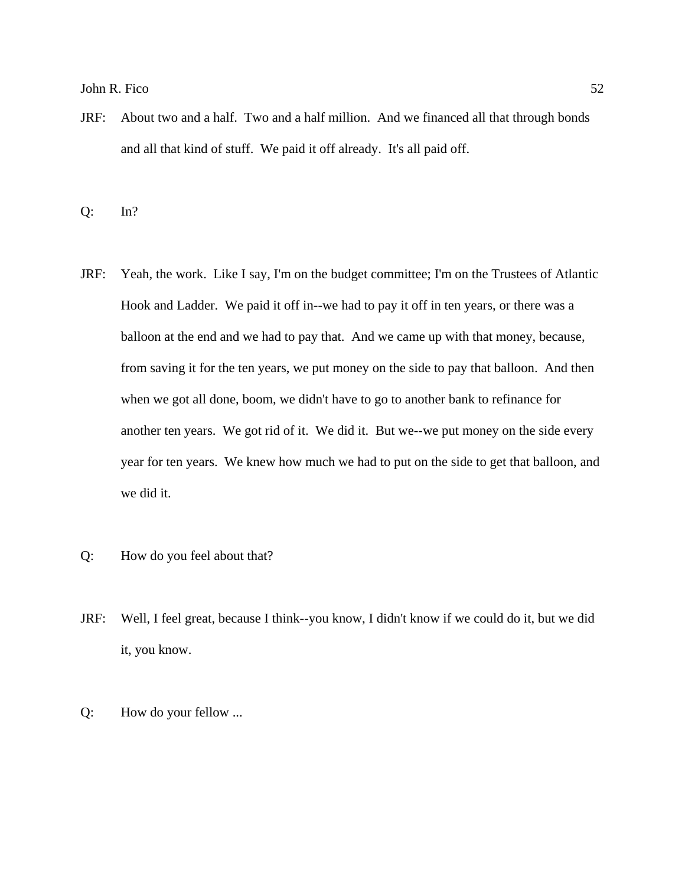JRF: About two and a half. Two and a half million. And we financed all that through bonds and all that kind of stuff. We paid it off already. It's all paid off.

Q: In?

JRF: Yeah, the work. Like I say, I'm on the budget committee; I'm on the Trustees of Atlantic Hook and Ladder. We paid it off in--we had to pay it off in ten years, or there was a balloon at the end and we had to pay that. And we came up with that money, because, from saving it for the ten years, we put money on the side to pay that balloon. And then when we got all done, boom, we didn't have to go to another bank to refinance for another ten years. We got rid of it. We did it. But we--we put money on the side every year for ten years. We knew how much we had to put on the side to get that balloon, and we did it.

Q: How do you feel about that?

JRF: Well, I feel great, because I think--you know, I didn't know if we could do it, but we did it, you know.

Q: How do your fellow ...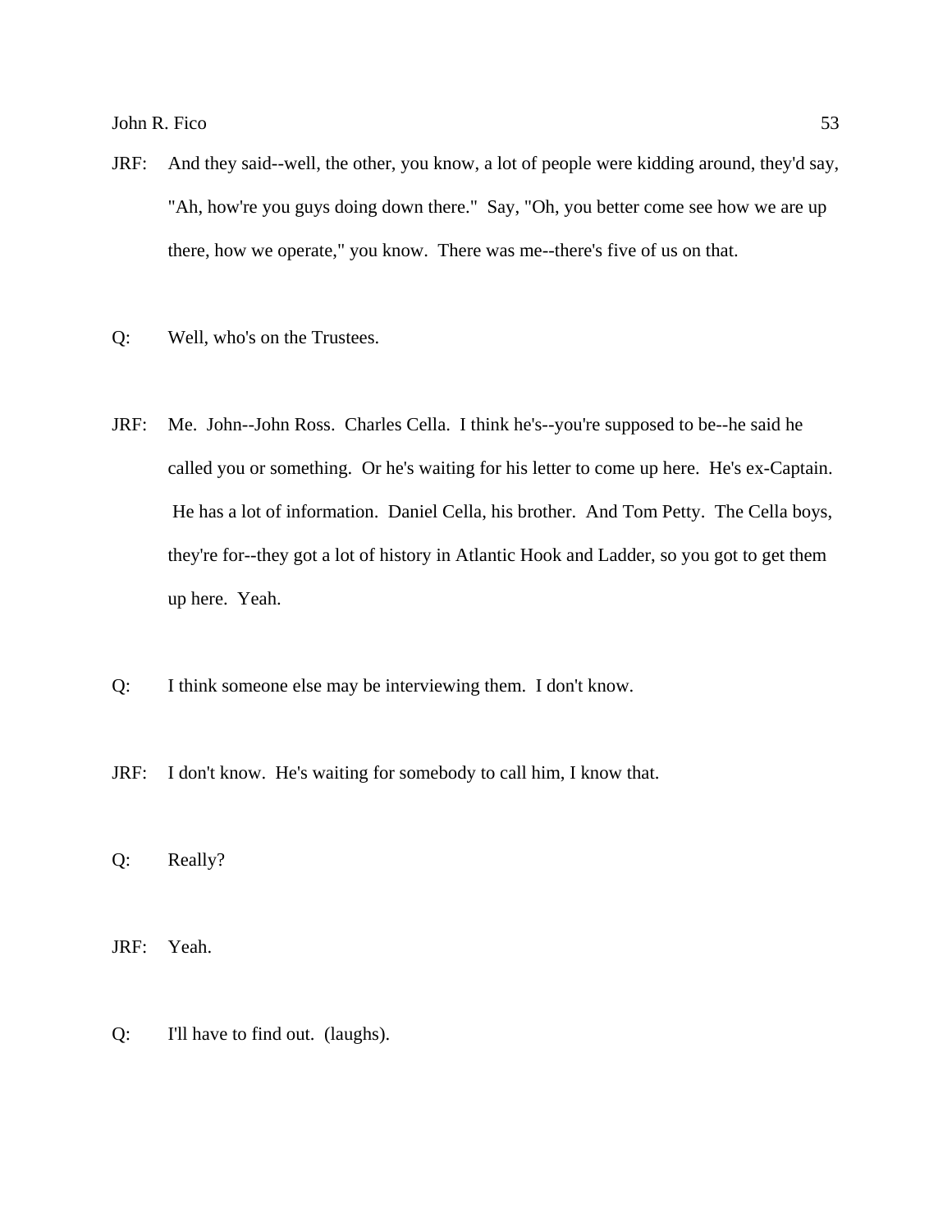JRF: And they said--well, the other, you know, a lot of people were kidding around, they'd say, "Ah, how're you guys doing down there." Say, "Oh, you better come see how we are up there, how we operate," you know. There was me--there's five of us on that.

Q: Well, who's on the Trustees.

JRF: Me. John--John Ross. Charles Cella. I think he's--you're supposed to be--he said he called you or something. Or he's waiting for his letter to come up here. He's ex-Captain. He has a lot of information. Daniel Cella, his brother. And Tom Petty. The Cella boys, they're for--they got a lot of history in Atlantic Hook and Ladder, so you got to get them up here. Yeah.

Q: I think someone else may be interviewing them. I don't know.

JRF: I don't know. He's waiting for somebody to call him, I know that.

Q: Really?

JRF: Yeah.

Q: I'll have to find out. (laughs).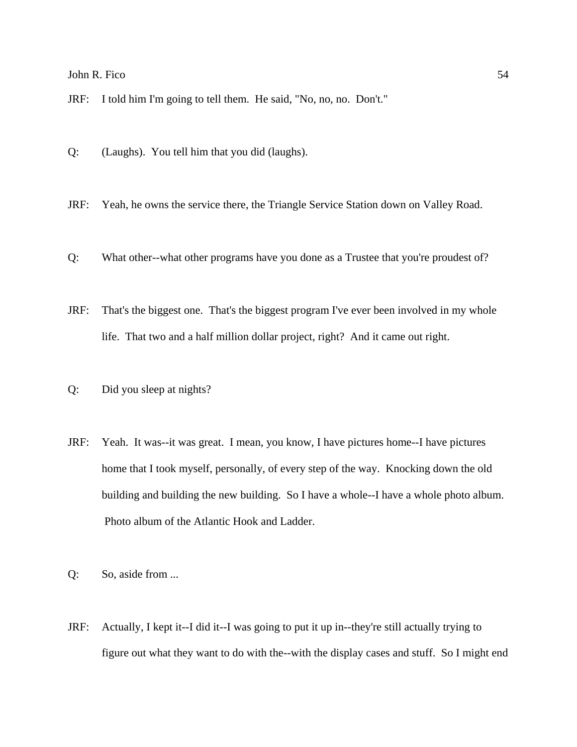JRF: I told him I'm going to tell them. He said, "No, no, no. Don't."

Q: (Laughs). You tell him that you did (laughs).

JRF: Yeah, he owns the service there, the Triangle Service Station down on Valley Road.

Q: What other--what other programs have you done as a Trustee that you're proudest of?

JRF: That's the biggest one. That's the biggest program I've ever been involved in my whole life. That two and a half million dollar project, right? And it came out right.

Q: Did you sleep at nights?

JRF: Yeah. It was--it was great. I mean, you know, I have pictures home--I have pictures home that I took myself, personally, of every step of the way. Knocking down the old building and building the new building. So I have a whole--I have a whole photo album. Photo album of the Atlantic Hook and Ladder.

Q: So, aside from ...

JRF: Actually, I kept it--I did it--I was going to put it up in--they're still actually trying to figure out what they want to do with the--with the display cases and stuff. So I might end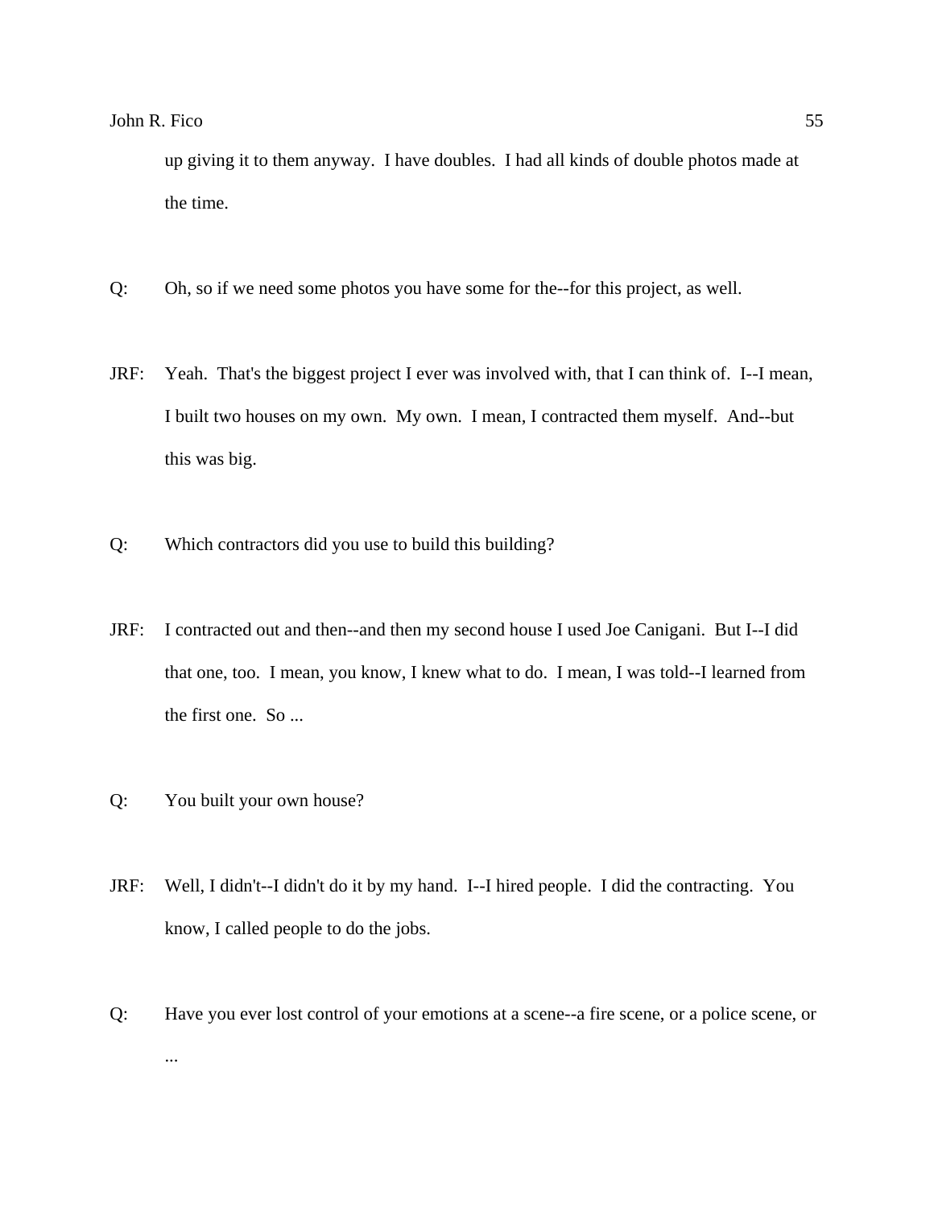up giving it to them anyway. I have doubles. I had all kinds of double photos made at the time.

Q: Oh, so if we need some photos you have some for the--for this project, as well.

JRF: Yeah. That's the biggest project I ever was involved with, that I can think of. I--I mean, I built two houses on my own. My own. I mean, I contracted them myself. And--but this was big.

Q: Which contractors did you use to build this building?

JRF: I contracted out and then--and then my second house I used Joe Canigani. But I--I did that one, too. I mean, you know, I knew what to do. I mean, I was told--I learned from the first one. So ...

Q: You built your own house?

JRF: Well, I didn't--I didn't do it by my hand. I--I hired people. I did the contracting. You know, I called people to do the jobs.

Q: Have you ever lost control of your emotions at a scene--a fire scene, or a police scene, or ...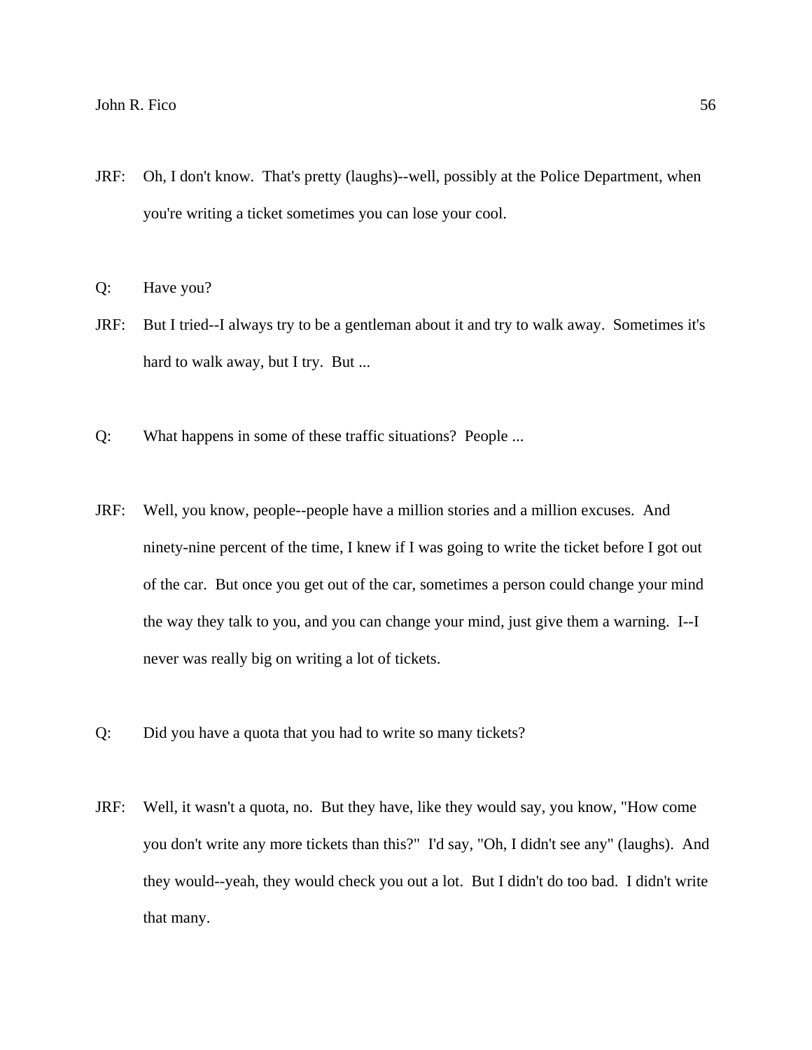JRF: Oh, I don't know. That's pretty (laughs)--well, possibly at the Police Department, when you're writing a ticket sometimes you can lose your cool.

Q: Have you?

JRF: But I tried--I always try to be a gentleman about it and try to walk away. Sometimes it's hard to walk away, but I try. But ...

Q: What happens in some of these traffic situations? People ...

JRF: Well, you know, people--people have a million stories and a million excuses. And ninety-nine percent of the time, I knew if I was going to write the ticket before I got out of the car. But once you get out of the car, sometimes a person could change your mind the way they talk to you, and you can change your mind, just give them a warning. I--I never was really big on writing a lot of tickets.

Q: Did you have a quota that you had to write so many tickets?

JRF: Well, it wasn't a quota, no. But they have, like they would say, you know, "How come you don't write any more tickets than this?" I'd say, "Oh, I didn't see any" (laughs). And they would--yeah, they would check you out a lot. But I didn't do too bad. I didn't write that many.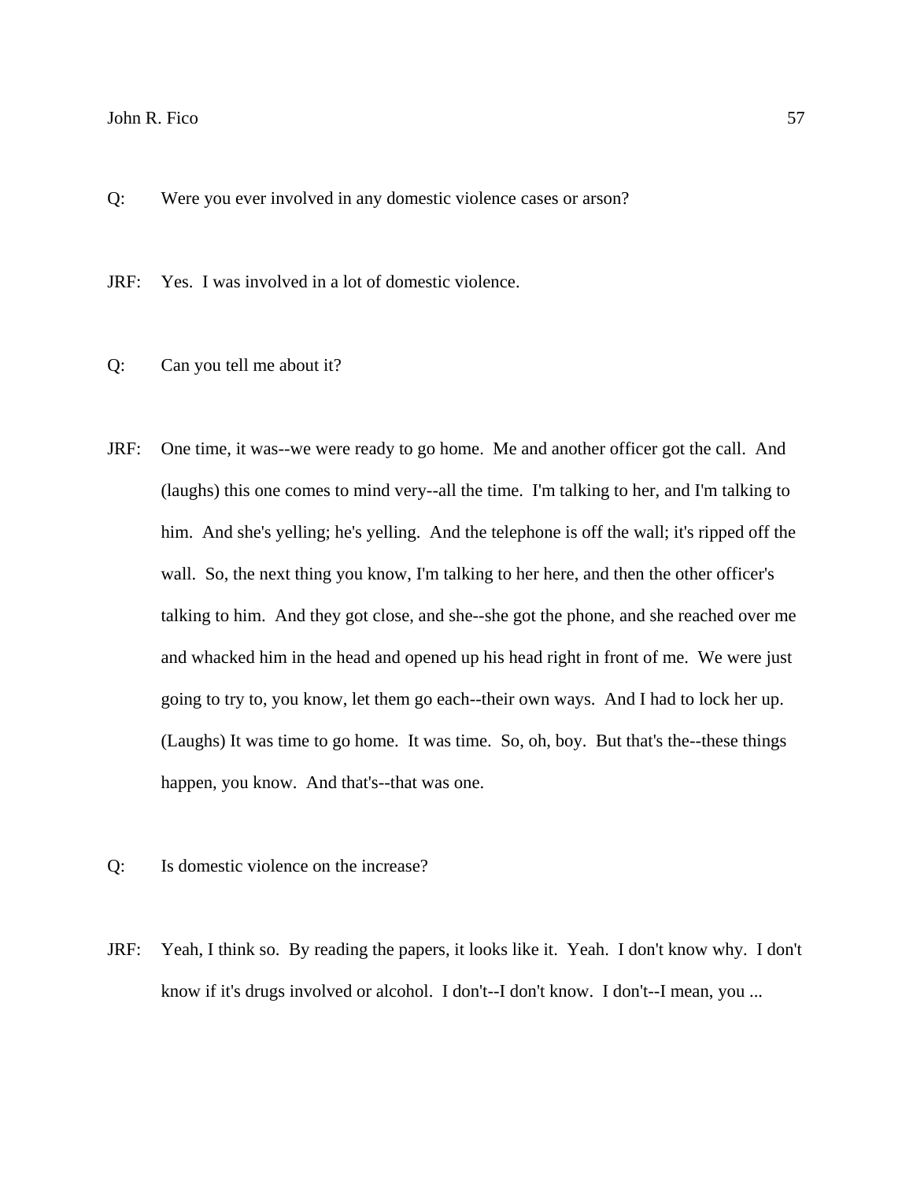Q: Were you ever involved in any domestic violence cases or arson?

JRF: Yes. I was involved in a lot of domestic violence.

Q: Can you tell me about it?

JRF: One time, it was--we were ready to go home. Me and another officer got the call. And (laughs) this one comes to mind very--all the time. I'm talking to her, and I'm talking to him. And she's yelling; he's yelling. And the telephone is off the wall; it's ripped off the wall. So, the next thing you know, I'm talking to her here, and then the other officer's talking to him. And they got close, and she--she got the phone, and she reached over me and whacked him in the head and opened up his head right in front of me. We were just going to try to, you know, let them go each--their own ways. And I had to lock her up. (Laughs) It was time to go home. It was time. So, oh, boy. But that's the--these things happen, you know. And that's--that was one.

Q: Is domestic violence on the increase?

JRF: Yeah, I think so. By reading the papers, it looks like it. Yeah. I don't know why. I don't know if it's drugs involved or alcohol. I don't--I don't know. I don't--I mean, you ...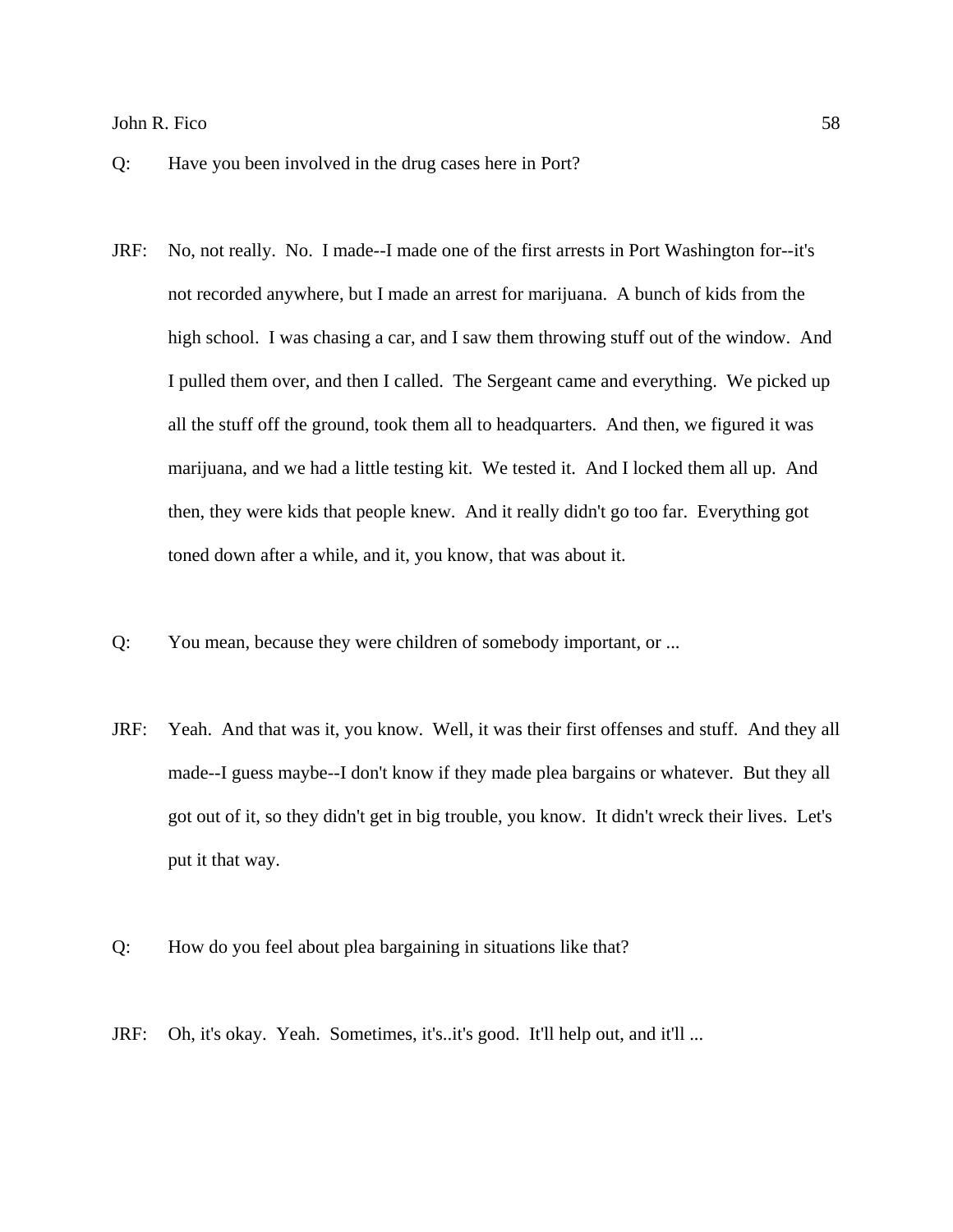Q: Have you been involved in the drug cases here in Port?

JRF: No, not really. No. I made--I made one of the first arrests in Port Washington for--it's not recorded anywhere, but I made an arrest for marijuana. A bunch of kids from the high school. I was chasing a car, and I saw them throwing stuff out of the window. And I pulled them over, and then I called. The Sergeant came and everything. We picked up all the stuff off the ground, took them all to headquarters. And then, we figured it was marijuana, and we had a little testing kit. We tested it. And I locked them all up. And then, they were kids that people knew. And it really didn't go too far. Everything got toned down after a while, and it, you know, that was about it.

Q: You mean, because they were children of somebody important, or ...

JRF: Yeah. And that was it, you know. Well, it was their first offenses and stuff. And they all made--I guess maybe--I don't know if they made plea bargains or whatever. But they all got out of it, so they didn't get in big trouble, you know. It didn't wreck their lives. Let's put it that way.

Q: How do you feel about plea bargaining in situations like that?

JRF: Oh, it's okay. Yeah. Sometimes, it's..it's good. It'll help out, and it'll ...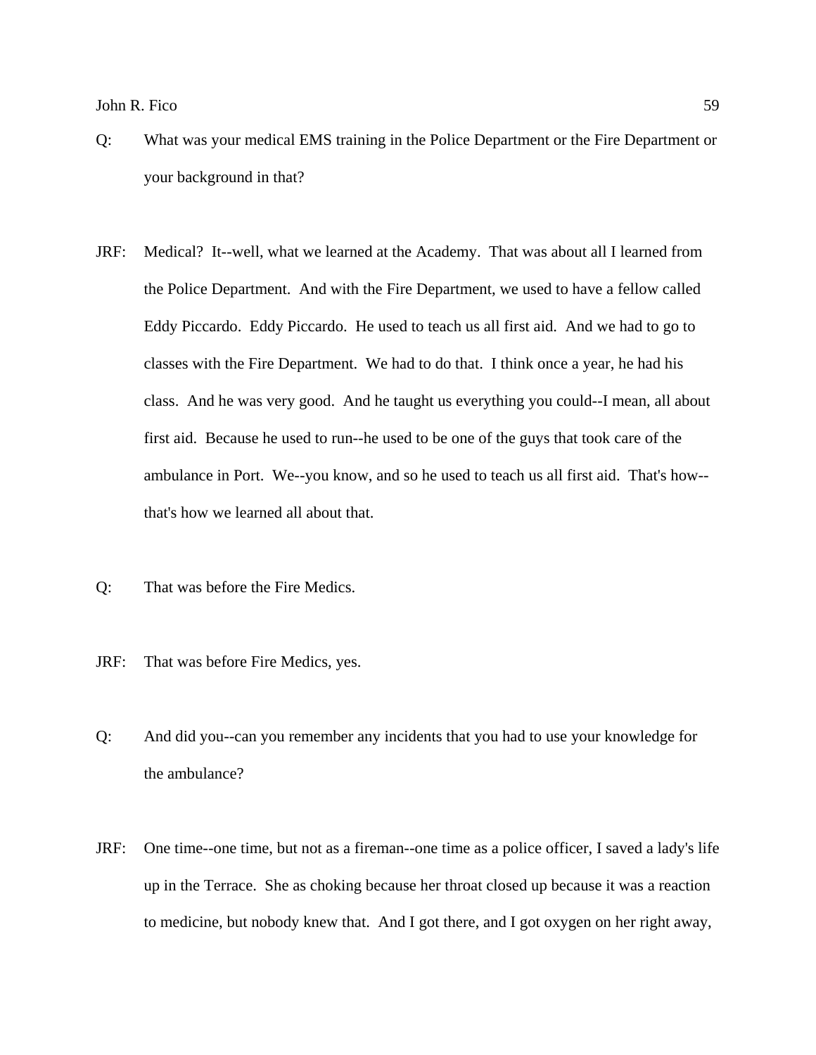Q: What was your medical EMS training in the Police Department or the Fire Department or your background in that?

JRF: Medical? It--well, what we learned at the Academy. That was about all I learned from the Police Department. And with the Fire Department, we used to have a fellow called Eddy Piccardo. Eddy Piccardo. He used to teach us all first aid. And we had to go to classes with the Fire Department. We had to do that. I think once a year, he had his class. And he was very good. And he taught us everything you could--I mean, all about first aid. Because he used to run--he used to be one of the guys that took care of the ambulance in Port. We--you know, and so he used to teach us all first aid. That's how--that's how we learned all about that.

Q: That was before the Fire Medics.

JRF: That was before Fire Medics, yes.

Q: And did you--can you remember any incidents that you had to use your knowledge for the ambulance?

JRF: One time--one time, but not as a fireman--one time as a police officer, I saved a lady's life up in the Terrace. She as choking because her throat closed up because it was a reaction to medicine, but nobody knew that. And I got there, and I got oxygen on her right away,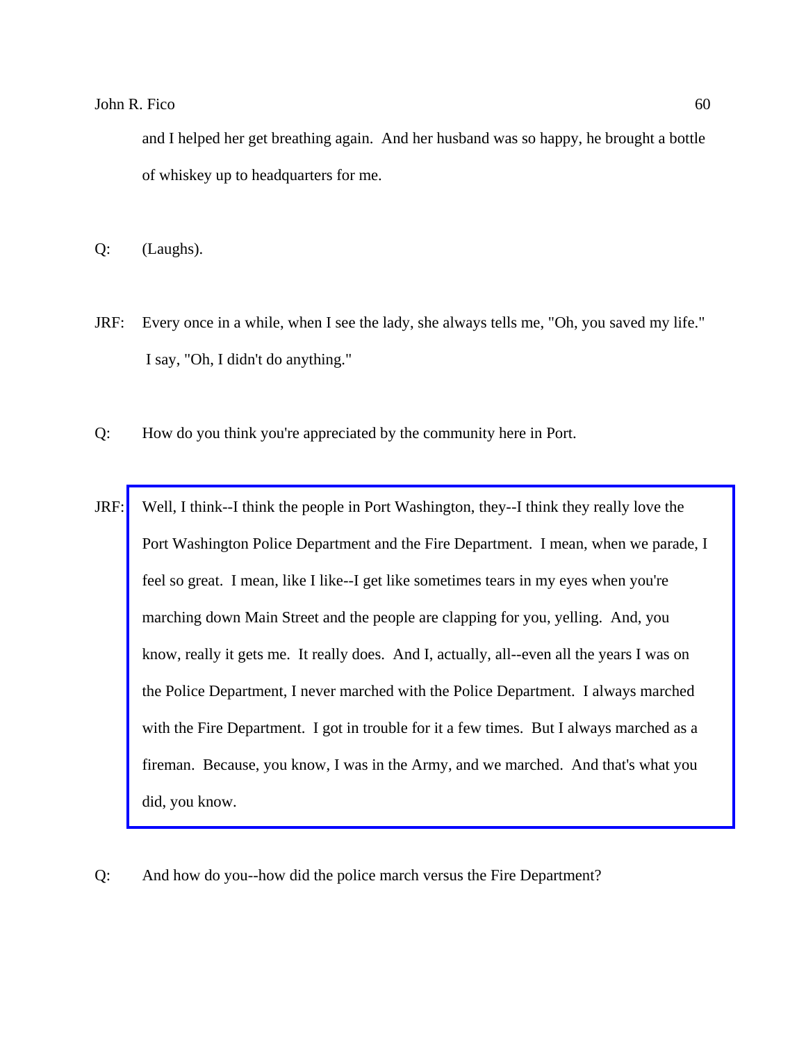and I helped her get breathing again. And her husband was so happy, he brought a bottle of whiskey up to headquarters for me.

Q: (Laughs).

JRF: Every once in a while, when I see the lady, she always tells me, "Oh, you saved my life." I say, "Oh, I didn't do anything."

Q: How do you think you're appreciated by the community here in Port.

JRF: Well, I think--I think the people in Port Washington, they--I think they really love the Port Washington Police Department and the Fire Department. I mean, when we parade, I feel so great. I mean, like I like--I get like sometimes tears in my eyes when you're marching down Main Street and the people are clapping for you, yelling. And, you know, really it gets me. It really does. And I, actually, all--even all the years I was on the Police Department, I never marched with the Police Department. I always marched with the Fire Department. I got in trouble for it a few times. But I always marched as a fireman. Because, you know, I was in the Army, and we marched. And that's what you did, you know.

Q: And how do you--how did the police march versus the Fire Department?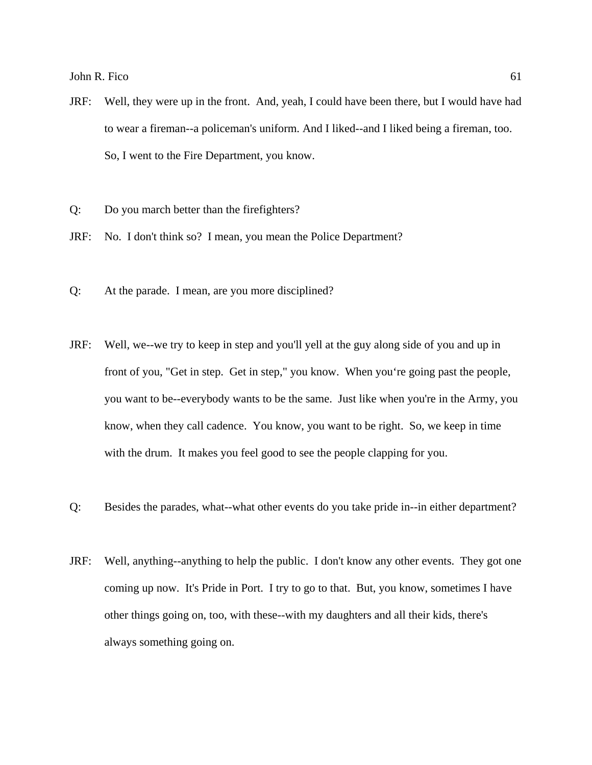JRF: Well, they were up in the front. And, yeah, I could have been there, but I would have had to wear a fireman--a policeman's uniform. And I liked--and I liked being a fireman, too. So, I went to the Fire Department, you know.

Q: Do you march better than the firefighters?

JRF: No. I don't think so? I mean, you mean the Police Department?

Q: At the parade. I mean, are you more disciplined?

JRF: Well, we--we try to keep in step and you'll yell at the guy along side of you and up in front of you, "Get in step. Get in step," you know. When you‘re going past the people, you want to be--everybody wants to be the same. Just like when you're in the Army, you know, when they call cadence. You know, you want to be right. So, we keep in time with the drum. It makes you feel good to see the people clapping for you.

Q: Besides the parades, what--what other events do you take pride in--in either department?

JRF: Well, anything--anything to help the public. I don't know any other events. They got one coming up now. It's Pride in Port. I try to go to that. But, you know, sometimes I have other things going on, too, with these--with my daughters and all their kids, there's always something going on.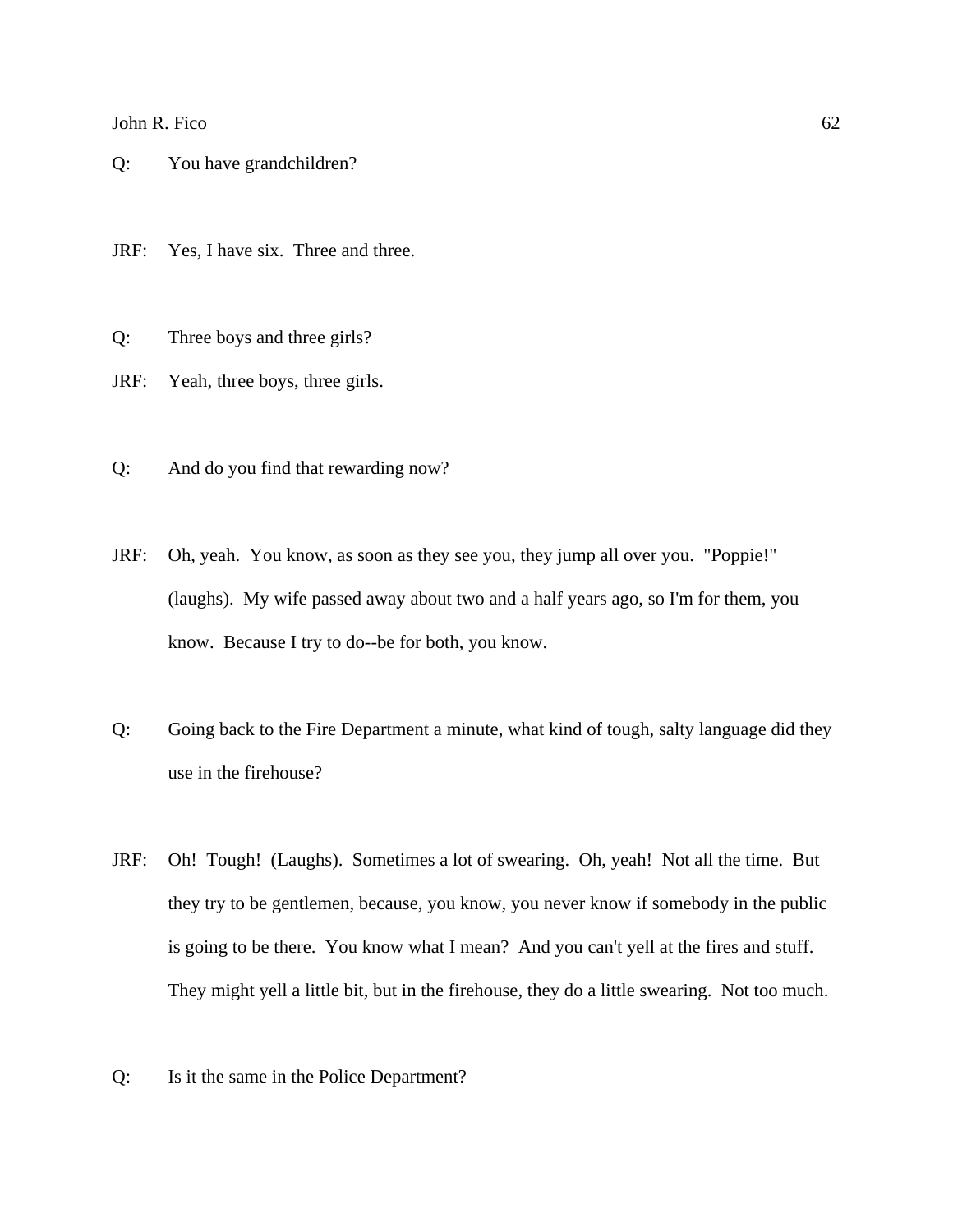Q: You have grandchildren?

JRF: Yes, I have six. Three and three.

Q: Three boys and three girls?

JRF: Yeah, three boys, three girls.

Q: And do you find that rewarding now?

JRF: Oh, yeah. You know, as soon as they see you, they jump all over you. "Poppie!" (laughs). My wife passed away about two and a half years ago, so I'm for them, you know. Because I try to do--be for both, you know.

Q: Going back to the Fire Department a minute, what kind of tough, salty language did they use in the firehouse?

JRF: Oh! Tough! (Laughs). Sometimes a lot of swearing. Oh, yeah! Not all the time. But they try to be gentlemen, because, you know, you never know if somebody in the public is going to be there. You know what I mean? And you can't yell at the fires and stuff. They might yell a little bit, but in the firehouse, they do a little swearing. Not too much.

Q: Is it the same in the Police Department?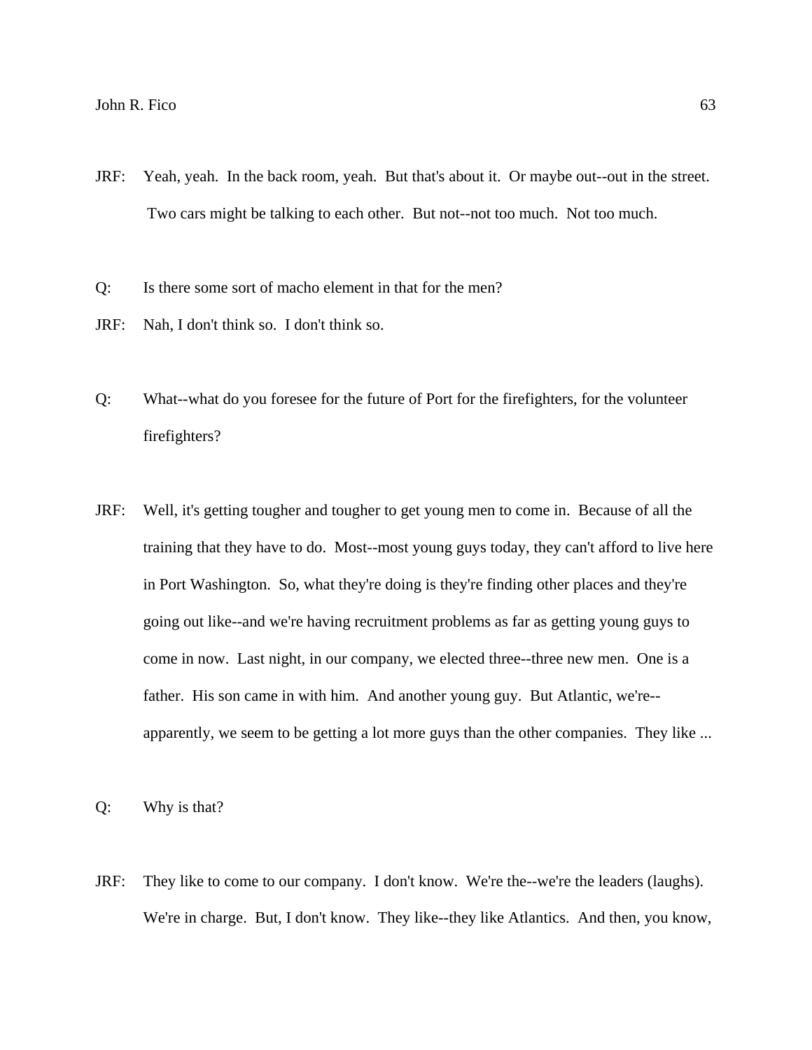JRF: Yeah, yeah. In the back room, yeah. But that's about it. Or maybe out--out in the street. Two cars might be talking to each other. But not--not too much. Not too much.

Q: Is there some sort of macho element in that for the men?

JRF: Nah, I don't think so. I don't think so.

Q: What--what do you foresee for the future of Port for the firefighters, for the volunteer firefighters?

JRF: Well, it's getting tougher and tougher to get young men to come in. Because of all the training that they have to do. Most--most young guys today, they can't afford to live here in Port Washington. So, what they're doing is they're finding other places and they're going out like--and we're having recruitment problems as far as getting young guys to come in now. Last night, in our company, we elected three--three new men. One is a father. His son came in with him. And another young guy. But Atlantic, we're--apparently, we seem to be getting a lot more guys than the other companies. They like ...

Q: Why is that?

JRF: They like to come to our company. I don't know. We're the--we're the leaders (laughs). We're in charge. But, I don't know. They like--they like Atlantics. And then, you know,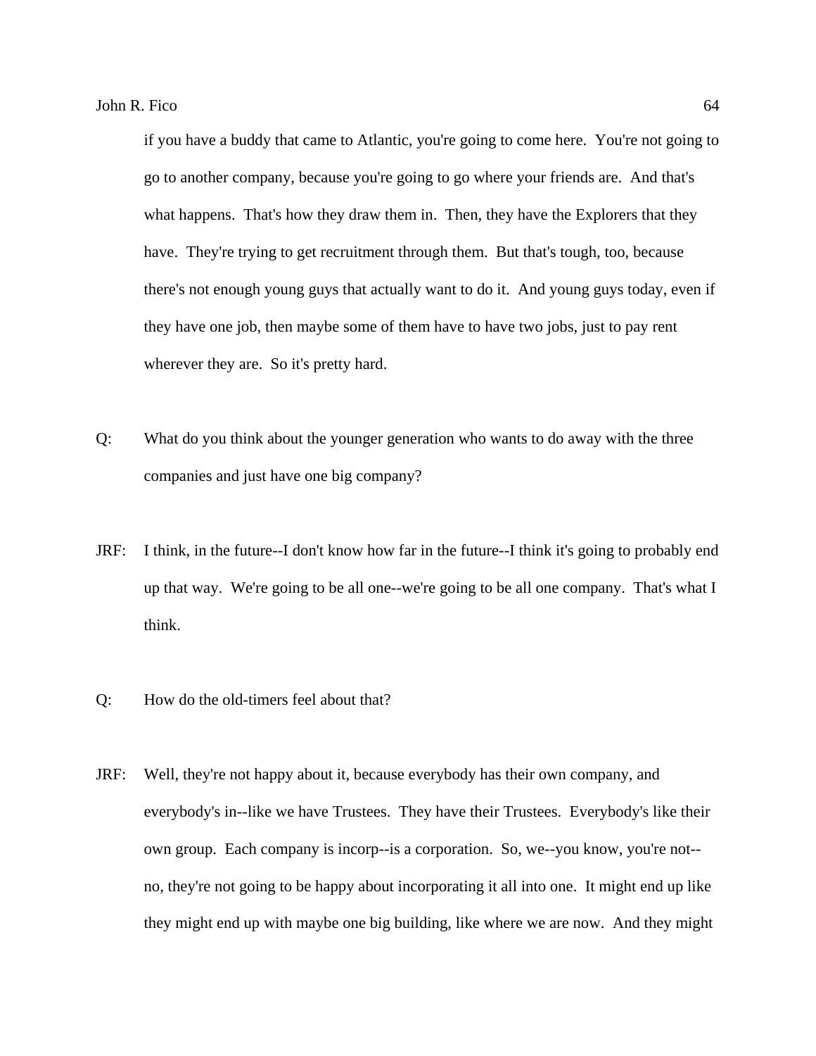if you have a buddy that came to Atlantic, you're going to come here. You're not going to go to another company, because you're going to go where your friends are. And that's what happens. That's how they draw them in. Then, they have the Explorers that they have. They're trying to get recruitment through them. But that's tough, too, because there's not enough young guys that actually want to do it. And young guys today, even if they have one job, then maybe some of them have to have two jobs, just to pay rent wherever they are. So it's pretty hard.

Q: What do you think about the younger generation who wants to do away with the three companies and just have one big company?

JRF: I think, in the future--I don't know how far in the future--I think it's going to probably end up that way. We're going to be all one--we're going to be all one company. That's what I think.

Q: How do the old-timers feel about that?

JRF: Well, they're not happy about it, because everybody has their own company, and everybody's in--like we have Trustees. They have their Trustees. Everybody's like their own group. Each company is incorp--is a corporation. So, we--you know, you're not--no, they're not going to be happy about incorporating it all into one. It might end up like they might end up with maybe one big building, like where we are now. And they might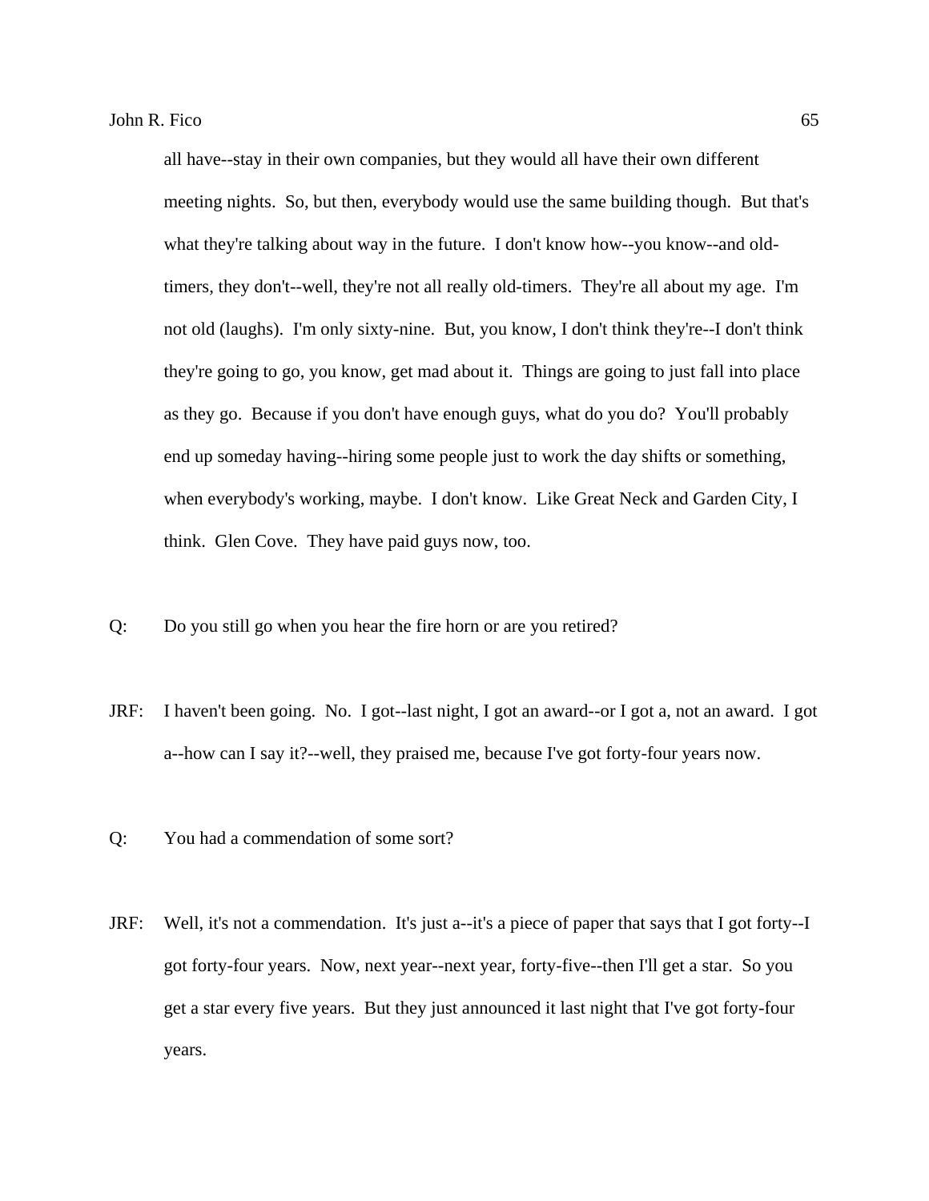all have--stay in their own companies, but they would all have their own different meeting nights. So, but then, everybody would use the same building though. But that's what they're talking about way in the future. I don't know how--you know--and old-timers, they don't--well, they're not all really old-timers. They're all about my age. I'm not old (laughs). I'm only sixty-nine. But, you know, I don't think they're--I don't think they're going to go, you know, get mad about it. Things are going to just fall into place as they go. Because if you don't have enough guys, what do you do? You'll probably end up someday having--hiring some people just to work the day shifts or something, when everybody's working, maybe. I don't know. Like Great Neck and Garden City, I think. Glen Cove. They have paid guys now, too.

Q: Do you still go when you hear the fire horn or are you retired?

JRF: I haven't been going. No. I got--last night, I got an award--or I got a, not an award. I got a--how can I say it?--well, they praised me, because I've got forty-four years now.

Q: You had a commendation of some sort?

JRF: Well, it's not a commendation. It's just a--it's a piece of paper that says that I got forty--I got forty-four years. Now, next year--next year, forty-five--then I'll get a star. So you get a star every five years. But they just announced it last night that I've got forty-four years.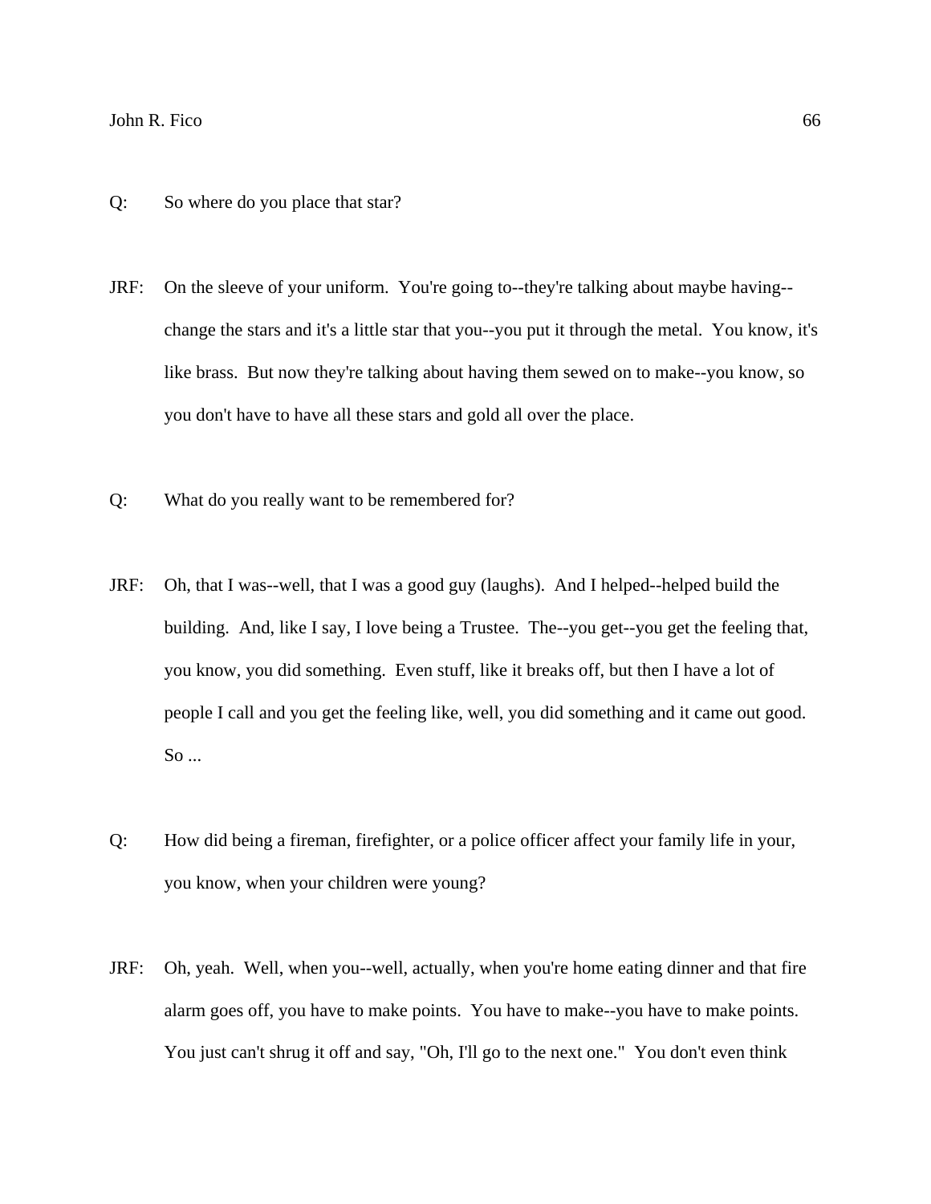Q: So where do you place that star?

JRF: On the sleeve of your uniform. You're going to--they're talking about maybe having--change the stars and it's a little star that you--you put it through the metal. You know, it's like brass. But now they're talking about having them sewed on to make--you know, so you don't have to have all these stars and gold all over the place.

Q: What do you really want to be remembered for?

JRF: Oh, that I was--well, that I was a good guy (laughs). And I helped--helped build the building. And, like I say, I love being a Trustee. The--you get--you get the feeling that, you know, you did something. Even stuff, like it breaks off, but then I have a lot of people I call and you get the feeling like, well, you did something and it came out good. So ...

Q: How did being a fireman, firefighter, or a police officer affect your family life in your, you know, when your children were young?

JRF: Oh, yeah. Well, when you--well, actually, when you're home eating dinner and that fire alarm goes off, you have to make points. You have to make--you have to make points. You just can't shrug it off and say, "Oh, I'll go to the next one." You don't even think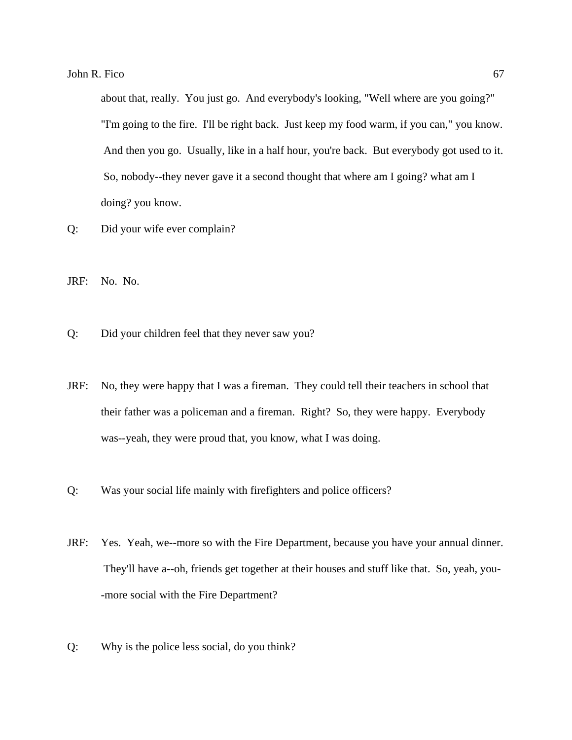about that, really. You just go. And everybody's looking, "Well where are you going?" "I'm going to the fire. I'll be right back. Just keep my food warm, if you can," you know. And then you go. Usually, like in a half hour, you're back. But everybody got used to it. So, nobody--they never gave it a second thought that where am I going? what am I doing? you know.

Q: Did your wife ever complain?

JRF: No. No.

Q: Did your children feel that they never saw you?

JRF: No, they were happy that I was a fireman. They could tell their teachers in school that their father was a policeman and a fireman. Right? So, they were happy. Everybody was--yeah, they were proud that, you know, what I was doing.

Q: Was your social life mainly with firefighters and police officers?

JRF: Yes. Yeah, we--more so with the Fire Department, because you have your annual dinner. They'll have a--oh, friends get together at their houses and stuff like that. So, yeah, you--more social with the Fire Department?

Q: Why is the police less social, do you think?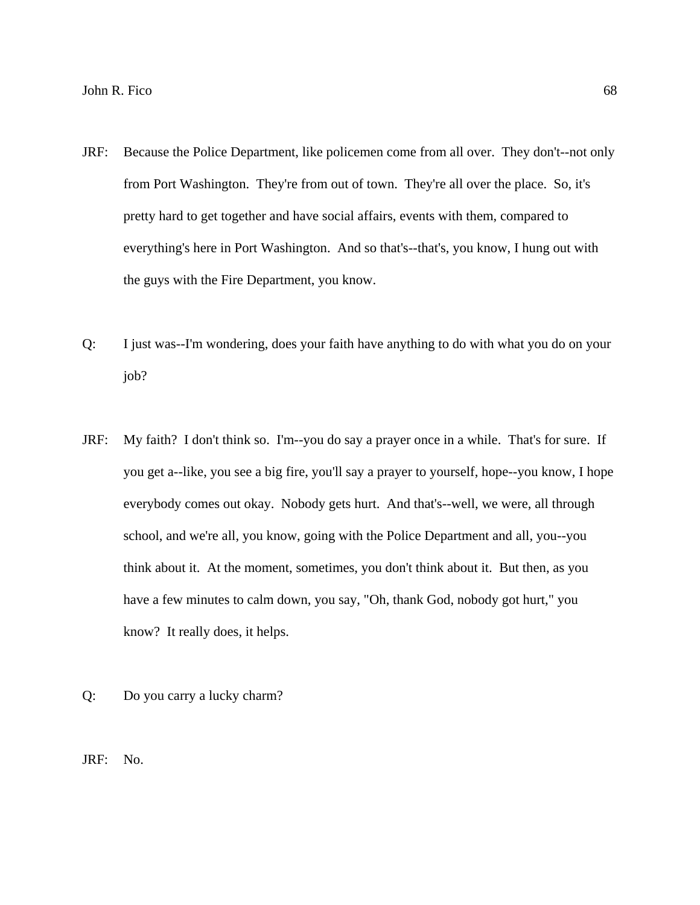JRF: Because the Police Department, like policemen come from all over. They don't--not only from Port Washington. They're from out of town. They're all over the place. So, it's pretty hard to get together and have social affairs, events with them, compared to everything's here in Port Washington. And so that's--that's, you know, I hung out with the guys with the Fire Department, you know.

Q: I just was--I'm wondering, does your faith have anything to do with what you do on your job?

JRF: My faith? I don't think so. I'm--you do say a prayer once in a while. That's for sure. If you get a--like, you see a big fire, you'll say a prayer to yourself, hope--you know, I hope everybody comes out okay. Nobody gets hurt. And that's--well, we were, all through school, and we're all, you know, going with the Police Department and all, you--you think about it. At the moment, sometimes, you don't think about it. But then, as you have a few minutes to calm down, you say, "Oh, thank God, nobody got hurt," you know? It really does, it helps.

Q: Do you carry a lucky charm?

JRF: No.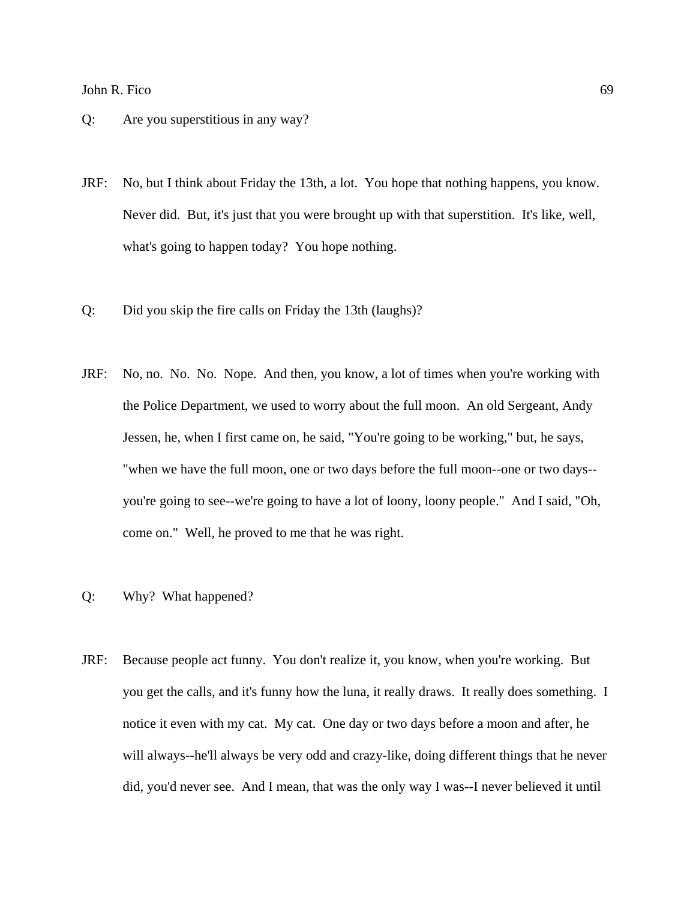Q: Are you superstitious in any way?

JRF: No, but I think about Friday the 13th, a lot. You hope that nothing happens, you know. Never did. But, it's just that you were brought up with that superstition. It's like, well, what's going to happen today? You hope nothing.

Q: Did you skip the fire calls on Friday the 13th (laughs)?

JRF: No, no. No. No. Nope. And then, you know, a lot of times when you're working with the Police Department, we used to worry about the full moon. An old Sergeant, Andy Jessen, he, when I first came on, he said, "You're going to be working," but, he says, "when we have the full moon, one or two days before the full moon--one or two days--you're going to see--we're going to have a lot of loony, loony people." And I said, "Oh, come on." Well, he proved to me that he was right.

Q: Why? What happened?

JRF: Because people act funny. You don't realize it, you know, when you're working. But you get the calls, and it's funny how the luna, it really draws. It really does something. I notice it even with my cat. My cat. One day or two days before a moon and after, he will always--he'll always be very odd and crazy-like, doing different things that he never did, you'd never see. And I mean, that was the only way I was--I never believed it until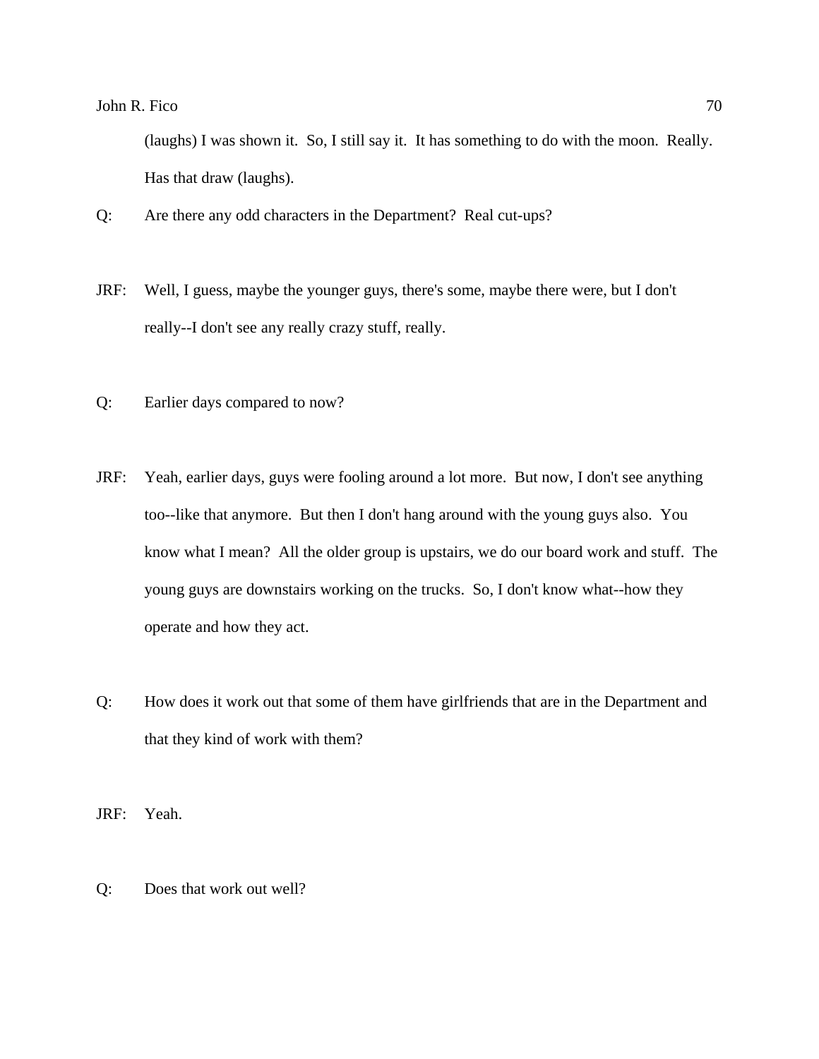(laughs) I was shown it. So, I still say it. It has something to do with the moon. Really. Has that draw (laughs).

Q: Are there any odd characters in the Department? Real cut-ups?

JRF: Well, I guess, maybe the younger guys, there's some, maybe there were, but I don't really--I don't see any really crazy stuff, really.

Q: Earlier days compared to now?

JRF: Yeah, earlier days, guys were fooling around a lot more. But now, I don't see anything too--like that anymore. But then I don't hang around with the young guys also. You know what I mean? All the older group is upstairs, we do our board work and stuff. The young guys are downstairs working on the trucks. So, I don't know what--how they operate and how they act.

Q: How does it work out that some of them have girlfriends that are in the Department and that they kind of work with them?

JRF: Yeah.

Q: Does that work out well?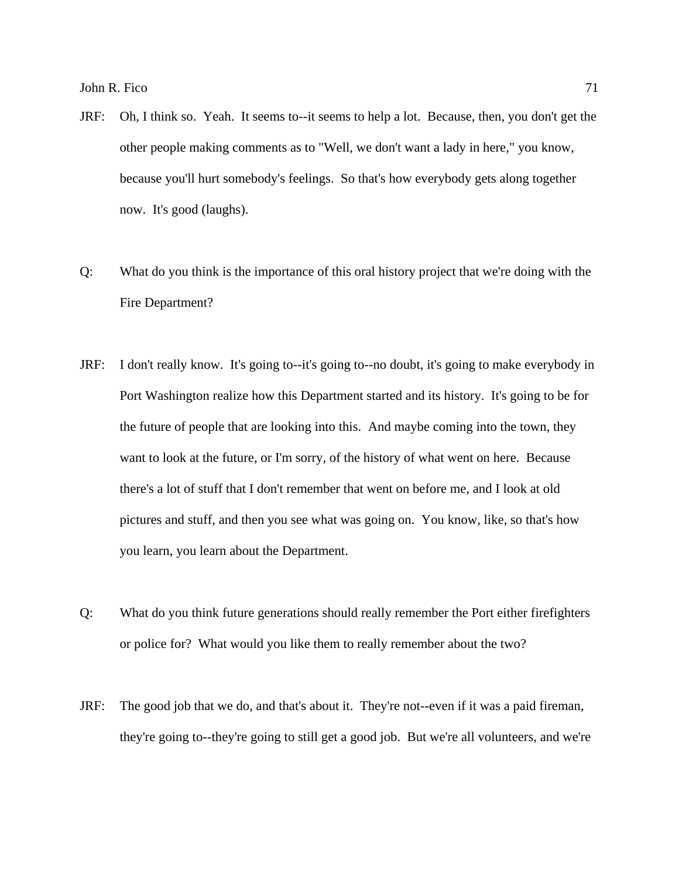JRF: Oh, I think so. Yeah. It seems to--it seems to help a lot. Because, then, you don't get the other people making comments as to "Well, we don't want a lady in here," you know, because you'll hurt somebody's feelings. So that's how everybody gets along together now. It's good (laughs).

Q: What do you think is the importance of this oral history project that we're doing with the Fire Department?

JRF: I don't really know. It's going to--it's going to--no doubt, it's going to make everybody in Port Washington realize how this Department started and its history. It's going to be for the future of people that are looking into this. And maybe coming into the town, they want to look at the future, or I'm sorry, of the history of what went on here. Because there's a lot of stuff that I don't remember that went on before me, and I look at old pictures and stuff, and then you see what was going on. You know, like, so that's how you learn, you learn about the Department.

Q: What do you think future generations should really remember the Port either firefighters or police for? What would you like them to really remember about the two?

JRF: The good job that we do, and that's about it. They're not--even if it was a paid fireman, they're going to--they're going to still get a good job. But we're all volunteers, and we're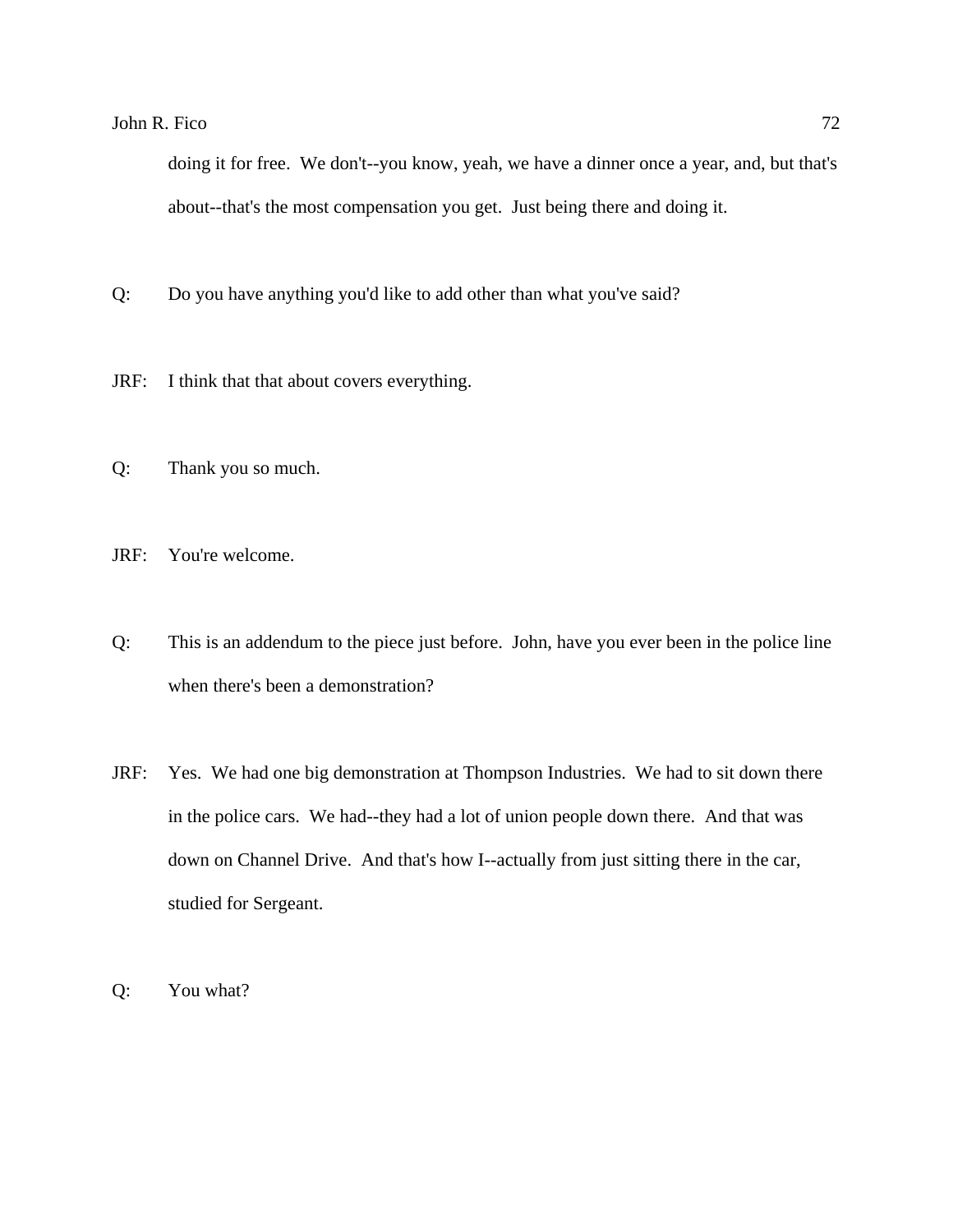doing it for free. We don't--you know, yeah, we have a dinner once a year, and, but that's about--that's the most compensation you get. Just being there and doing it.

Q: Do you have anything you'd like to add other than what you've said?

JRF: I think that that about covers everything.

Q: Thank you so much.

JRF: You're welcome.

Q: This is an addendum to the piece just before. John, have you ever been in the police line when there's been a demonstration?

JRF: Yes. We had one big demonstration at Thompson Industries. We had to sit down there in the police cars. We had--they had a lot of union people down there. And that was down on Channel Drive. And that's how I--actually from just sitting there in the car, studied for Sergeant.

Q: You what?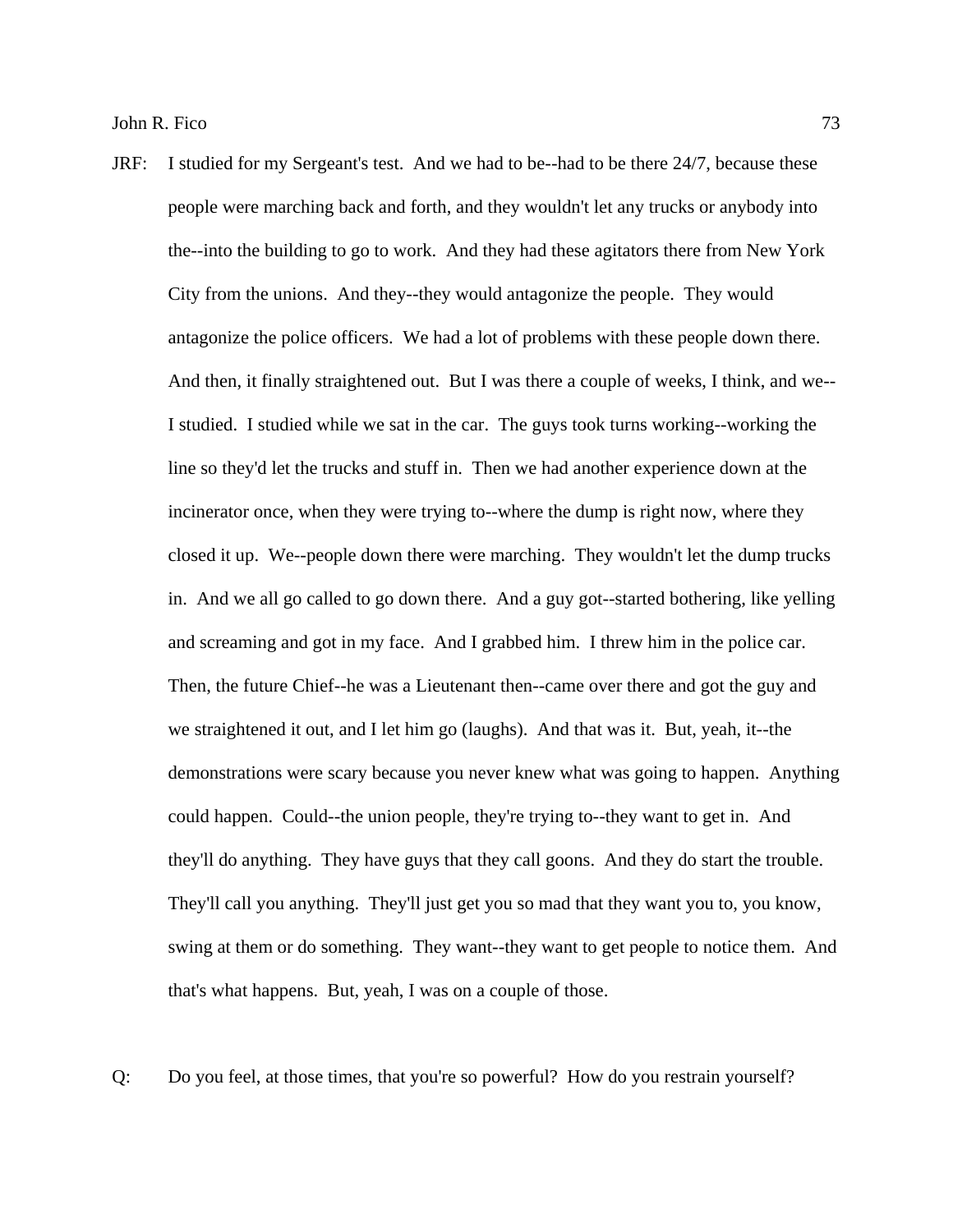JRF: I studied for my Sergeant's test. And we had to be--had to be there 24/7, because these people were marching back and forth, and they wouldn't let any trucks or anybody into the--into the building to go to work. And they had these agitators there from New York City from the unions. And they--they would antagonize the people. They would antagonize the police officers. We had a lot of problems with these people down there. And then, it finally straightened out. But I was there a couple of weeks, I think, and we--I studied. I studied while we sat in the car. The guys took turns working--working the line so they'd let the trucks and stuff in. Then we had another experience down at the incinerator once, when they were trying to--where the dump is right now, where they closed it up. We--people down there were marching. They wouldn't let the dump trucks in. And we all go called to go down there. And a guy got--started bothering, like yelling and screaming and got in my face. And I grabbed him. I threw him in the police car. Then, the future Chief--he was a Lieutenant then--came over there and got the guy and we straightened it out, and I let him go (laughs). And that was it. But, yeah, it--the demonstrations were scary because you never knew what was going to happen. Anything could happen. Could--the union people, they're trying to--they want to get in. And they'll do anything. They have guys that they call goons. And they do start the trouble. They'll call you anything. They'll just get you so mad that they want you to, you know, swing at them or do something. They want--they want to get people to notice them. And that's what happens. But, yeah, I was on a couple of those.

Q: Do you feel, at those times, that you're so powerful? How do you restrain yourself?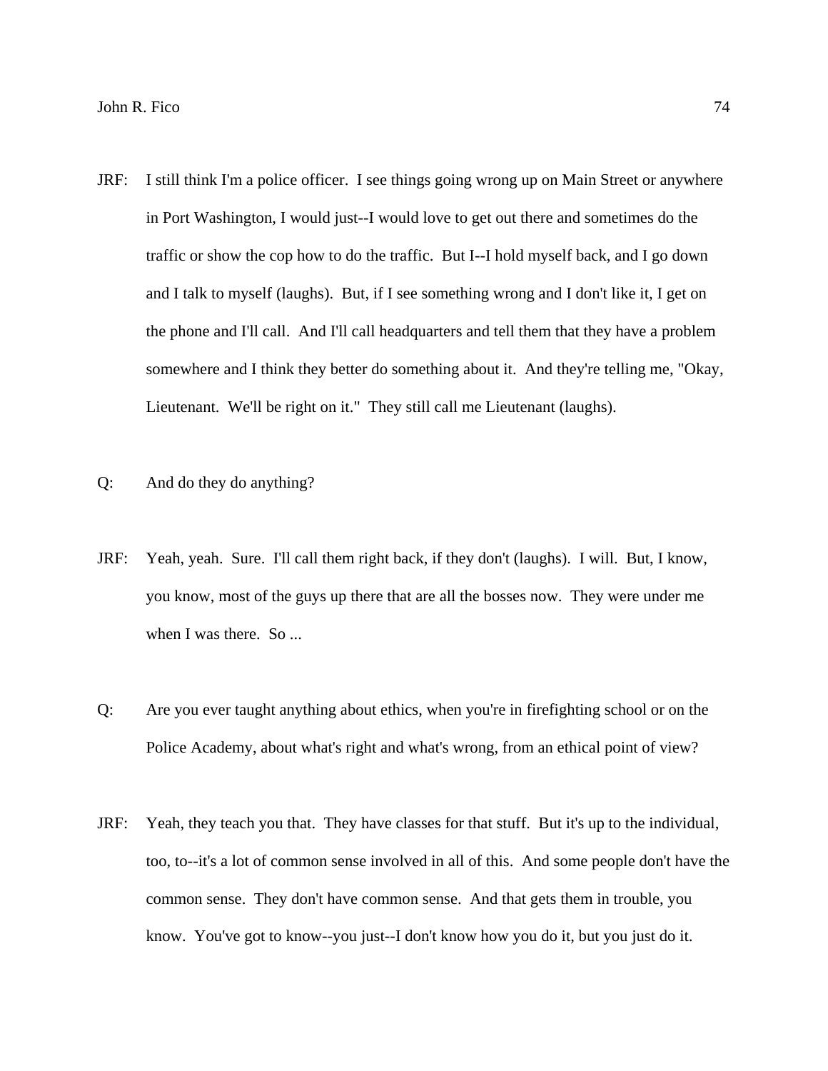JRF: I still think I'm a police officer. I see things going wrong up on Main Street or anywhere in Port Washington, I would just--I would love to get out there and sometimes do the traffic or show the cop how to do the traffic. But I--I hold myself back, and I go down and I talk to myself (laughs). But, if I see something wrong and I don't like it, I get on the phone and I'll call. And I'll call headquarters and tell them that they have a problem somewhere and I think they better do something about it. And they're telling me, "Okay, Lieutenant. We'll be right on it." They still call me Lieutenant (laughs).

Q: And do they do anything?

JRF: Yeah, yeah. Sure. I'll call them right back, if they don't (laughs). I will. But, I know, you know, most of the guys up there that are all the bosses now. They were under me when I was there. So ...

Q: Are you ever taught anything about ethics, when you're in firefighting school or on the Police Academy, about what's right and what's wrong, from an ethical point of view?

JRF: Yeah, they teach you that. They have classes for that stuff. But it's up to the individual, too, to--it's a lot of common sense involved in all of this. And some people don't have the common sense. They don't have common sense. And that gets them in trouble, you know. You've got to know--you just--I don't know how you do it, but you just do it.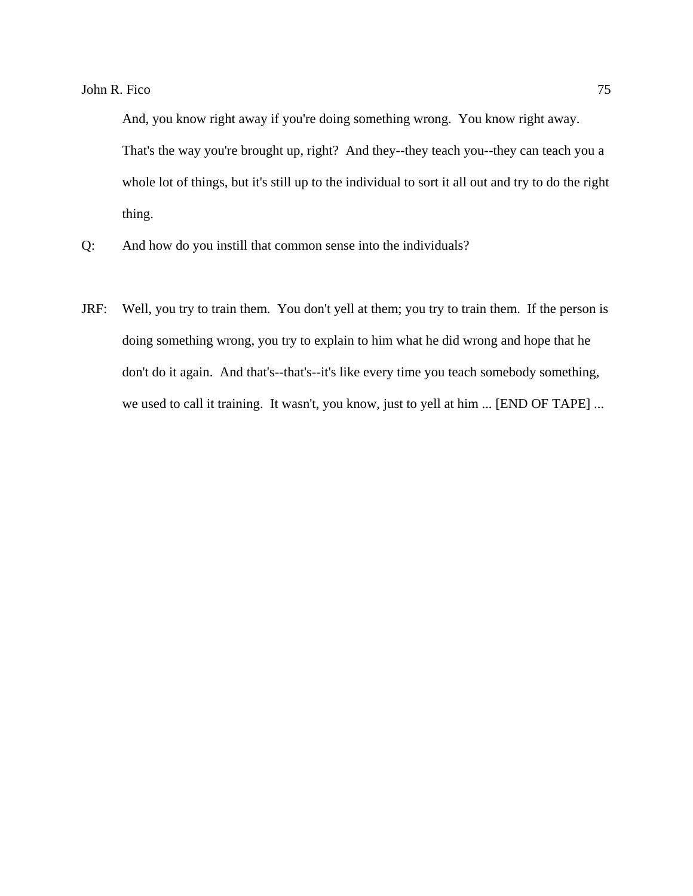And, you know right away if you're doing something wrong. You know right away. That's the way you're brought up, right? And they--they teach you--they can teach you a whole lot of things, but it's still up to the individual to sort it all out and try to do the right thing.

Q: And how do you instill that common sense into the individuals?

JRF: Well, you try to train them. You don't yell at them; you try to train them. If the person is doing something wrong, you try to explain to him what he did wrong and hope that he don't do it again. And that's--that's--it's like every time you teach somebody something, we used to call it training. It wasn't, you know, just to yell at him ... [END OF TAPE] ...